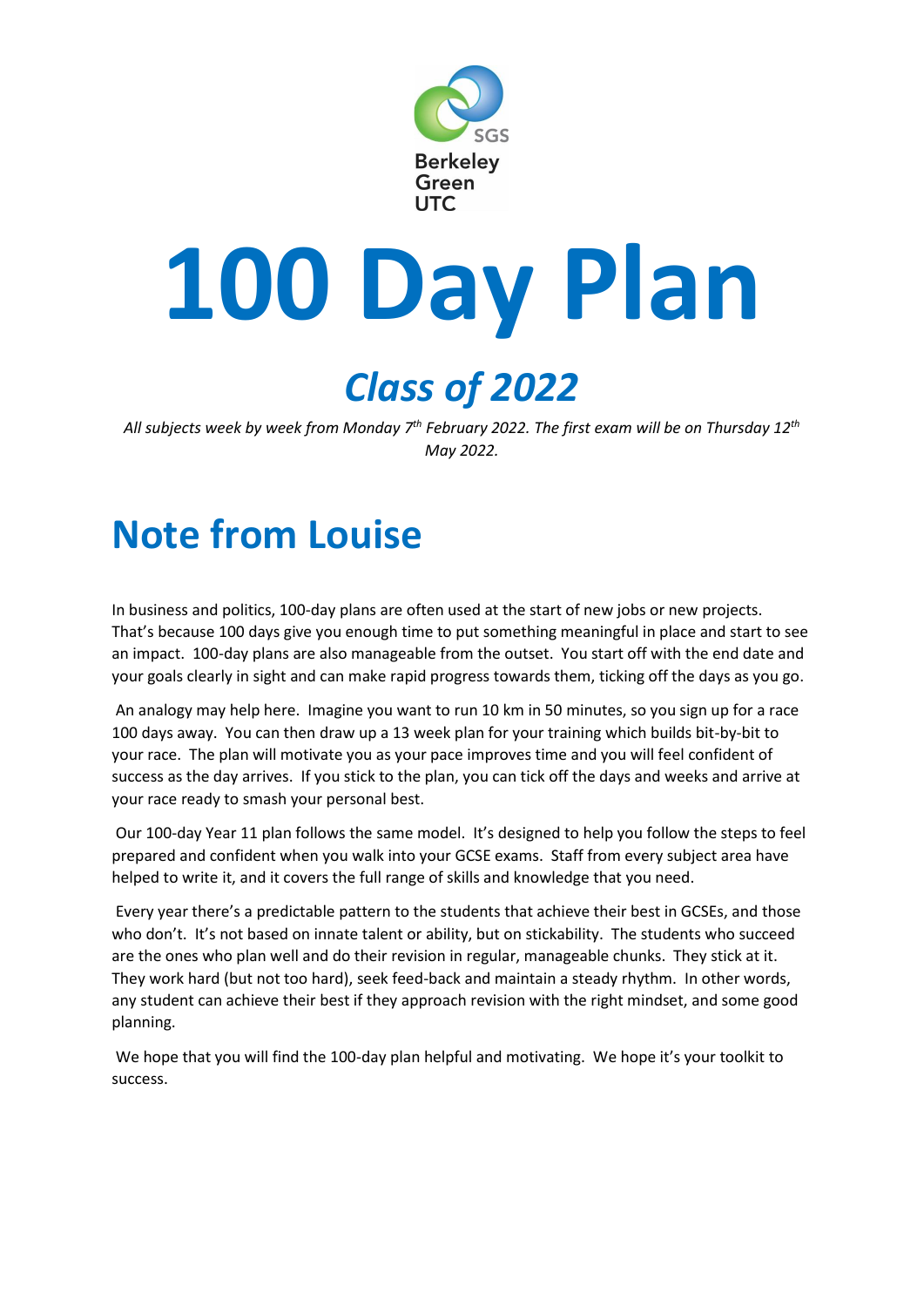SGS Berkeley Green UTC

# 100 Day Plan

## *Class of 2022*

*All subjects week by week from Monday 7th February 2022. The first exam will be on Thursday 12th May 2022.*

# Note from Louise

In business and politics, 100-day plans are often used at the start of new jobs or new projects. That's because 100 days give you enough time to put something meaningful in place and start to see an impact. 100-day plans are also manageable from the outset. You start off with the end date and your goals clearly in sight and can make rapid progress towards them, ticking off the days as you go.

An analogy may help here. Imagine you want to run 10 km in 50 minutes, so you sign up for a race 100 days away. You can then draw up a 13 week plan for your training which builds bit-by-bit to your race. The plan will motivate you as your pace improves time and you will feel confident of success as the day arrives. If you stick to the plan, you can tick off the days and weeks and arrive at your race ready to smash your personal best.

Our 100-day Year 11 plan follows the same model. It's designed to help you follow the steps to feel prepared and confident when you walk into your GCSE exams. Staff from every subject area have helped to write it, and it covers the full range of skills and knowledge that you need.

Every year there's a predictable pattern to the students that achieve their best in GCSEs, and those who don't. It's not based on innate talent or ability, but on stickability. The students who succeed are the ones who plan well and do their revision in regular, manageable chunks. They stick at it. They work hard (but not too hard), seek feed-back and maintain a steady rhythm. In other words, any student can achieve their best if they approach revision with the right mindset, and some good planning.

We hope that you will find the 100-day plan helpful and motivating. We hope it's your toolkit to success.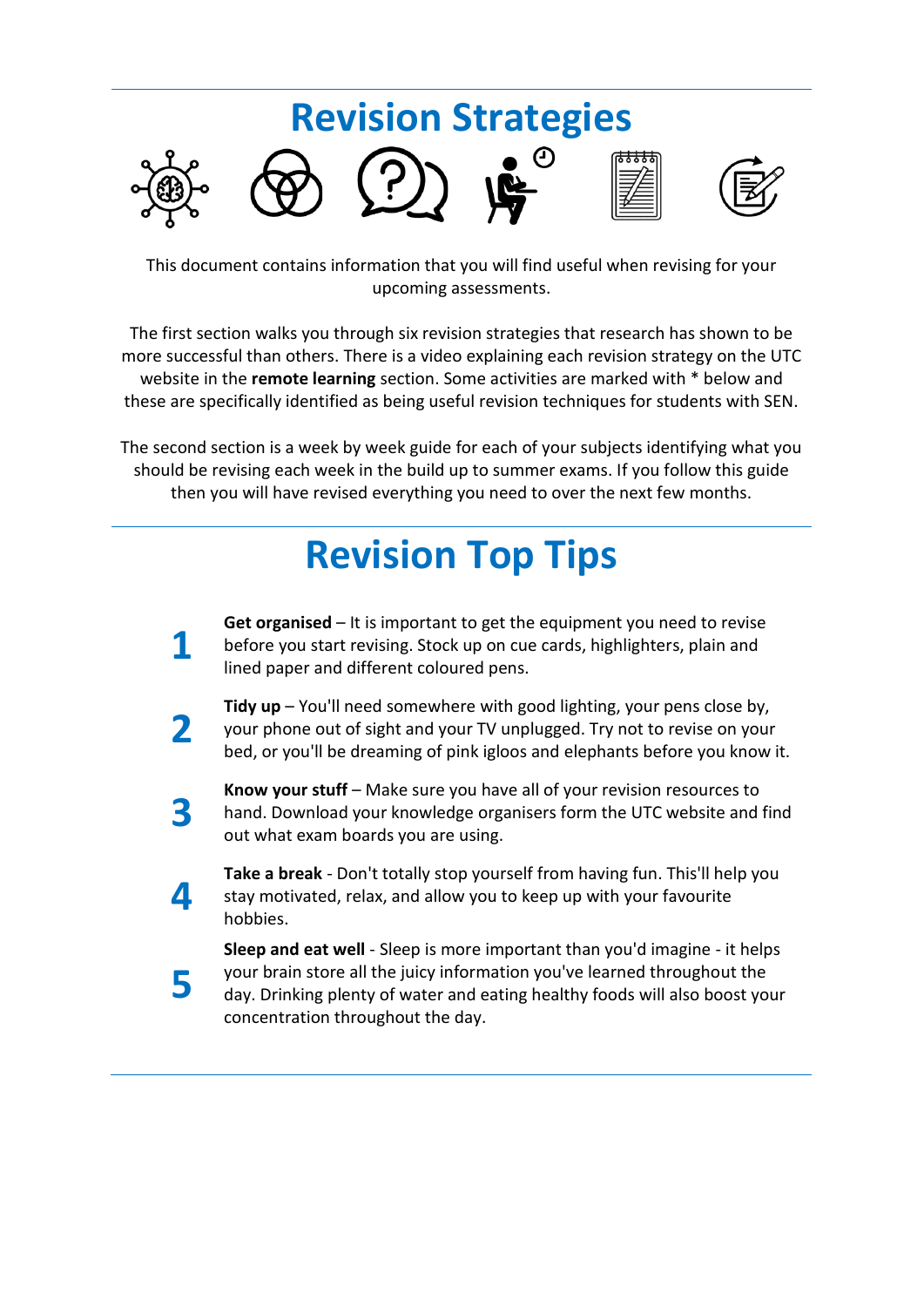# Revision Strategies

This document contains information that you will find useful when revising for your upcoming assessments.

The first section walks you through six revision strategies that research has shown to be more successful than others. There is a video explaining each revision strategy on the UTC website in the **remote learning** section. Some activities are marked with * below and these are specifically identified as being useful revision techniques for students with SEN.

The second section is a week by week guide for each of your subjects identifying what you should be revising each week in the build up to summer exams. If you follow this guide then you will have revised everything you need to over the next few months.

# Revision Top Tips

1. **Get organised** – It is important to get the equipment you need to revise before you start revising. Stock up on cue cards, highlighters, plain and lined paper and different coloured pens.

2. **Tidy up** – You'll need somewhere with good lighting, your pens close by, your phone out of sight and your TV unplugged. Try not to revise on your bed, or you'll be dreaming of pink igloos and elephants before you know it.

3. **Know your stuff** – Make sure you have all of your revision resources to hand. Download your knowledge organisers form the UTC website and find out what exam boards you are using.

4. **Take a break** - Don't totally stop yourself from having fun. This'll help you stay motivated, relax, and allow you to keep up with your favourite hobbies.

5. **Sleep and eat well** - Sleep is more important than you'd imagine - it helps your brain store all the juicy information you've learned throughout the day. Drinking plenty of water and eating healthy foods will also boost your concentration throughout the day.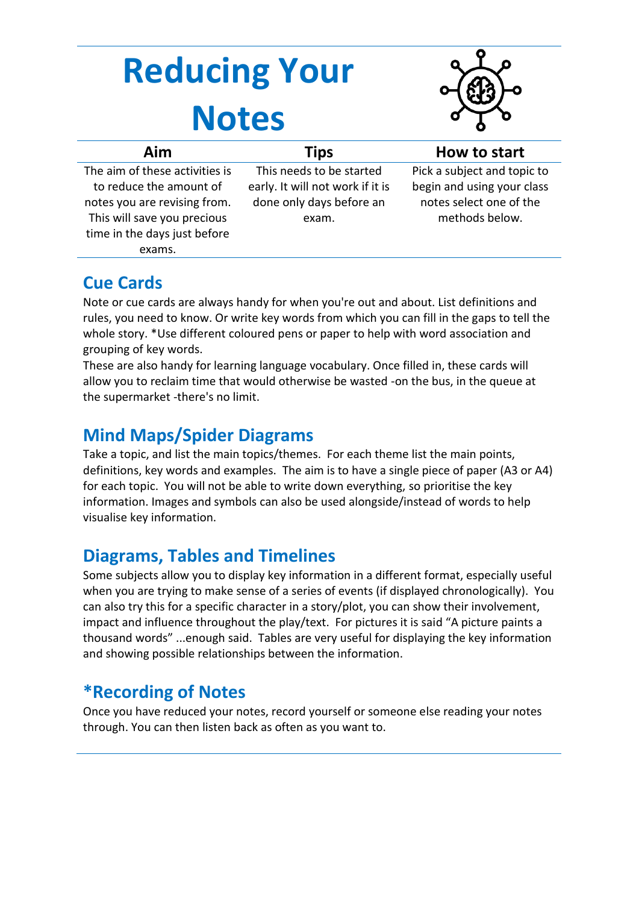# Reducing Your Notes

| Aim | Tips | How to start |
|---|---|---|
| The aim of these activities is to reduce the amount of notes you are revising from. This will save you precious time in the days just before exams. | This needs to be started early. It will not work if it is done only days before an exam. | Pick a subject and topic to begin and using your class notes select one of the methods below. |

## Cue Cards

Note or cue cards are always handy for when you're out and about. List definitions and rules, you need to know. Or write key words from which you can fill in the gaps to tell the whole story. *Use different coloured pens or paper to help with word association and grouping of key words.

These are also handy for learning language vocabulary. Once filled in, these cards will allow you to reclaim time that would otherwise be wasted -on the bus, in the queue at the supermarket -there's no limit.

## Mind Maps/Spider Diagrams

Take a topic, and list the main topics/themes. For each theme list the main points, definitions, key words and examples. The aim is to have a single piece of paper (A3 or A4) for each topic. You will not be able to write down everything, so prioritise the key information. Images and symbols can also be used alongside/instead of words to help visualise key information.

## Diagrams, Tables and Timelines

Some subjects allow you to display key information in a different format, especially useful when you are trying to make sense of a series of events (if displayed chronologically). You can also try this for a specific character in a story/plot, you can show their involvement, impact and influence throughout the play/text. For pictures it is said “A picture paints a thousand words” ...enough said. Tables are very useful for displaying the key information and showing possible relationships between the information.

## *Recording of Notes

Once you have reduced your notes, record yourself or someone else reading your notes through. You can then listen back as often as you want to.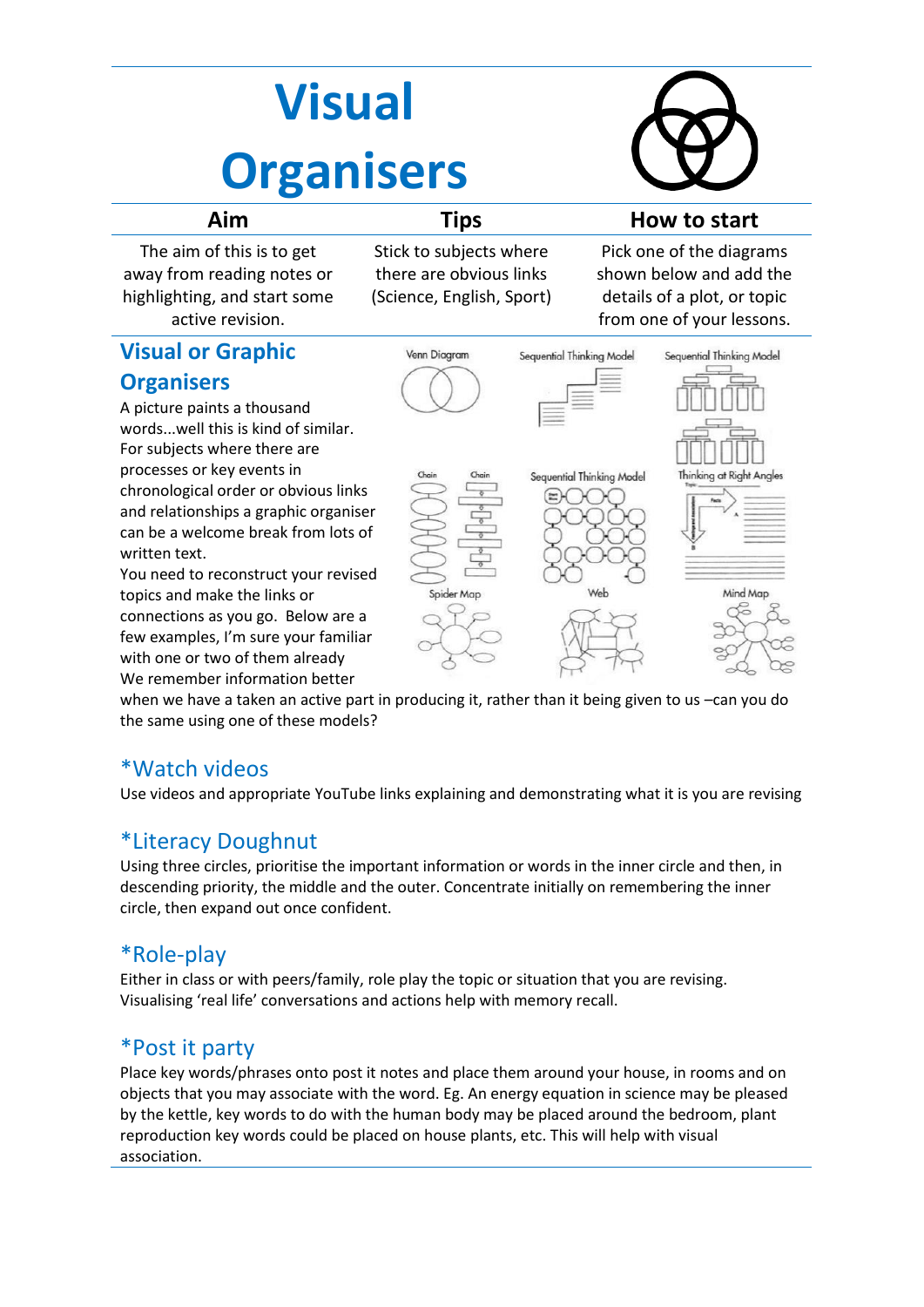# Visual Organisers

| Aim | Tips | How to start |
|---|---|---|
| The aim of this is to get away from reading notes or highlighting, and start some active revision. | Stick to subjects where there are obvious links (Science, English, Sport) | Pick one of the diagrams shown below and add the details of a plot, or topic from one of your lessons. |

## Visual or Graphic Organisers

A picture paints a thousand words...well this is kind of similar. For subjects where there are processes or key events in chronological order or obvious links and relationships a graphic organiser can be a welcome break from lots of written text.

You need to reconstruct your revised topics and make the links or connections as you go. Below are a few examples, I'm sure your familiar with one or two of them already

We remember information better when we have a taken an active part in producing it, rather than it being given to us –can you do the same using one of these models?

## *Watch videos

Use videos and appropriate YouTube links explaining and demonstrating what it is you are revising

## *Literacy Doughnut

Using three circles, prioritise the important information or words in the inner circle and then, in descending priority, the middle and the outer. Concentrate initially on remembering the inner circle, then expand out once confident.

## *Role-play

Either in class or with peers/family, role play the topic or situation that you are revising. Visualising 'real life' conversations and actions help with memory recall.

## *Post it party

Place key words/phrases onto post it notes and place them around your house, in rooms and on objects that you may associate with the word. Eg. An energy equation in science may be pleased by the kettle, key words to do with the human body may be placed around the bedroom, plant reproduction key words could be placed on house plants, etc. This will help with visual association.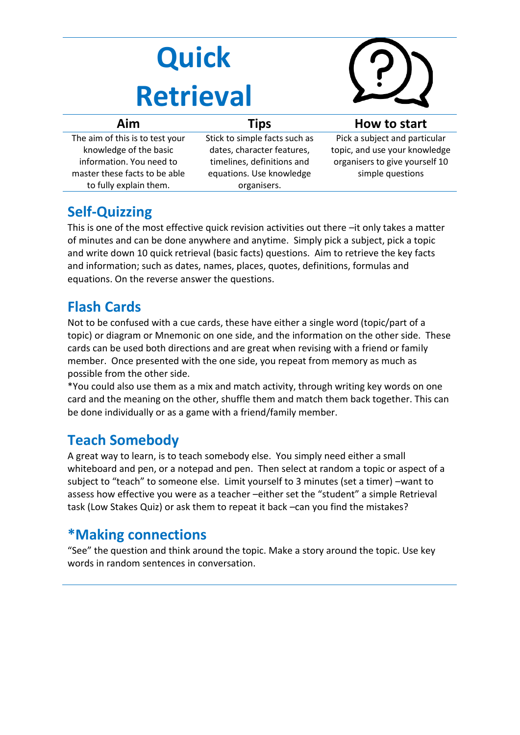# Quick Retrieval

| Aim | Tips | How to start |
| --- | --- | --- |
| The aim of this is to test your knowledge of the basic information. You need to master these facts to be able to fully explain them. | Stick to simple facts such as dates, character features, timelines, definitions and equations. Use knowledge organisers. | Pick a subject and particular topic, and use your knowledge organisers to give yourself 10 simple questions |

## Self-Quizzing

This is one of the most effective quick revision activities out there –it only takes a matter of minutes and can be done anywhere and anytime. Simply pick a subject, pick a topic and write down 10 quick retrieval (basic facts) questions. Aim to retrieve the key facts and information; such as dates, names, places, quotes, definitions, formulas and equations. On the reverse answer the questions.

## Flash Cards

Not to be confused with a cue cards, these have either a single word (topic/part of a topic) or diagram or Mnemonic on one side, and the information on the other side. These cards can be used both directions and are great when revising with a friend or family member. Once presented with the one side, you repeat from memory as much as possible from the other side.

*You could also use them as a mix and match activity, through writing key words on one card and the meaning on the other, shuffle them and match them back together. This can be done individually or as a game with a friend/family member.

## Teach Somebody

A great way to learn, is to teach somebody else. You simply need either a small whiteboard and pen, or a notepad and pen. Then select at random a topic or aspect of a subject to "teach" to someone else. Limit yourself to 3 minutes (set a timer) –want to assess how effective you were as a teacher –either set the "student" a simple Retrieval task (Low Stakes Quiz) or ask them to repeat it back –can you find the mistakes?

## *Making connections

"See" the question and think around the topic. Make a story around the topic. Use key words in random sentences in conversation.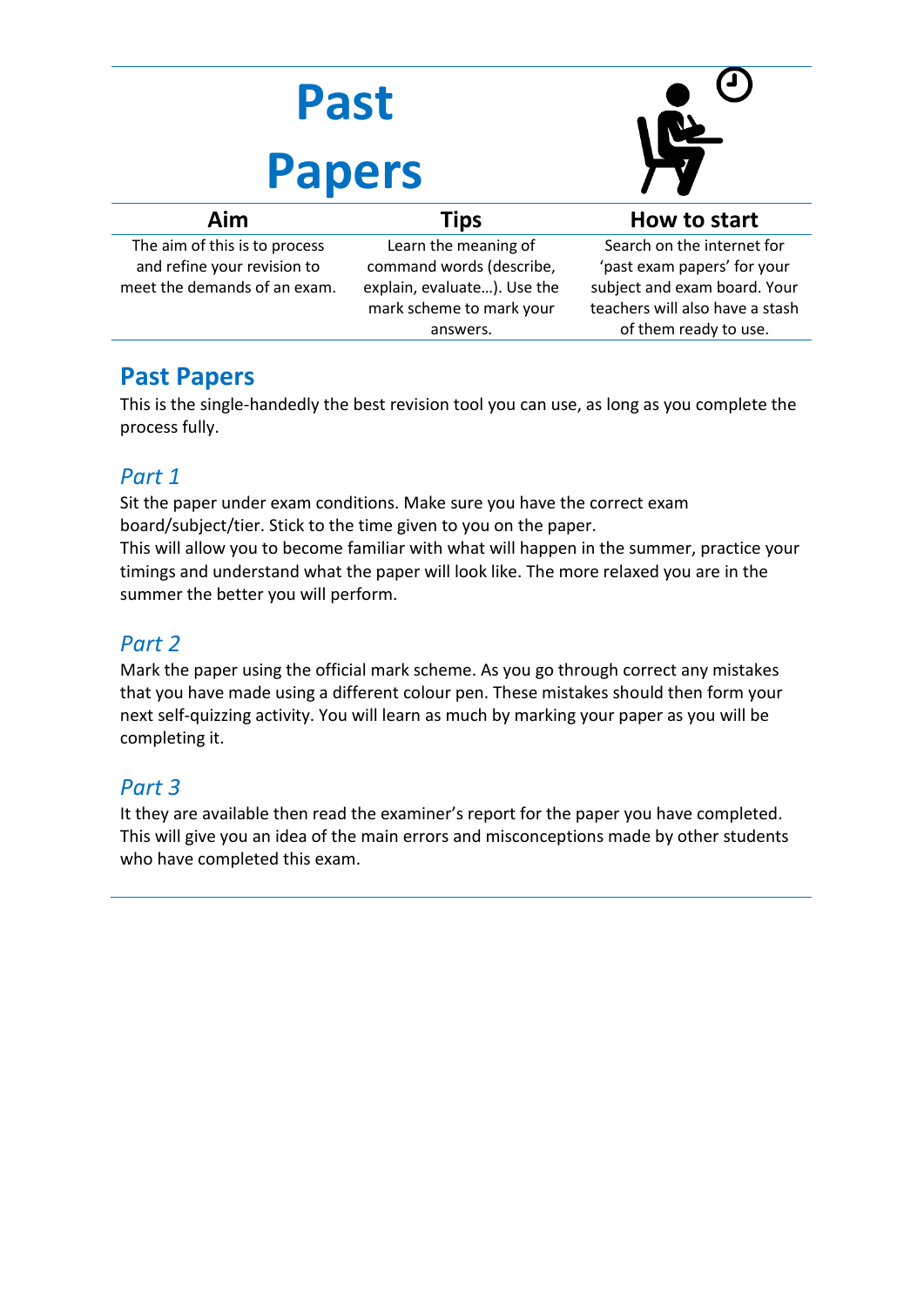# Past Papers

| Aim | Tips | How to start |
|---|---|---|
| The aim of this is to process and refine your revision to meet the demands of an exam. | Learn the meaning of command words (describe, explain, evaluate…). Use the mark scheme to mark your answers. | Search on the internet for 'past exam papers' for your subject and exam board. Your teachers will also have a stash of them ready to use. |

## Past Papers

This is the single-handedly the best revision tool you can use, as long as you complete the process fully.

### *Part 1*

Sit the paper under exam conditions. Make sure you have the correct exam board/subject/tier. Stick to the time given to you on the paper.
This will allow you to become familiar with what will happen in the summer, practice your timings and understand what the paper will look like. The more relaxed you are in the summer the better you will perform.

### *Part 2*

Mark the paper using the official mark scheme. As you go through correct any mistakes that you have made using a different colour pen. These mistakes should then form your next self-quizzing activity. You will learn as much by marking your paper as you will be completing it.

### *Part 3*

It they are available then read the examiner's report for the paper you have completed. This will give you an idea of the main errors and misconceptions made by other students who have completed this exam.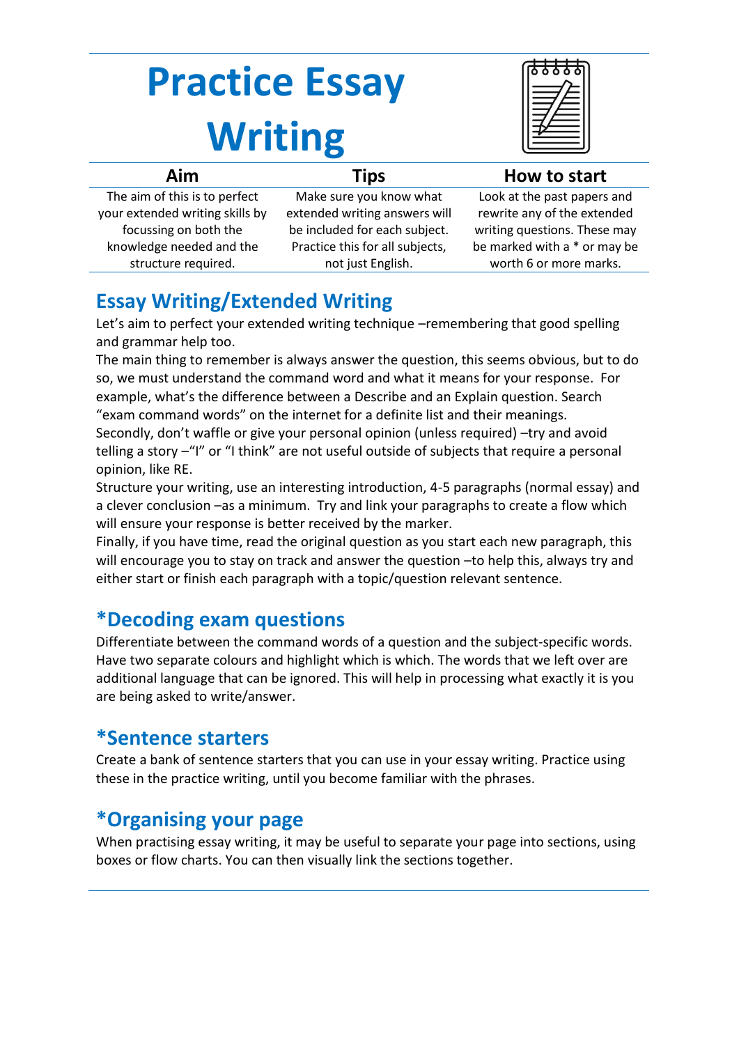# Practice Essay Writing

| Aim | Tips | How to start |
|---|---|---|
| The aim of this is to perfect your extended writing skills by focussing on both the knowledge needed and the structure required. | Make sure you know what extended writing answers will be included for each subject. Practice this for all subjects, not just English. | Look at the past papers and rewrite any of the extended writing questions. These may be marked with a * or may be worth 6 or more marks. |

## Essay Writing/Extended Writing

Let's aim to perfect your extended writing technique –remembering that good spelling and grammar help too.

The main thing to remember is always answer the question, this seems obvious, but to do so, we must understand the command word and what it means for your response. For example, what's the difference between a Describe and an Explain question. Search "exam command words" on the internet for a definite list and their meanings.

Secondly, don't waffle or give your personal opinion (unless required) –try and avoid telling a story –"I" or "I think" are not useful outside of subjects that require a personal opinion, like RE.

Structure your writing, use an interesting introduction, 4-5 paragraphs (normal essay) and a clever conclusion –as a minimum. Try and link your paragraphs to create a flow which will ensure your response is better received by the marker.

Finally, if you have time, read the original question as you start each new paragraph, this will encourage you to stay on track and answer the question –to help this, always try and either start or finish each paragraph with a topic/question relevant sentence.

## *Decoding exam questions

Differentiate between the command words of a question and the subject-specific words. Have two separate colours and highlight which is which. The words that we left over are additional language that can be ignored. This will help in processing what exactly it is you are being asked to write/answer.

## *Sentence starters

Create a bank of sentence starters that you can use in your essay writing. Practice using these in the practice writing, until you become familiar with the phrases.

## *Organising your page

When practising essay writing, it may be useful to separate your page into sections, using boxes or flow charts. You can then visually link the sections together.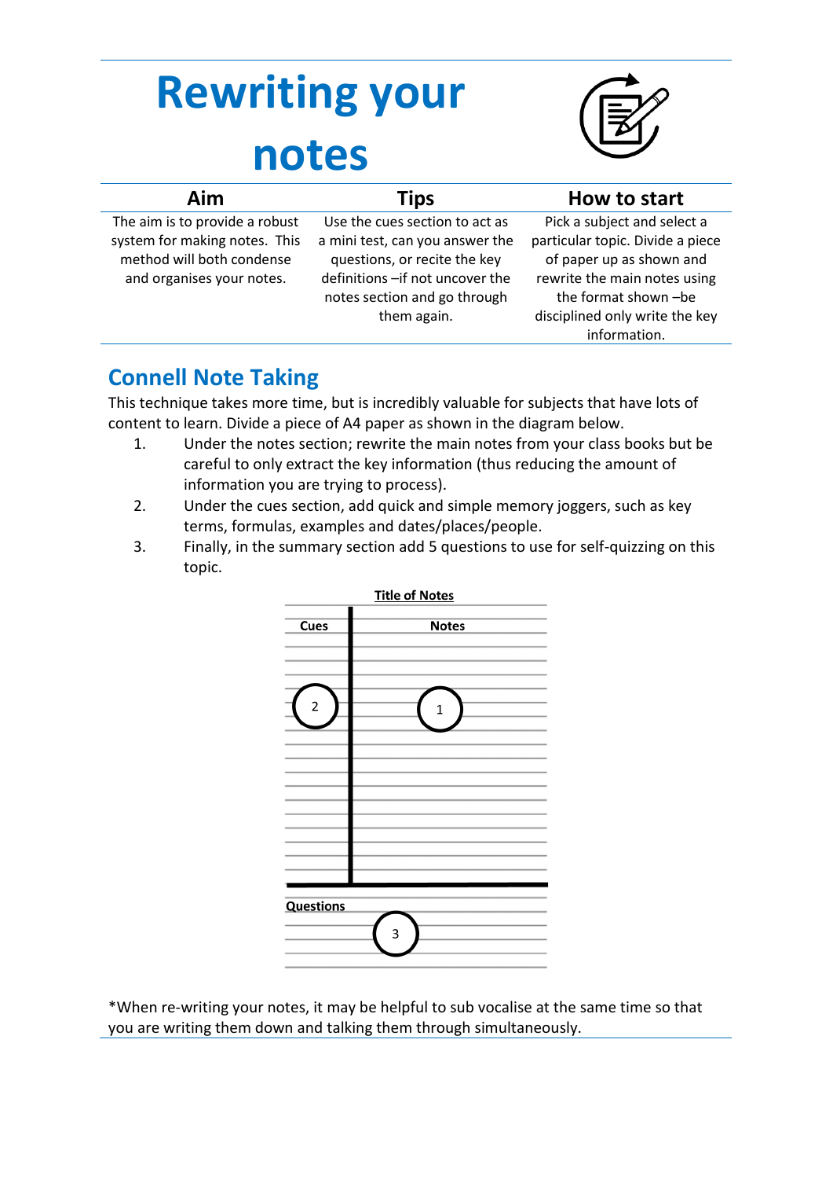# Rewriting your notes

| Aim | Tips | How to start |
| --- | --- | --- |
| The aim is to provide a robust system for making notes. This method will both condense and organises your notes. | Use the cues section to act as a mini test, can you answer the questions, or recite the key definitions –if not uncover the notes section and go through them again. | Pick a subject and select a particular topic. Divide a piece of paper up as shown and rewrite the main notes using the format shown –be disciplined only write the key information. |

## Connell Note Taking

This technique takes more time, but is incredibly valuable for subjects that have lots of content to learn. Divide a piece of A4 paper as shown in the diagram below.

1. Under the notes section; rewrite the main notes from your class books but be careful to only extract the key information (thus reducing the amount of information you are trying to process).
2. Under the cues section, add quick and simple memory joggers, such as key terms, formulas, examples and dates/places/people.
3. Finally, in the summary section add 5 questions to use for self-quizzing on this topic.

**Title of Notes**

**Cues** | **Notes**

2 | 1

**Questions**

3

*When re-writing your notes, it may be helpful to sub vocalise at the same time so that you are writing them down and talking them through simultaneously.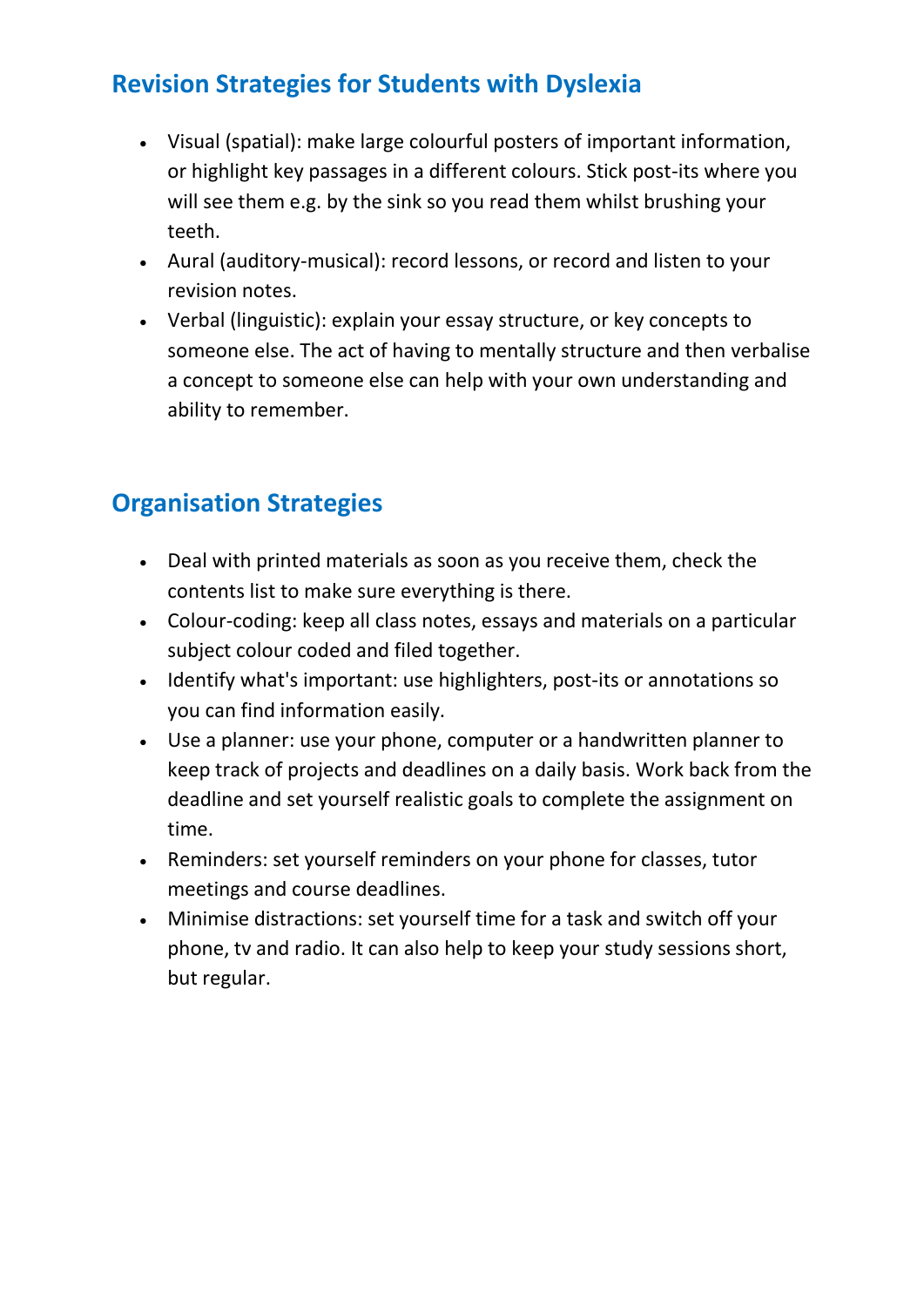## Revision Strategies for Students with Dyslexia

- Visual (spatial): make large colourful posters of important information, or highlight key passages in a different colours. Stick post-its where you will see them e.g. by the sink so you read them whilst brushing your teeth.
- Aural (auditory-musical): record lessons, or record and listen to your revision notes.
- Verbal (linguistic): explain your essay structure, or key concepts to someone else. The act of having to mentally structure and then verbalise a concept to someone else can help with your own understanding and ability to remember.

## Organisation Strategies

- Deal with printed materials as soon as you receive them, check the contents list to make sure everything is there.
- Colour-coding: keep all class notes, essays and materials on a particular subject colour coded and filed together.
- Identify what's important: use highlighters, post-its or annotations so you can find information easily.
- Use a planner: use your phone, computer or a handwritten planner to keep track of projects and deadlines on a daily basis. Work back from the deadline and set yourself realistic goals to complete the assignment on time.
- Reminders: set yourself reminders on your phone for classes, tutor meetings and course deadlines.
- Minimise distractions: set yourself time for a task and switch off your phone, tv and radio. It can also help to keep your study sessions short, but regular.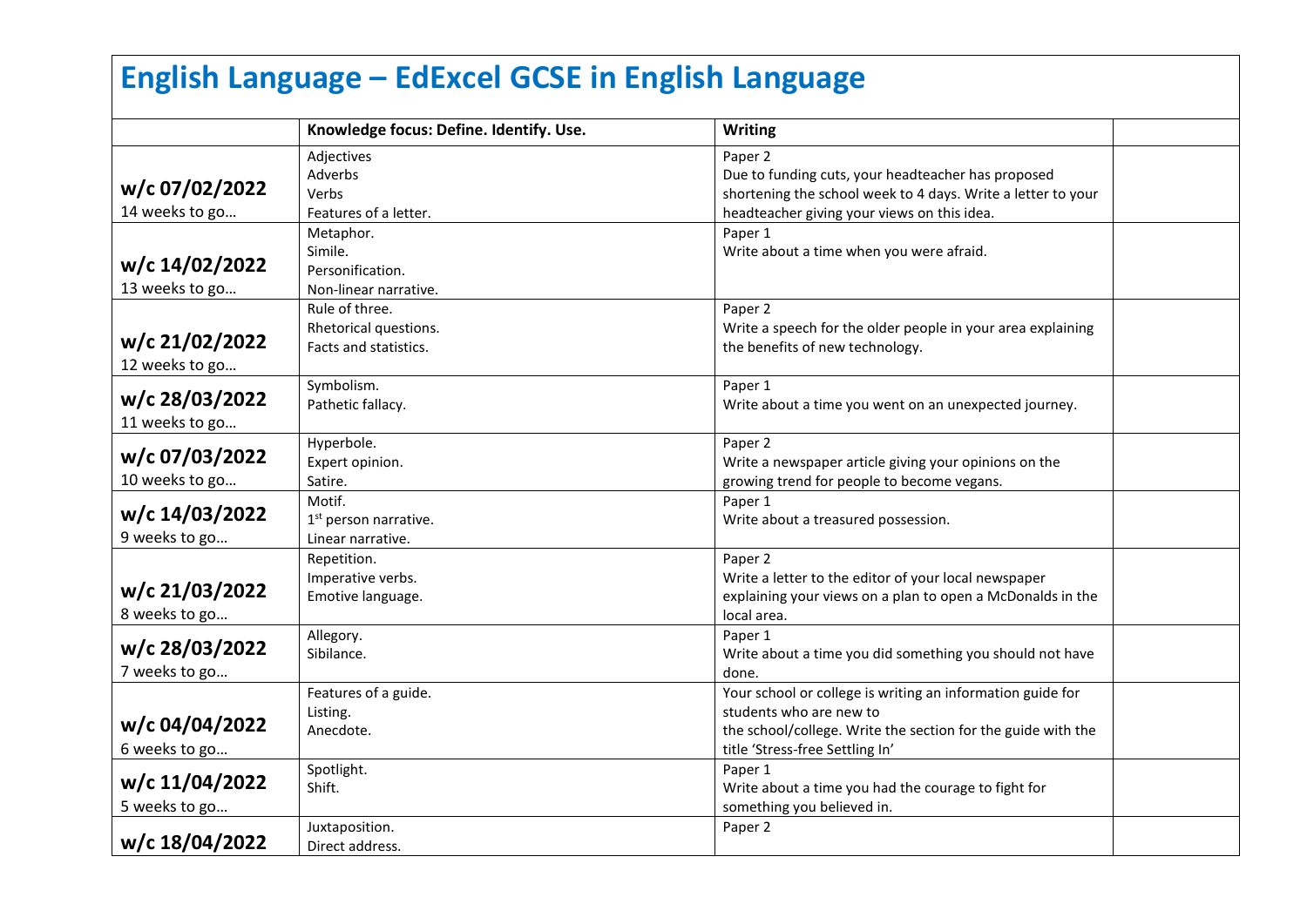# English Language – EdExcel GCSE in English Language

| | Knowledge focus: Define. Identify. Use. | Writing | |
|---|---|---|---|
| **w/c 07/02/2022** 14 weeks to go… | Adjectives<br>Adverbs<br>Verbs<br>Features of a letter. | Paper 2<br>Due to funding cuts, your headteacher has proposed shortening the school week to 4 days. Write a letter to your headteacher giving your views on this idea. | |
| **w/c 14/02/2022** 13 weeks to go… | Metaphor.<br>Simile.<br>Personification.<br>Non-linear narrative. | Paper 1<br>Write about a time when you were afraid. | |
| **w/c 21/02/2022** 12 weeks to go… | Rule of three.<br>Rhetorical questions.<br>Facts and statistics. | Paper 2<br>Write a speech for the older people in your area explaining the benefits of new technology. | |
| **w/c 28/03/2022** 11 weeks to go… | Symbolism.<br>Pathetic fallacy. | Paper 1<br>Write about a time you went on an unexpected journey. | |
| **w/c 07/03/2022** 10 weeks to go… | Hyperbole.<br>Expert opinion.<br>Satire. | Paper 2<br>Write a newspaper article giving your opinions on the growing trend for people to become vegans. | |
| **w/c 14/03/2022** 9 weeks to go… | Motif.<br>1st person narrative.<br>Linear narrative. | Paper 1<br>Write about a treasured possession. | |
| **w/c 21/03/2022** 8 weeks to go… | Repetition.<br>Imperative verbs.<br>Emotive language. | Paper 2<br>Write a letter to the editor of your local newspaper explaining your views on a plan to open a McDonalds in the local area. | |
| **w/c 28/03/2022** 7 weeks to go… | Allegory.<br>Sibilance. | Paper 1<br>Write about a time you did something you should not have done. | |
| **w/c 04/04/2022** 6 weeks to go… | Features of a guide.<br>Listing.<br>Anecdote. | Your school or college is writing an information guide for students who are new to<br>the school/college. Write the section for the guide with the title 'Stress-free Settling In' | |
| **w/c 11/04/2022** 5 weeks to go… | Spotlight.<br>Shift. | Paper 1<br>Write about a time you had the courage to fight for something you believed in. | |
| **w/c 18/04/2022** | Juxtaposition.<br>Direct address. | Paper 2 | |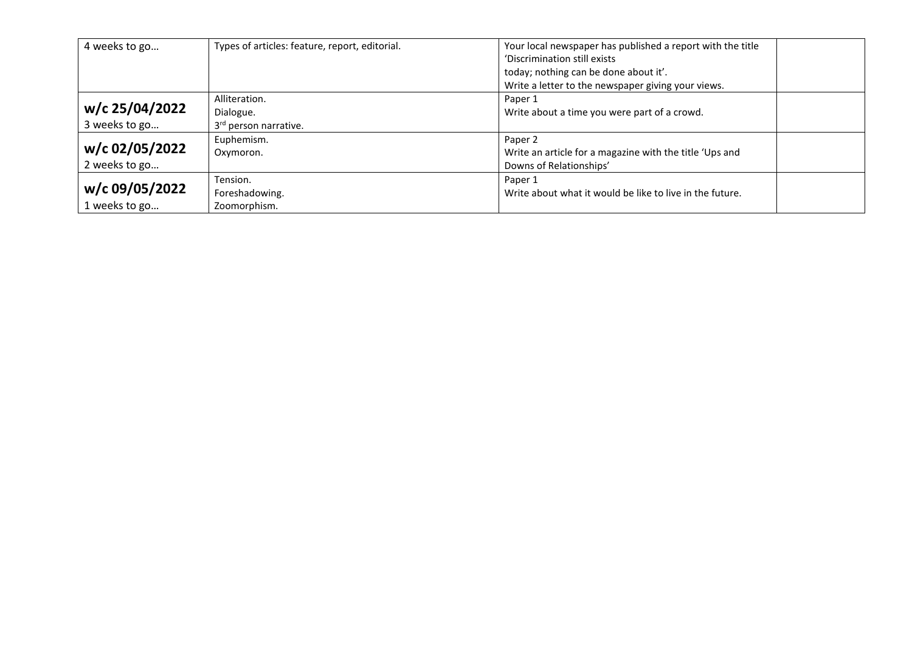| | | | |
|---|---|---|---|
| 4 weeks to go… | Types of articles: feature, report, editorial. | Your local newspaper has published a report with the title 'Discrimination still exists today; nothing can be done about it'. Write a letter to the newspaper giving your views. | |
| **w/c 25/04/2022** 3 weeks to go… | Alliteration. Dialogue. 3rd person narrative. | Paper 1 Write about a time you were part of a crowd. | |
| **w/c 02/05/2022** 2 weeks to go… | Euphemism. Oxymoron. | Paper 2 Write an article for a magazine with the title 'Ups and Downs of Relationships' | |
| **w/c 09/05/2022** 1 weeks to go… | Tension. Foreshadowing. Zoomorphism. | Paper 1 Write about what it would be like to live in the future. | |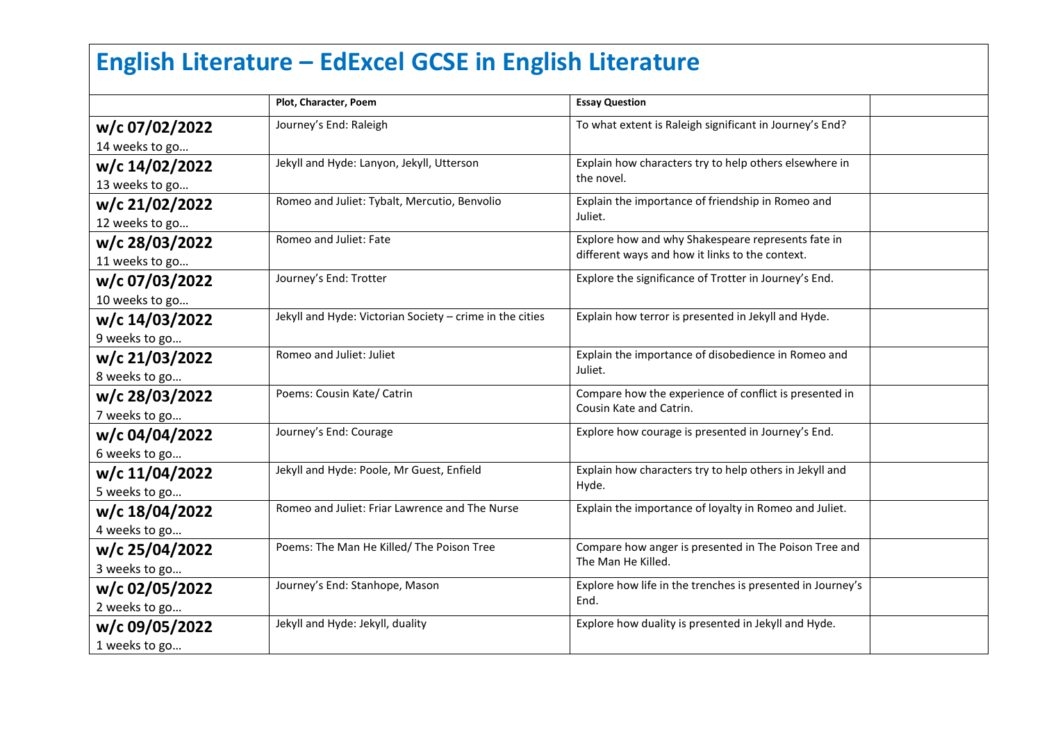# English Literature – EdExcel GCSE in English Literature

| | Plot, Character, Poem | Essay Question | |
|---|---|---|---|
| **w/c 07/02/2022** 14 weeks to go… | Journey's End: Raleigh | To what extent is Raleigh significant in Journey's End? | |
| **w/c 14/02/2022** 13 weeks to go… | Jekyll and Hyde: Lanyon, Jekyll, Utterson | Explain how characters try to help others elsewhere in the novel. | |
| **w/c 21/02/2022** 12 weeks to go… | Romeo and Juliet: Tybalt, Mercutio, Benvolio | Explain the importance of friendship in Romeo and Juliet. | |
| **w/c 28/03/2022** 11 weeks to go… | Romeo and Juliet: Fate | Explore how and why Shakespeare represents fate in different ways and how it links to the context. | |
| **w/c 07/03/2022** 10 weeks to go… | Journey's End: Trotter | Explore the significance of Trotter in Journey's End. | |
| **w/c 14/03/2022** 9 weeks to go… | Jekyll and Hyde: Victorian Society – crime in the cities | Explain how terror is presented in Jekyll and Hyde. | |
| **w/c 21/03/2022** 8 weeks to go… | Romeo and Juliet: Juliet | Explain the importance of disobedience in Romeo and Juliet. | |
| **w/c 28/03/2022** 7 weeks to go… | Poems: Cousin Kate/ Catrin | Compare how the experience of conflict is presented in Cousin Kate and Catrin. | |
| **w/c 04/04/2022** 6 weeks to go… | Journey's End: Courage | Explore how courage is presented in Journey's End. | |
| **w/c 11/04/2022** 5 weeks to go… | Jekyll and Hyde: Poole, Mr Guest, Enfield | Explain how characters try to help others in Jekyll and Hyde. | |
| **w/c 18/04/2022** 4 weeks to go… | Romeo and Juliet: Friar Lawrence and The Nurse | Explain the importance of loyalty in Romeo and Juliet. | |
| **w/c 25/04/2022** 3 weeks to go… | Poems: The Man He Killed/ The Poison Tree | Compare how anger is presented in The Poison Tree and The Man He Killed. | |
| **w/c 02/05/2022** 2 weeks to go… | Journey's End: Stanhope, Mason | Explore how life in the trenches is presented in Journey's End. | |
| **w/c 09/05/2022** 1 weeks to go… | Jekyll and Hyde: Jekyll, duality | Explore how duality is presented in Jekyll and Hyde. | |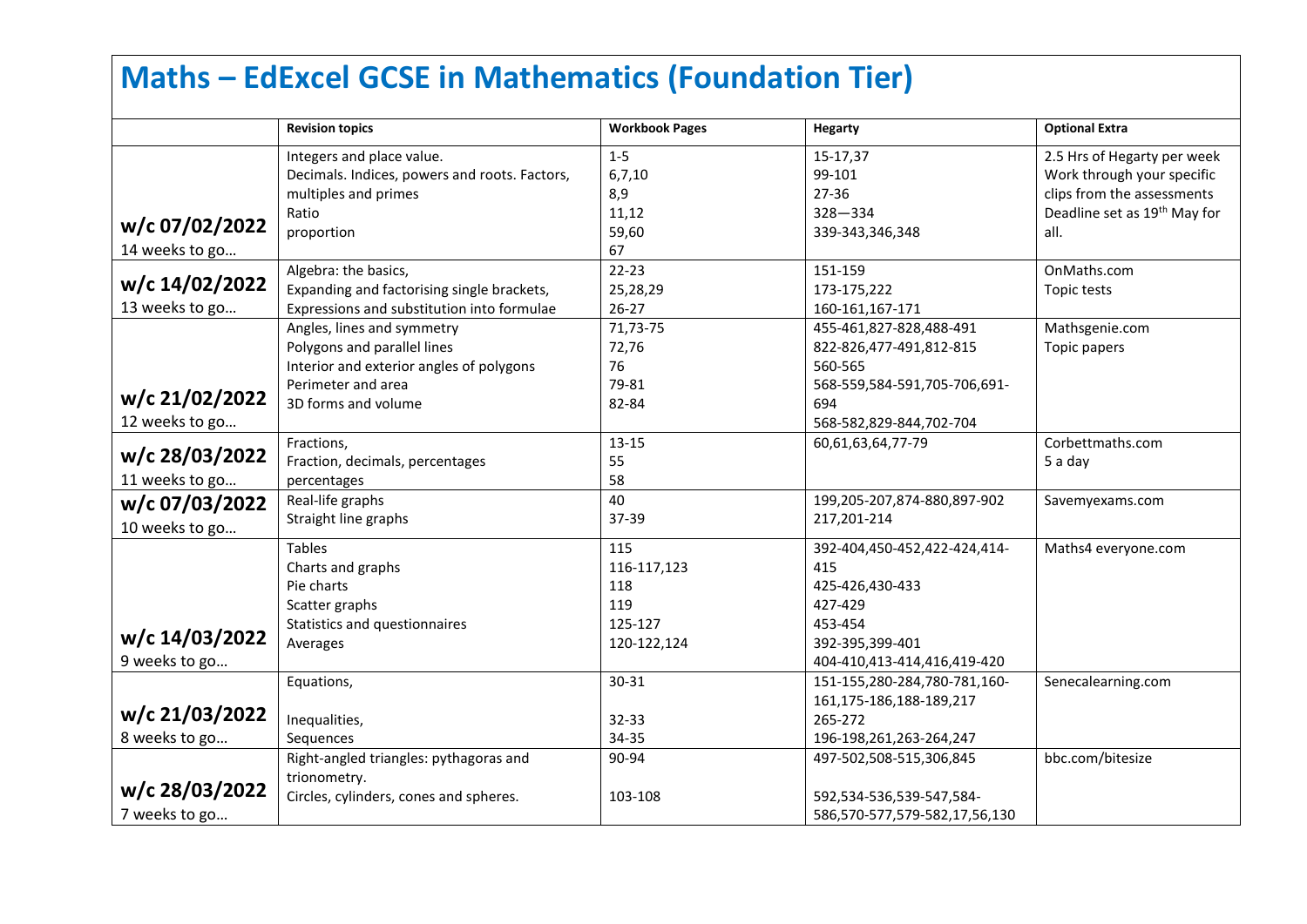# Maths – EdExcel GCSE in Mathematics (Foundation Tier)

| | Revision topics | Workbook Pages | Hegarty | Optional Extra |
|---|---|---|---|---|
| **w/c 07/02/2022** 14 weeks to go… | Integers and place value.<br>Decimals. Indices, powers and roots. Factors, multiples and primes<br>Ratio<br>proportion | 1-5<br>6,7,10<br>8,9<br>11,12<br>59,60<br>67 | 15-17,37<br>99-101<br>27-36<br>328—334<br>339-343,346,348 | 2.5 Hrs of Hegarty per week Work through your specific clips from the assessments Deadline set as 19th May for all. |
| **w/c 14/02/2022** 13 weeks to go… | Algebra: the basics,<br>Expanding and factorising single brackets,<br>Expressions and substitution into formulae | 22-23<br>25,28,29<br>26-27 | 151-159<br>173-175,222<br>160-161,167-171 | OnMaths.com<br>Topic tests |
| **w/c 21/02/2022** 12 weeks to go… | Angles, lines and symmetry<br>Polygons and parallel lines<br>Interior and exterior angles of polygons<br>Perimeter and area<br>3D forms and volume | 71,73-75<br>72,76<br>76<br>79-81<br>82-84 | 455-461,827-828,488-491<br>822-826,477-491,812-815<br>560-565<br>568-559,584-591,705-706,691-694<br>568-582,829-844,702-704 | Mathsgenie.com<br>Topic papers |
| **w/c 28/03/2022** 11 weeks to go… | Fractions,<br>Fraction, decimals, percentages<br>percentages | 13-15<br>55<br>58 | 60,61,63,64,77-79 | Corbettmaths.com<br>5 a day |
| **w/c 07/03/2022** 10 weeks to go… | Real-life graphs<br>Straight line graphs | 40<br>37-39 | 199,205-207,874-880,897-902<br>217,201-214 | Savemyexams.com |
| **w/c 14/03/2022** 9 weeks to go… | Tables<br>Charts and graphs<br>Pie charts<br>Scatter graphs<br>Statistics and questionnaires<br>Averages | 115<br>116-117,123<br>118<br>119<br>125-127<br>120-122,124 | 392-404,450-452,422-424,414-415<br>425-426,430-433<br>427-429<br>453-454<br>392-395,399-401<br>404-410,413-414,416,419-420 | Maths4 everyone.com |
| **w/c 21/03/2022** 8 weeks to go… | Equations,<br>Inequalities,<br>Sequences | 30-31<br>32-33<br>34-35 | 151-155,280-284,780-781,160-161,175-186,188-189,217<br>265-272<br>196-198,261,263-264,247 | Senecalearning.com |
| **w/c 28/03/2022** 7 weeks to go… | Right-angled triangles: pythagoras and trionometry.<br>Circles, cylinders, cones and spheres. | 90-94<br>103-108 | 497-502,508-515,306,845<br>592,534-536,539-547,584-586,570-577,579-582,17,56,130 | bbc.com/bitesize |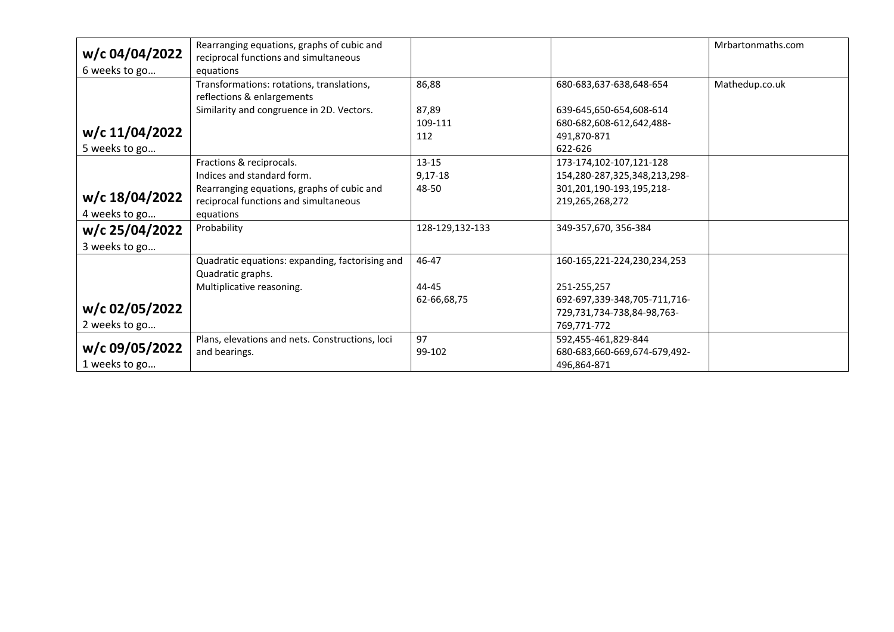| | | | | |
|---|---|---|---|---|
| **w/c 04/04/2022**<br>6 weeks to go… | Rearranging equations, graphs of cubic and reciprocal functions and simultaneous equations | | | Mrbartonmaths.com |
| **w/c 11/04/2022**<br>5 weeks to go… | Transformations: rotations, translations, reflections & enlargements<br>Similarity and congruence in 2D. Vectors. | 86,88<br><br>87,89<br>109-111<br>112 | 680-683,637-638,648-654<br><br>639-645,650-654,608-614<br>680-682,608-612,642,488-491,870-871<br>622-626 | Mathedup.co.uk |
| **w/c 18/04/2022**<br>4 weeks to go… | Fractions & reciprocals.<br>Indices and standard form.<br>Rearranging equations, graphs of cubic and reciprocal functions and simultaneous equations | 13-15<br>9,17-18<br>48-50 | 173-174,102-107,121-128<br>154,280-287,325,348,213,298-301,201,190-193,195,218-219,265,268,272 | |
| **w/c 25/04/2022**<br>3 weeks to go… | Probability | 128-129,132-133 | 349-357,670, 356-384 | |
| **w/c 02/05/2022**<br>2 weeks to go… | Quadratic equations: expanding, factorising and Quadratic graphs.<br>Multiplicative reasoning. | 46-47<br><br>44-45<br>62-66,68,75 | 160-165,221-224,230,234,253<br><br>251-255,257<br>692-697,339-348,705-711,716-729,731,734-738,84-98,763-769,771-772 | |
| **w/c 09/05/2022**<br>1 weeks to go… | Plans, elevations and nets. Constructions, loci and bearings. | 97<br>99-102 | 592,455-461,829-844<br>680-683,660-669,674-679,492-496,864-871 | |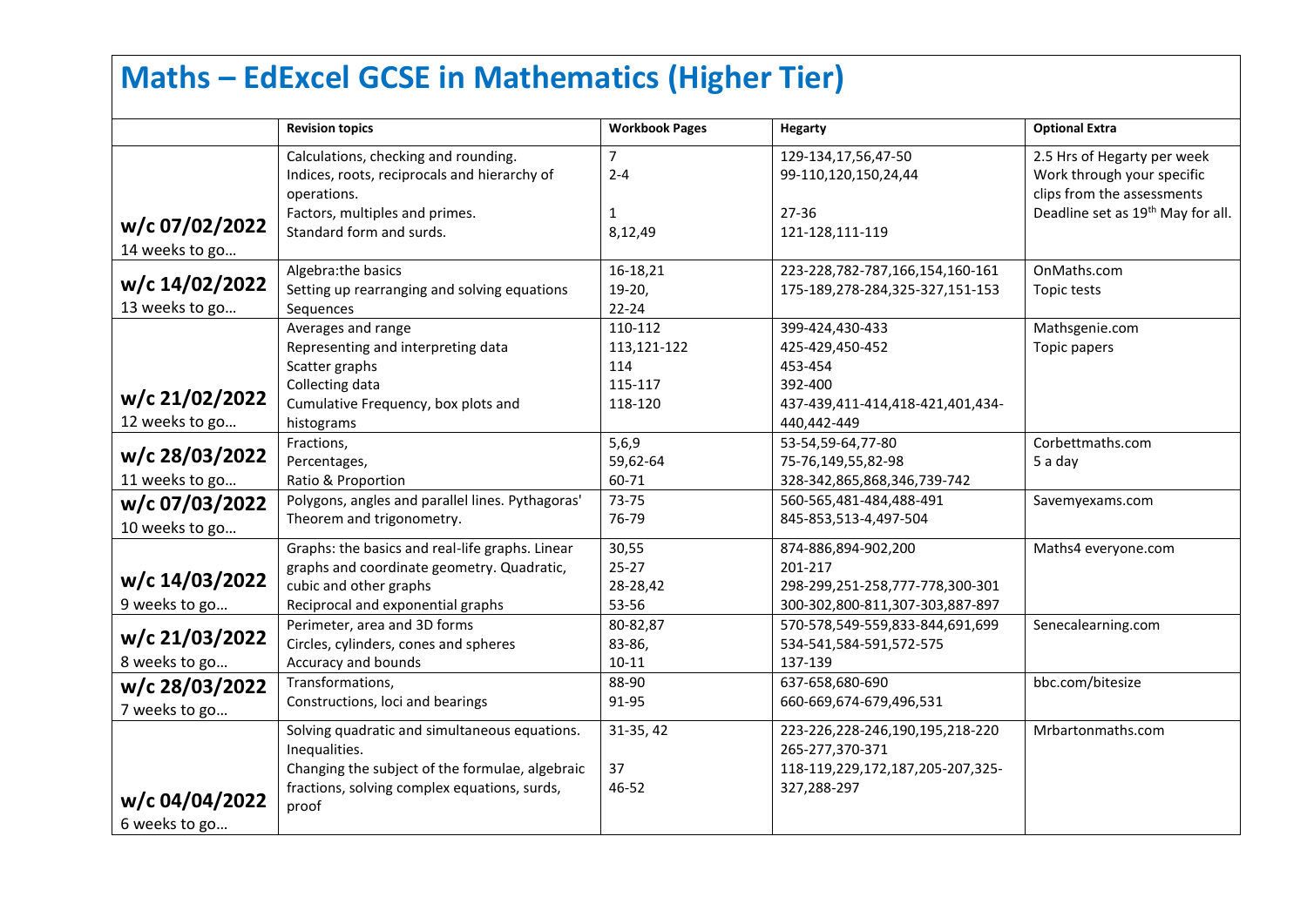# Maths – EdExcel GCSE in Mathematics (Higher Tier)

| | Revision topics | Workbook Pages | Hegarty | Optional Extra |
|---|---|---|---|---|
| **w/c 07/02/2022**<br>14 weeks to go… | Calculations, checking and rounding.<br>Indices, roots, reciprocals and hierarchy of operations.<br>Factors, multiples and primes.<br>Standard form and surds. | 7<br>2-4<br><br>1<br>8,12,49 | 129-134,17,56,47-50<br>99-110,120,150,24,44<br><br>27-36<br>121-128,111-119 | 2.5 Hrs of Hegarty per week<br>Work through your specific clips from the assessments<br>Deadline set as 19th May for all. |
| **w/c 14/02/2022**<br>13 weeks to go… | Algebra:the basics<br>Setting up rearranging and solving equations<br>Sequences | 16-18,21<br>19-20,<br>22-24 | 223-228,782-787,166,154,160-161<br>175-189,278-284,325-327,151-153 | OnMaths.com<br>Topic tests |
| **w/c 21/02/2022**<br>12 weeks to go… | Averages and range<br>Representing and interpreting data<br>Scatter graphs<br>Collecting data<br>Cumulative Frequency, box plots and histograms | 110-112<br>113,121-122<br>114<br>115-117<br>118-120 | 399-424,430-433<br>425-429,450-452<br>453-454<br>392-400<br>437-439,411-414,418-421,401,434-440,442-449 | Mathsgenie.com<br>Topic papers |
| **w/c 28/03/2022**<br>11 weeks to go… | Fractions,<br>Percentages,<br>Ratio & Proportion | 5,6,9<br>59,62-64<br>60-71 | 53-54,59-64,77-80<br>75-76,149,55,82-98<br>328-342,865,868,346,739-742 | Corbettmaths.com<br>5 a day |
| **w/c 07/03/2022**<br>10 weeks to go… | Polygons, angles and parallel lines. Pythagoras' Theorem and trigonometry. | 73-75<br>76-79 | 560-565,481-484,488-491<br>845-853,513-4,497-504 | Savemyexams.com |
| **w/c 14/03/2022**<br>9 weeks to go… | Graphs: the basics and real-life graphs. Linear graphs and coordinate geometry. Quadratic, cubic and other graphs<br>Reciprocal and exponential graphs | 30,55<br>25-27<br>28-28,42<br>53-56 | 874-886,894-902,200<br>201-217<br>298-299,251-258,777-778,300-301<br>300-302,800-811,307-303,887-897 | Maths4 everyone.com |
| **w/c 21/03/2022**<br>8 weeks to go… | Perimeter, area and 3D forms<br>Circles, cylinders, cones and spheres<br>Accuracy and bounds | 80-82,87<br>83-86,<br>10-11 | 570-578,549-559,833-844,691,699<br>534-541,584-591,572-575<br>137-139 | Senecalearning.com |
| **w/c 28/03/2022**<br>7 weeks to go… | Transformations,<br>Constructions, loci and bearings | 88-90<br>91-95 | 637-658,680-690<br>660-669,674-679,496,531 | bbc.com/bitesize |
| **w/c 04/04/2022**<br>6 weeks to go… | Solving quadratic and simultaneous equations.<br>Inequalities.<br>Changing the subject of the formulae, algebraic fractions, solving complex equations, surds, proof | 31-35, 42<br><br>37<br>46-52 | 223-226,228-246,190,195,218-220<br>265-277,370-371<br>118-119,229,172,187,205-207,325-327,288-297 | Mrbartonmaths.com |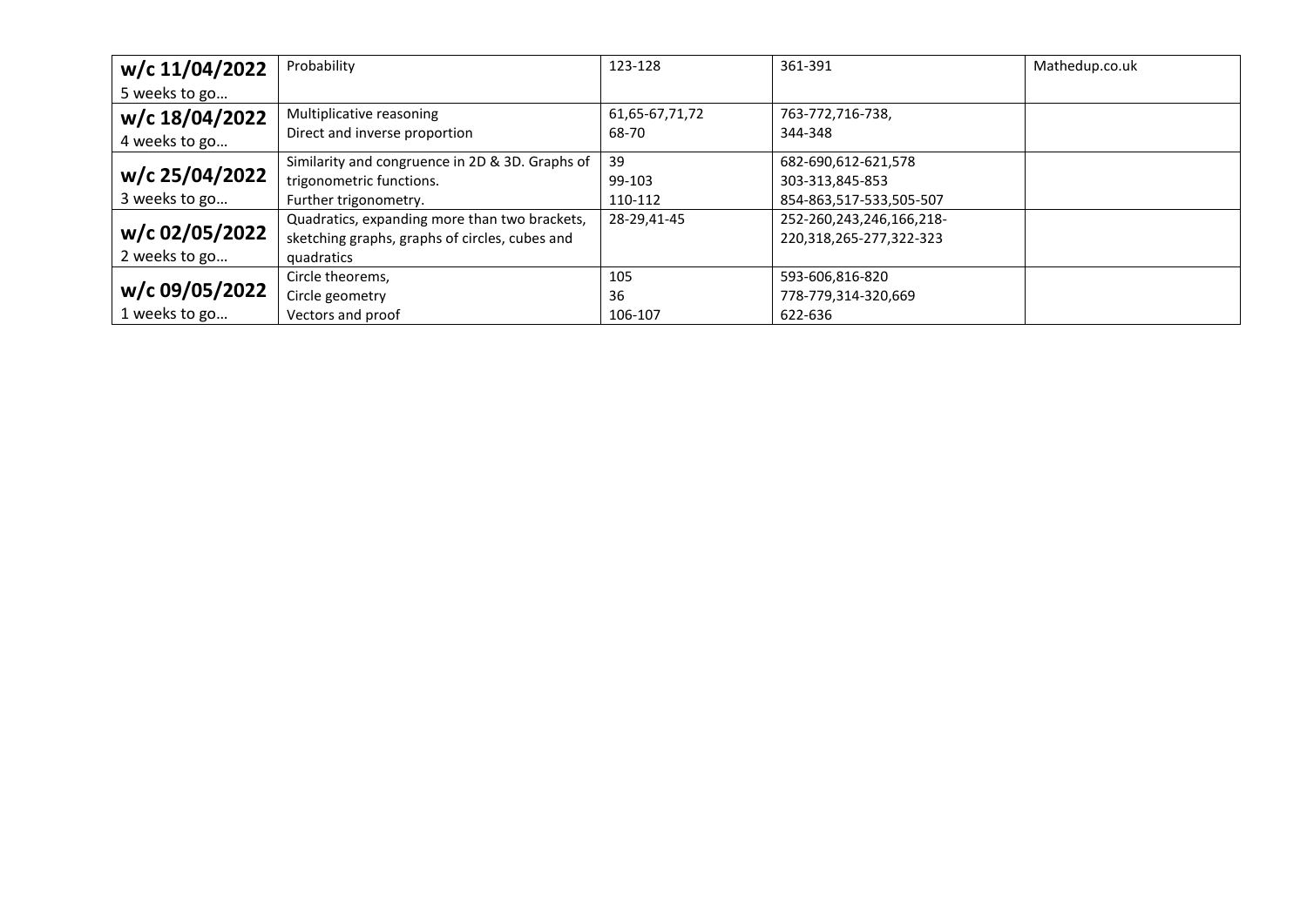| **w/c 11/04/2022** 5 weeks to go… | Probability | 123-128 | 361-391 | Mathedup.co.uk |
|---|---|---|---|---|
| **w/c 18/04/2022** 4 weeks to go… | Multiplicative reasoning Direct and inverse proportion | 61,65-67,71,72 68-70 | 763-772,716-738, 344-348 | |
| **w/c 25/04/2022** 3 weeks to go… | Similarity and congruence in 2D & 3D. Graphs of trigonometric functions. Further trigonometry. | 39 99-103 110-112 | 682-690,612-621,578 303-313,845-853 854-863,517-533,505-507 | |
| **w/c 02/05/2022** 2 weeks to go… | Quadratics, expanding more than two brackets, sketching graphs, graphs of circles, cubes and quadratics | 28-29,41-45 | 252-260,243,246,166,218-220,318,265-277,322-323 | |
| **w/c 09/05/2022** 1 weeks to go… | Circle theorems, Circle geometry Vectors and proof | 105 36 106-107 | 593-606,816-820 778-779,314-320,669 622-636 | |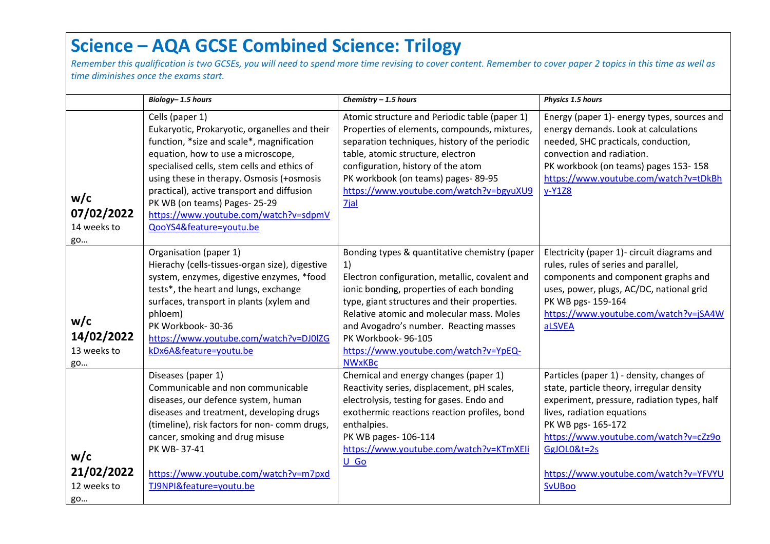# Science – AQA GCSE Combined Science: Trilogy

*Remember this qualification is two GCSEs, you will need to spend more time revising to cover content. Remember to cover paper 2 topics in this time as well as time diminishes once the exams start.*

| | ***Biology– 1.5 hours*** | ***Chemistry – 1.5 hours*** | ***Physics 1.5 hours*** |
|---|---|---|---|
| **w/c 07/02/2022** 14 weeks to go… | Cells (paper 1)<br>Eukaryotic, Prokaryotic, organelles and their function, *size and scale*, magnification equation, how to use a microscope, specialised cells, stem cells and ethics of using these in therapy. Osmosis (+osmosis practical), active transport and diffusion<br>PK WB (on teams) Pages- 25-29<br>https://www.youtube.com/watch?v=sdpmVQooYS4&feature=youtu.be | Atomic structure and Periodic table (paper 1)<br>Properties of elements, compounds, mixtures, separation techniques, history of the periodic table, atomic structure, electron configuration, history of the atom<br>PK workbook (on teams) pages- 89-95<br>https://www.youtube.com/watch?v=bgyuXU97jaI | Energy (paper 1)- energy types, sources and energy demands. Look at calculations needed, SHC practicals, conduction, convection and radiation.<br>PK workbook (on teams) pages 153- 158<br>https://www.youtube.com/watch?v=tDkBhy-Y1Z8 |
| **w/c 14/02/2022** 13 weeks to go… | Organisation (paper 1)<br>Hierachy (cells-tissues-organ size), digestive system, enzymes, digestive enzymes, *food tests*, the heart and lungs, exchange surfaces, transport in plants (xylem and phloem)<br>PK Workbook- 30-36<br>https://www.youtube.com/watch?v=DJ0lZGkDx6A&feature=youtu.be | Bonding types & quantitative chemistry (paper 1)<br>Electron configuration, metallic, covalent and ionic bonding, properties of each bonding type, giant structures and their properties. Relative atomic and molecular mass. Moles and Avogadro's number. Reacting masses<br>PK Workbook- 96-105<br>https://www.youtube.com/watch?v=YpEQ-NWxKBc | Electricity (paper 1)- circuit diagrams and rules, rules of series and parallel, components and component graphs and uses, power, plugs, AC/DC, national grid<br>PK WB pgs- 159-164<br>https://www.youtube.com/watch?v=jSA4WaLSVEA |
| **w/c 21/02/2022** 12 weeks to go… | Diseases (paper 1)<br>Communicable and non communicable diseases, our defence system, human diseases and treatment, developing drugs (timeline), risk factors for non- comm drugs, cancer, smoking and drug misuse<br>PK WB- 37-41<br><br>https://www.youtube.com/watch?v=m7pxdTJ9NPI&feature=youtu.be | Chemical and energy changes (paper 1)<br>Reactivity series, displacement, pH scales, electrolysis, testing for gases. Endo and exothermic reactions reaction profiles, bond enthalpies.<br>PK WB pages- 106-114<br>https://www.youtube.com/watch?v=KTmXEIiU_Go | Particles (paper 1) - density, changes of state, particle theory, irregular density experiment, pressure, radiation types, half lives, radiation equations<br>PK WB pgs- 165-172<br>https://www.youtube.com/watch?v=cZz9oGgJOL0&t=2s<br><br>https://www.youtube.com/watch?v=YFVYUSvUBoo |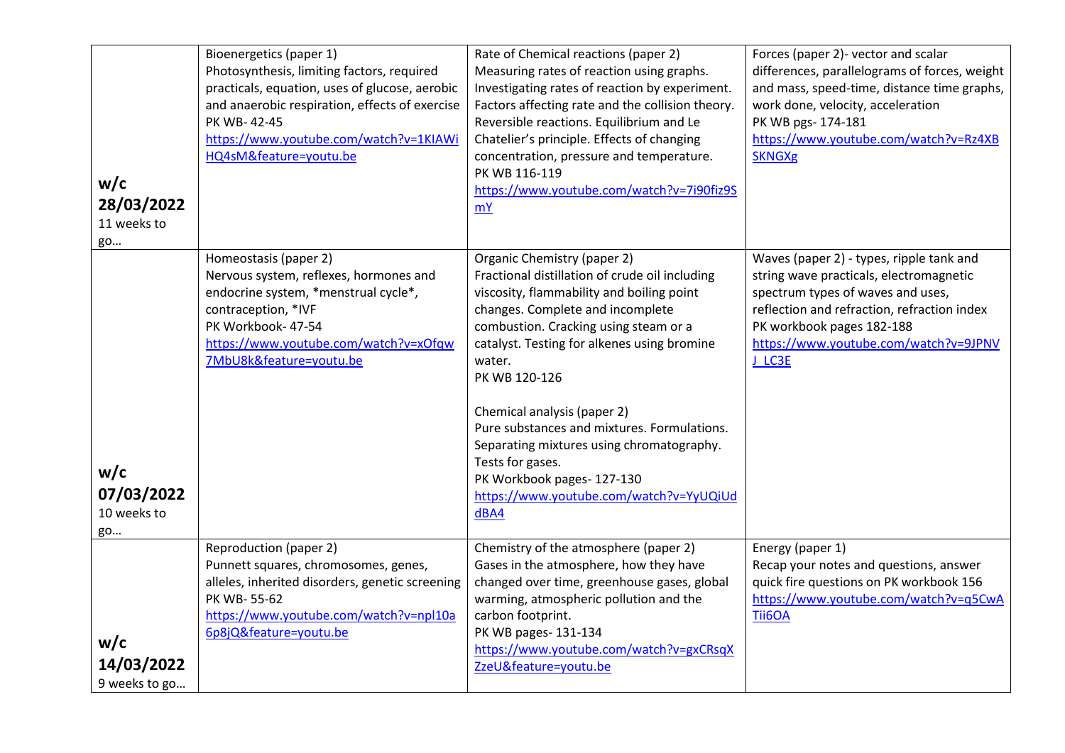| | | | |
|---|---|---|---|
| **w/c 28/03/2022** 11 weeks to go… | Bioenergetics (paper 1)<br>Photosynthesis, limiting factors, required practicals, equation, uses of glucose, aerobic and anaerobic respiration, effects of exercise<br>PK WB- 42-45<br>https://www.youtube.com/watch?v=1KIAWiHQ4sM&feature=youtu.be | Rate of Chemical reactions (paper 2)<br>Measuring rates of reaction using graphs. Investigating rates of reaction by experiment. Factors affecting rate and the collision theory. Reversible reactions. Equilibrium and Le Chatelier's principle. Effects of changing concentration, pressure and temperature.<br>PK WB 116-119<br>https://www.youtube.com/watch?v=7i90fiz9SmY | Forces (paper 2)- vector and scalar differences, parallelograms of forces, weight and mass, speed-time, distance time graphs, work done, velocity, acceleration<br>PK WB pgs- 174-181<br>https://www.youtube.com/watch?v=Rz4XBSKNGXg |
| **w/c 07/03/2022** 10 weeks to go… | Homeostasis (paper 2)<br>Nervous system, reflexes, hormones and endocrine system, *menstrual cycle*, contraception, *IVF<br>PK Workbook- 47-54<br>https://www.youtube.com/watch?v=xOfqw7MbU8k&feature=youtu.be | Organic Chemistry (paper 2)<br>Fractional distillation of crude oil including viscosity, flammability and boiling point changes. Complete and incomplete combustion. Cracking using steam or a catalyst. Testing for alkenes using bromine water.<br>PK WB 120-126<br><br>Chemical analysis (paper 2)<br>Pure substances and mixtures. Formulations. Separating mixtures using chromatography. Tests for gases.<br>PK Workbook pages- 127-130<br>https://www.youtube.com/watch?v=YyUQiUddBA4 | Waves (paper 2) - types, ripple tank and string wave practicals, electromagnetic spectrum types of waves and uses, reflection and refraction, refraction index<br>PK workbook pages 182-188<br>https://www.youtube.com/watch?v=9JPNVJ_LC3E |
| **w/c 14/03/2022** 9 weeks to go… | Reproduction (paper 2)<br>Punnett squares, chromosomes, genes, alleles, inherited disorders, genetic screening<br>PK WB- 55-62<br>https://www.youtube.com/watch?v=npl10a6p8jQ&feature=youtu.be | Chemistry of the atmosphere (paper 2)<br>Gases in the atmosphere, how they have changed over time, greenhouse gases, global warming, atmospheric pollution and the carbon footprint.<br>PK WB pages- 131-134<br>https://www.youtube.com/watch?v=gxCRsqXZzeU&feature=youtu.be | Energy (paper 1)<br>Recap your notes and questions, answer quick fire questions on PK workbook 156<br>https://www.youtube.com/watch?v=q5CwATii6OA |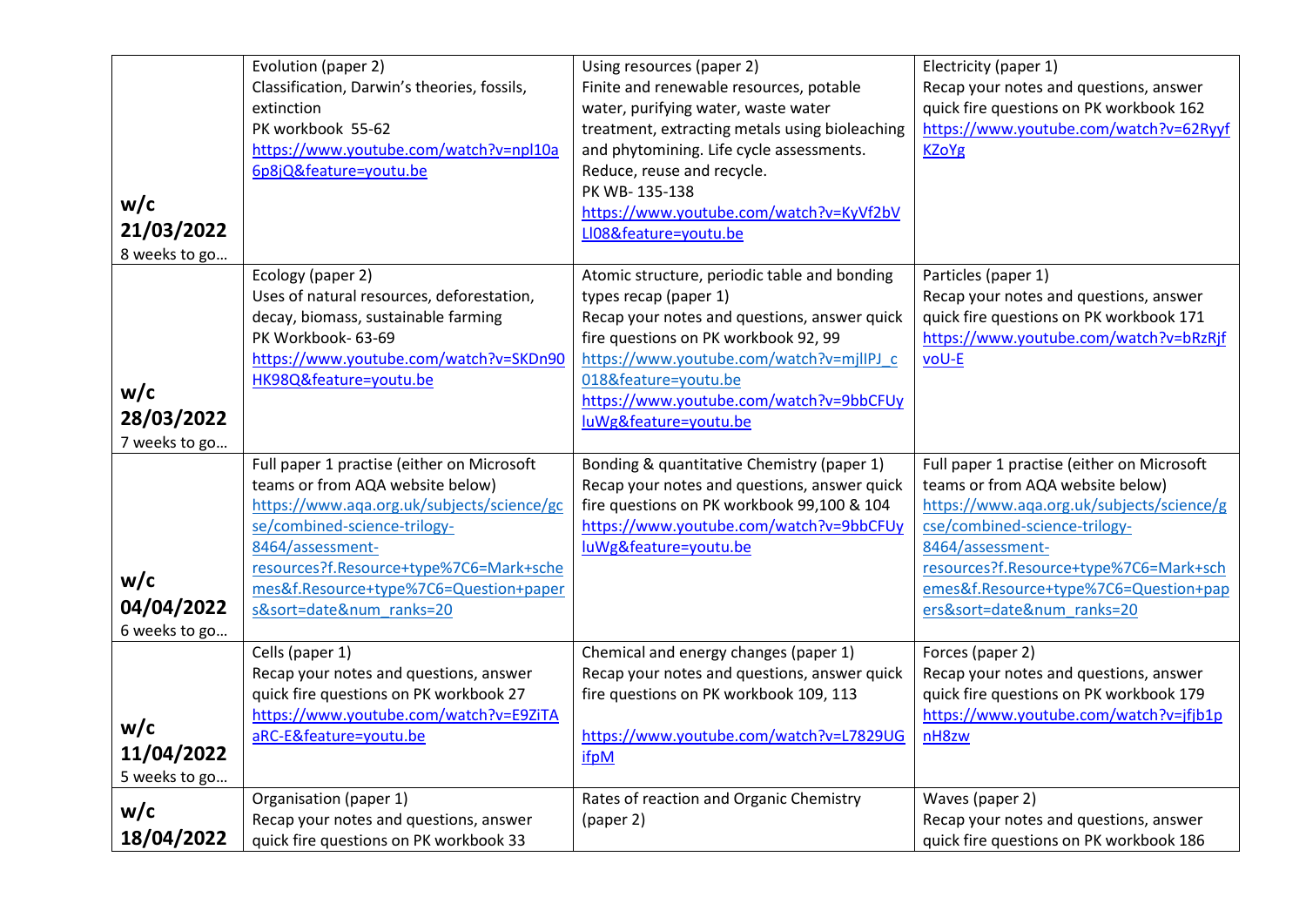| | | | |
|---|---|---|---|
| **w/c 21/03/2022** 8 weeks to go… | Evolution (paper 2)<br>Classification, Darwin's theories, fossils, extinction<br>PK workbook 55-62<br>https://www.youtube.com/watch?v=npl10a6p8jQ&feature=youtu.be | Using resources (paper 2)<br>Finite and renewable resources, potable water, purifying water, waste water treatment, extracting metals using bioleaching and phytomining. Life cycle assessments. Reduce, reuse and recycle.<br>PK WB- 135-138<br>https://www.youtube.com/watch?v=KyVf2bVLl08&feature=youtu.be | Electricity (paper 1)<br>Recap your notes and questions, answer quick fire questions on PK workbook 162<br>https://www.youtube.com/watch?v=62RyyfKZoYg |
| **w/c 28/03/2022** 7 weeks to go… | Ecology (paper 2)<br>Uses of natural resources, deforestation, decay, biomass, sustainable farming<br>PK Workbook- 63-69<br>https://www.youtube.com/watch?v=SKDn90HK98Q&feature=youtu.be | Atomic structure, periodic table and bonding types recap (paper 1)<br>Recap your notes and questions, answer quick fire questions on PK workbook 92, 99<br>https://www.youtube.com/watch?v=mjlIPJ_c018&feature=youtu.be<br>https://www.youtube.com/watch?v=9bbCFUyluWg&feature=youtu.be | Particles (paper 1)<br>Recap your notes and questions, answer quick fire questions on PK workbook 171<br>https://www.youtube.com/watch?v=bRzRjfvoU-E |
| **w/c 04/04/2022** 6 weeks to go… | Full paper 1 practise (either on Microsoft teams or from AQA website below)<br>https://www.aqa.org.uk/subjects/science/gcse/combined-science-trilogy-8464/assessment-resources?f.Resource+type%7C6=Mark+schemes&f.Resource+type%7C6=Question+papers&sort=date&num_ranks=20 | Bonding & quantitative Chemistry (paper 1)<br>Recap your notes and questions, answer quick fire questions on PK workbook 99,100 & 104<br>https://www.youtube.com/watch?v=9bbCFUyluWg&feature=youtu.be | Full paper 1 practise (either on Microsoft teams or from AQA website below)<br>https://www.aqa.org.uk/subjects/science/gcse/combined-science-trilogy-8464/assessment-resources?f.Resource+type%7C6=Mark+schemes&f.Resource+type%7C6=Question+papers&sort=date&num_ranks=20 |
| **w/c 11/04/2022** 5 weeks to go… | Cells (paper 1)<br>Recap your notes and questions, answer quick fire questions on PK workbook 27<br>https://www.youtube.com/watch?v=E9ZiTAaRC-E&feature=youtu.be | Chemical and energy changes (paper 1)<br>Recap your notes and questions, answer quick fire questions on PK workbook 109, 113<br><br>https://www.youtube.com/watch?v=L7829UGifpM | Forces (paper 2)<br>Recap your notes and questions, answer quick fire questions on PK workbook 179<br>https://www.youtube.com/watch?v=jfjb1pnH8zw |
| **w/c 18/04/2022** | Organisation (paper 1)<br>Recap your notes and questions, answer quick fire questions on PK workbook 33 | Rates of reaction and Organic Chemistry (paper 2) | Waves (paper 2)<br>Recap your notes and questions, answer quick fire questions on PK workbook 186 |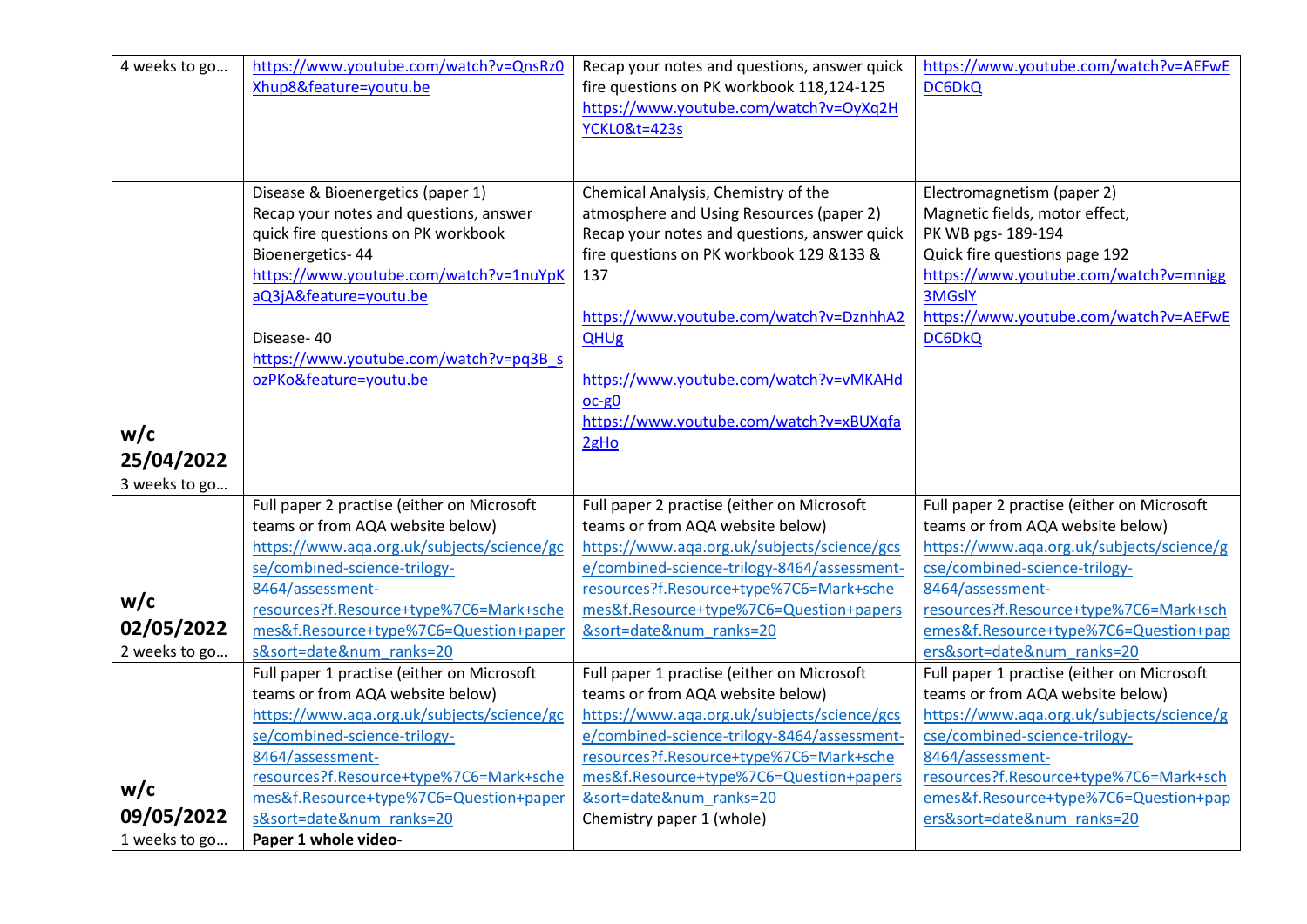| | | | |
|---|---|---|---|
| 4 weeks to go… | https://www.youtube.com/watch?v=QnsRz0Xhup8&feature=youtu.be | Recap your notes and questions, answer quick fire questions on PK workbook 118,124-125<br>https://www.youtube.com/watch?v=OyXq2HYCKL0&t=423s | https://www.youtube.com/watch?v=AEFwEDC6DkQ |
| **w/c 25/04/2022**<br>3 weeks to go… | Disease & Bioenergetics (paper 1)<br>Recap your notes and questions, answer quick fire questions on PK workbook<br>Bioenergetics- 44<br>https://www.youtube.com/watch?v=1nuYpKaQ3jA&feature=youtu.be<br><br>Disease- 40<br>https://www.youtube.com/watch?v=pq3B_sozPKo&feature=youtu.be | Chemical Analysis, Chemistry of the atmosphere and Using Resources (paper 2)<br>Recap your notes and questions, answer quick fire questions on PK workbook 129 &133 & 137<br><br>https://www.youtube.com/watch?v=DznhhA2QHUg<br><br>https://www.youtube.com/watch?v=vMKAHdoc-g0<br>https://www.youtube.com/watch?v=xBUXqfa2gHo | Electromagnetism (paper 2)<br>Magnetic fields, motor effect,<br>PK WB pgs- 189-194<br>Quick fire questions page 192<br>https://www.youtube.com/watch?v=mnigg3MGslY<br>https://www.youtube.com/watch?v=AEFwEDC6DkQ |
| **w/c 02/05/2022**<br>2 weeks to go… | Full paper 2 practise (either on Microsoft teams or from AQA website below)<br>https://www.aqa.org.uk/subjects/science/gcse/combined-science-trilogy-8464/assessment-resources?f.Resource+type%7C6=Mark+schemes&f.Resource+type%7C6=Question+papers&sort=date&num_ranks=20 | Full paper 2 practise (either on Microsoft teams or from AQA website below)<br>https://www.aqa.org.uk/subjects/science/gcse/combined-science-trilogy-8464/assessment-resources?f.Resource+type%7C6=Mark+schemes&f.Resource+type%7C6=Question+papers&sort=date&num_ranks=20 | Full paper 2 practise (either on Microsoft teams or from AQA website below)<br>https://www.aqa.org.uk/subjects/science/gcse/combined-science-trilogy-8464/assessment-resources?f.Resource+type%7C6=Mark+schemes&f.Resource+type%7C6=Question+papers&sort=date&num_ranks=20 |
| **w/c 09/05/2022**<br>1 weeks to go… | Full paper 1 practise (either on Microsoft teams or from AQA website below)<br>https://www.aqa.org.uk/subjects/science/gcse/combined-science-trilogy-8464/assessment-resources?f.Resource+type%7C6=Mark+schemes&f.Resource+type%7C6=Question+papers&sort=date&num_ranks=20<br>**Paper 1 whole video-** | Full paper 1 practise (either on Microsoft teams or from AQA website below)<br>https://www.aqa.org.uk/subjects/science/gcse/combined-science-trilogy-8464/assessment-resources?f.Resource+type%7C6=Mark+schemes&f.Resource+type%7C6=Question+papers&sort=date&num_ranks=20<br>Chemistry paper 1 (whole) | Full paper 1 practise (either on Microsoft teams or from AQA website below)<br>https://www.aqa.org.uk/subjects/science/gcse/combined-science-trilogy-8464/assessment-resources?f.Resource+type%7C6=Mark+schemes&f.Resource+type%7C6=Question+papers&sort=date&num_ranks=20 |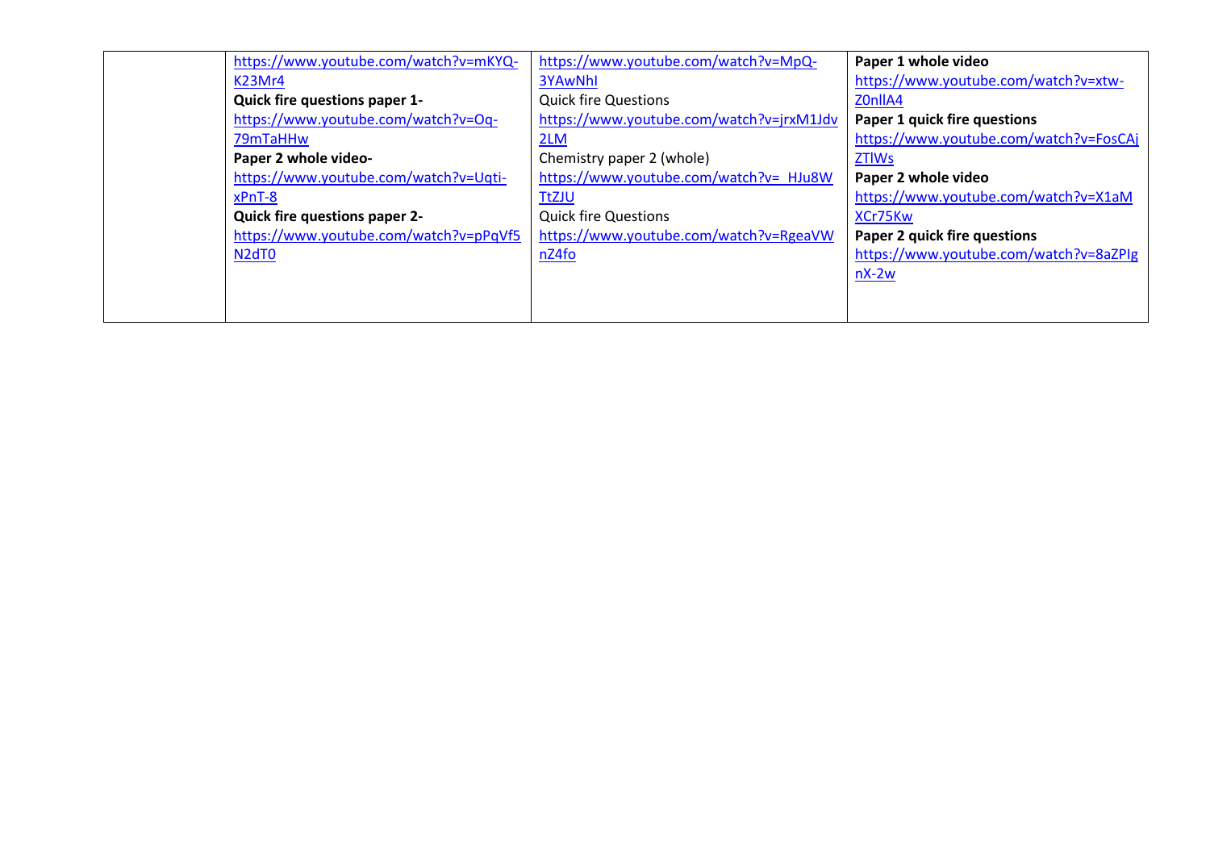| | | | |
|---|---|---|---|
| | https://www.youtube.com/watch?v=mKYQ-K23Mr4<br>**Quick fire questions paper 1-**<br>https://www.youtube.com/watch?v=Oq-79mTaHHw<br>**Paper 2 whole video-**<br>https://www.youtube.com/watch?v=Uqti-xPnT-8<br>**Quick fire questions paper 2-**<br>https://www.youtube.com/watch?v=pPqVf5N2dT0 | https://www.youtube.com/watch?v=MpQ-3YAwNhI<br>Quick fire Questions<br>https://www.youtube.com/watch?v=jrxM1Jdv2LM<br>Chemistry paper 2 (whole)<br>https://www.youtube.com/watch?v=_HJu8WTtZJU<br>Quick fire Questions<br>https://www.youtube.com/watch?v=RgeaVWnZ4fo | **Paper 1 whole video**<br>https://www.youtube.com/watch?v=xtw-Z0nllA4<br>**Paper 1 quick fire questions**<br>https://www.youtube.com/watch?v=FosCAjZTlWs<br>**Paper 2 whole video**<br>https://www.youtube.com/watch?v=X1aMXCr75Kw<br>**Paper 2 quick fire questions**<br>https://www.youtube.com/watch?v=8aZPIgnX-2w |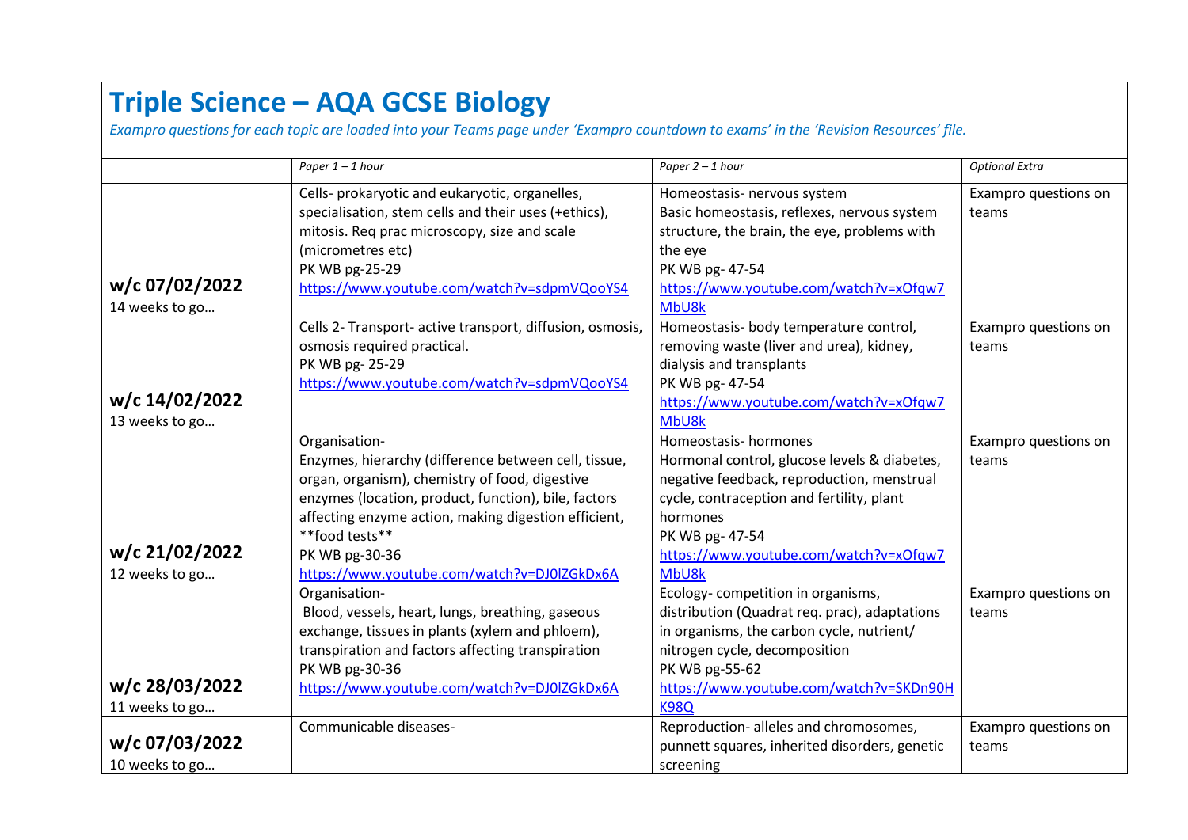# Triple Science – AQA GCSE Biology

*Exampro questions for each topic are loaded into your Teams page under 'Exampro countdown to exams' in the 'Revision Resources' file.*

| | *Paper 1 – 1 hour* | *Paper 2 – 1 hour* | *Optional Extra* |
|---|---|---|---|
| **w/c 07/02/2022** 14 weeks to go… | Cells- prokaryotic and eukaryotic, organelles, specialisation, stem cells and their uses (+ethics), mitosis. Req prac microscopy, size and scale (micrometres etc) PK WB pg-25-29 https://www.youtube.com/watch?v=sdpmVQooYS4 | Homeostasis- nervous system Basic homeostasis, reflexes, nervous system structure, the brain, the eye, problems with the eye PK WB pg- 47-54 https://www.youtube.com/watch?v=xOfqw7MbU8k | Exampro questions on teams |
| **w/c 14/02/2022** 13 weeks to go… | Cells 2- Transport- active transport, diffusion, osmosis, osmosis required practical. PK WB pg- 25-29 https://www.youtube.com/watch?v=sdpmVQooYS4 | Homeostasis- body temperature control, removing waste (liver and urea), kidney, dialysis and transplants PK WB pg- 47-54 https://www.youtube.com/watch?v=xOfqw7MbU8k | Exampro questions on teams |
| **w/c 21/02/2022** 12 weeks to go… | Organisation- Enzymes, hierarchy (difference between cell, tissue, organ, organism), chemistry of food, digestive enzymes (location, product, function), bile, factors affecting enzyme action, making digestion efficient, **food tests** PK WB pg-30-36 https://www.youtube.com/watch?v=DJ0lZGkDx6A | Homeostasis- hormones Hormonal control, glucose levels & diabetes, negative feedback, reproduction, menstrual cycle, contraception and fertility, plant hormones PK WB pg- 47-54 https://www.youtube.com/watch?v=xOfqw7MbU8k | Exampro questions on teams |
| **w/c 28/03/2022** 11 weeks to go… | Organisation- Blood, vessels, heart, lungs, breathing, gaseous exchange, tissues in plants (xylem and phloem), transpiration and factors affecting transpiration PK WB pg-30-36 https://www.youtube.com/watch?v=DJ0lZGkDx6A | Ecology- competition in organisms, distribution (Quadrat req. prac), adaptations in organisms, the carbon cycle, nutrient/ nitrogen cycle, decomposition PK WB pg-55-62 https://www.youtube.com/watch?v=SKDn90HK98Q | Exampro questions on teams |
| **w/c 07/03/2022** 10 weeks to go… | Communicable diseases- | Reproduction- alleles and chromosomes, punnett squares, inherited disorders, genetic screening | Exampro questions on teams |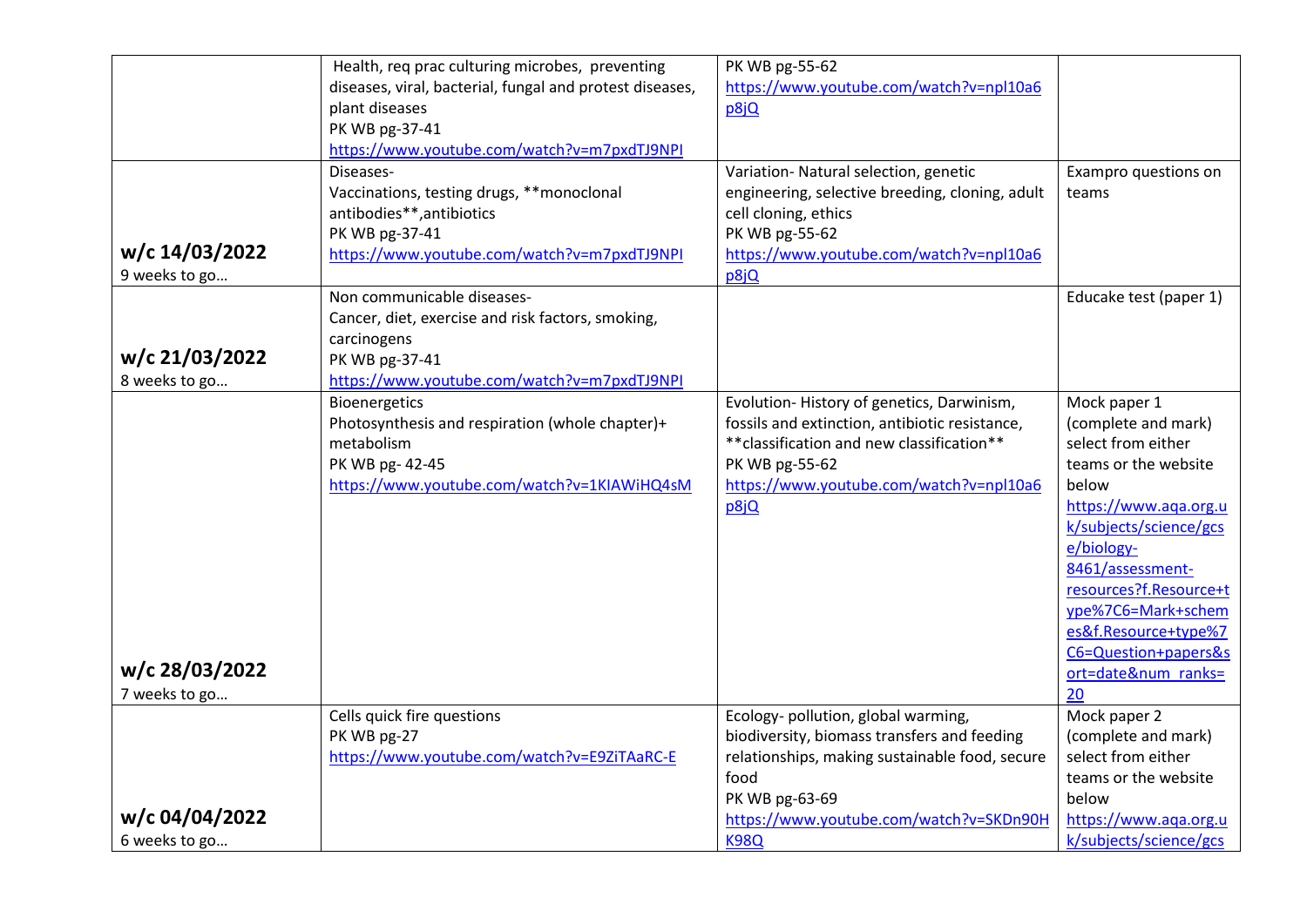|  |  |  |  |
|---|---|---|---|
|  | Health, req prac culturing microbes, preventing diseases, viral, bacterial, fungal and protest diseases, plant diseases<br>PK WB pg-37-41<br>https://www.youtube.com/watch?v=m7pxdTJ9NPI | PK WB pg-55-62<br>https://www.youtube.com/watch?v=npl10a6p8jQ |  |
| **w/c 14/03/2022**<br>9 weeks to go… | Diseases-<br>Vaccinations, testing drugs, **monoclonal antibodies**,antibiotics<br>PK WB pg-37-41<br>https://www.youtube.com/watch?v=m7pxdTJ9NPI | Variation- Natural selection, genetic engineering, selective breeding, cloning, adult cell cloning, ethics<br>PK WB pg-55-62<br>https://www.youtube.com/watch?v=npl10a6p8jQ | Exampro questions on teams |
| **w/c 21/03/2022**<br>8 weeks to go… | Non communicable diseases-<br>Cancer, diet, exercise and risk factors, smoking, carcinogens<br>PK WB pg-37-41<br>https://www.youtube.com/watch?v=m7pxdTJ9NPI |  | Educake test (paper 1) |
| **w/c 28/03/2022**<br>7 weeks to go… | Bioenergetics<br>Photosynthesis and respiration (whole chapter)+ metabolism<br>PK WB pg- 42-45<br>https://www.youtube.com/watch?v=1KIAWiHQ4sM | Evolution- History of genetics, Darwinism, fossils and extinction, antibiotic resistance, **classification and new classification**<br>PK WB pg-55-62<br>https://www.youtube.com/watch?v=npl10a6p8jQ | Mock paper 1 (complete and mark) select from either teams or the website below<br>https://www.aqa.org.uk/subjects/science/gcse/biology-8461/assessment-resources?f.Resource+type%7C6=Mark+schemes&f.Resource+type%7C6=Question+papers&sort=date&num_ranks=20 |
| **w/c 04/04/2022**<br>6 weeks to go… | Cells quick fire questions<br>PK WB pg-27<br>https://www.youtube.com/watch?v=E9ZiTAaRC-E | Ecology- pollution, global warming, biodiversity, biomass transfers and feeding relationships, making sustainable food, secure food<br>PK WB pg-63-69<br>https://www.youtube.com/watch?v=SKDn90HK98Q | Mock paper 2 (complete and mark) select from either teams or the website below<br>https://www.aqa.org.uk/subjects/science/gcs |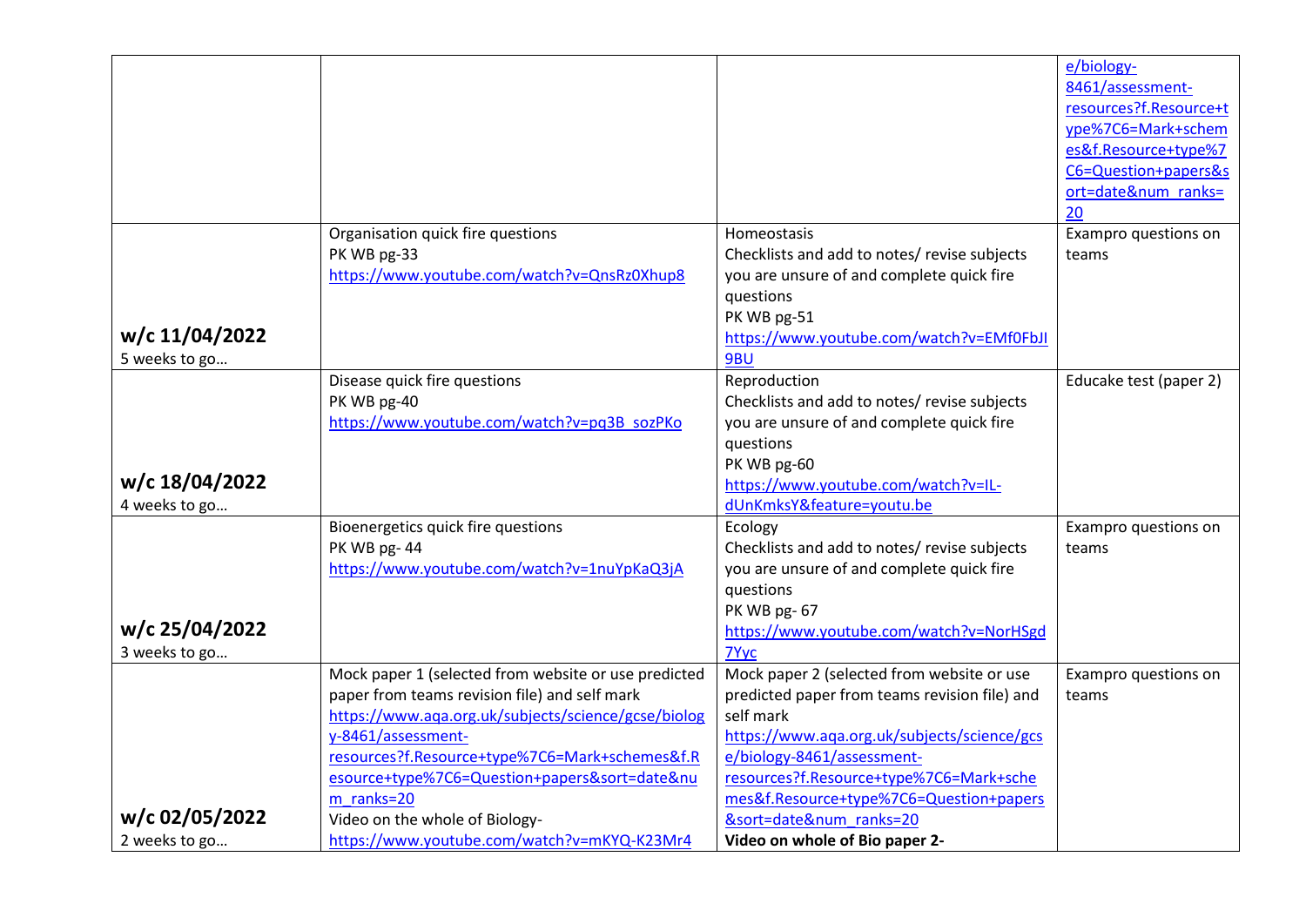| | | | |
|---|---|---|---|
| | | | e/biology-8461/assessment-resources?f.Resource+type%7C6=Mark+schemes&f.Resource+type%7C6=Question+papers&sort=date&num_ranks=20 |
| **w/c 11/04/2022**<br>5 weeks to go… | Organisation quick fire questions<br>PK WB pg-33<br>https://www.youtube.com/watch?v=QnsRz0Xhup8 | Homeostasis<br>Checklists and add to notes/ revise subjects you are unsure of and complete quick fire questions<br>PK WB pg-51<br>https://www.youtube.com/watch?v=EMf0FbJI9BU | Exampro questions on teams |
| **w/c 18/04/2022**<br>4 weeks to go… | Disease quick fire questions<br>PK WB pg-40<br>https://www.youtube.com/watch?v=pq3B_sozPKo | Reproduction<br>Checklists and add to notes/ revise subjects you are unsure of and complete quick fire questions<br>PK WB pg-60<br>https://www.youtube.com/watch?v=IL-dUnKmksY&feature=youtu.be | Educake test (paper 2) |
| **w/c 25/04/2022**<br>3 weeks to go… | Bioenergetics quick fire questions<br>PK WB pg- 44<br>https://www.youtube.com/watch?v=1nuYpKaQ3jA | Ecology<br>Checklists and add to notes/ revise subjects you are unsure of and complete quick fire questions<br>PK WB pg- 67<br>https://www.youtube.com/watch?v=NorHSgd7Yyc | Exampro questions on teams |
| **w/c 02/05/2022**<br>2 weeks to go… | Mock paper 1 (selected from website or use predicted paper from teams revision file) and self mark<br>https://www.aqa.org.uk/subjects/science/gcse/biology-8461/assessment-resources?f.Resource+type%7C6=Mark+schemes&f.Resource+type%7C6=Question+papers&sort=date&num_ranks=20<br>Video on the whole of Biology-<br>https://www.youtube.com/watch?v=mKYQ-K23Mr4 | Mock paper 2 (selected from website or use predicted paper from teams revision file) and self mark<br>https://www.aqa.org.uk/subjects/science/gcse/biology-8461/assessment-resources?f.Resource+type%7C6=Mark+schemes&f.Resource+type%7C6=Question+papers&sort=date&num_ranks=20<br>**Video on whole of Bio paper 2-** | Exampro questions on teams |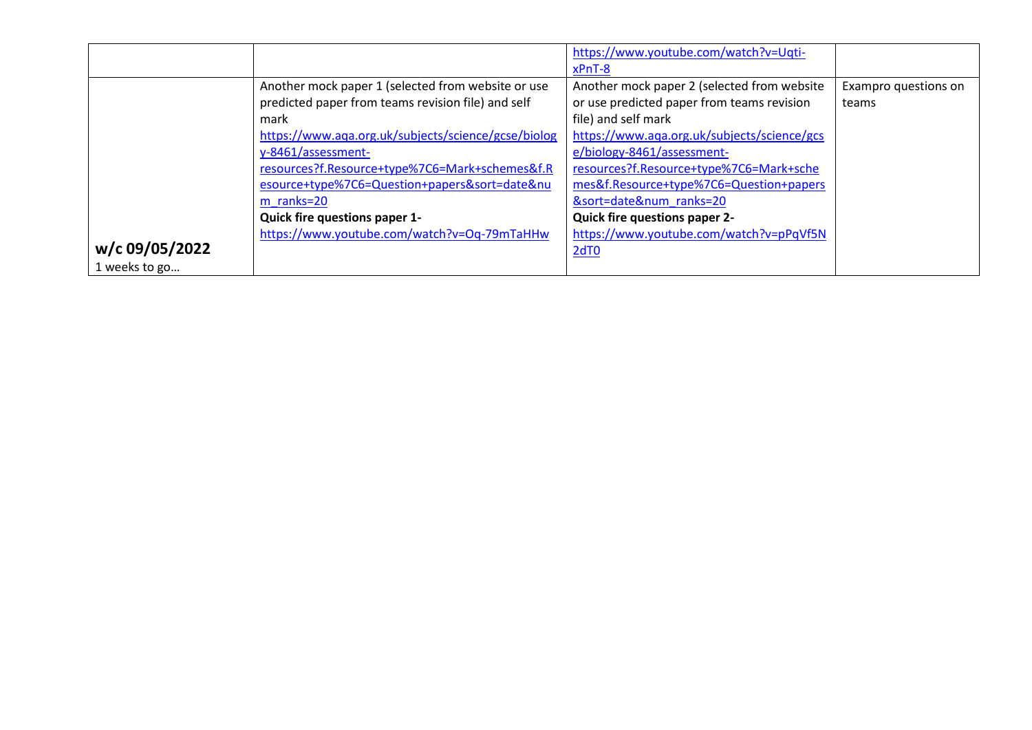|  |  | https://www.youtube.com/watch?v=Uqti-xPnT-8 |  |
|---|---|---|---|
| **w/c 09/05/2022**<br>1 weeks to go… | Another mock paper 1 (selected from website or use predicted paper from teams revision file) and self mark<br>https://www.aqa.org.uk/subjects/science/gcse/biology-8461/assessment-resources?f.Resource+type%7C6=Mark+schemes&f.Resource+type%7C6=Question+papers&sort=date&num_ranks=20<br>**Quick fire questions paper 1-**<br>https://www.youtube.com/watch?v=Oq-79mTaHHw | Another mock paper 2 (selected from website or use predicted paper from teams revision file) and self mark<br>https://www.aqa.org.uk/subjects/science/gcse/biology-8461/assessment-resources?f.Resource+type%7C6=Mark+schemes&f.Resource+type%7C6=Question+papers&sort=date&num_ranks=20<br>**Quick fire questions paper 2-**<br>https://www.youtube.com/watch?v=pPqVf5N2dT0 | Exampro questions on teams |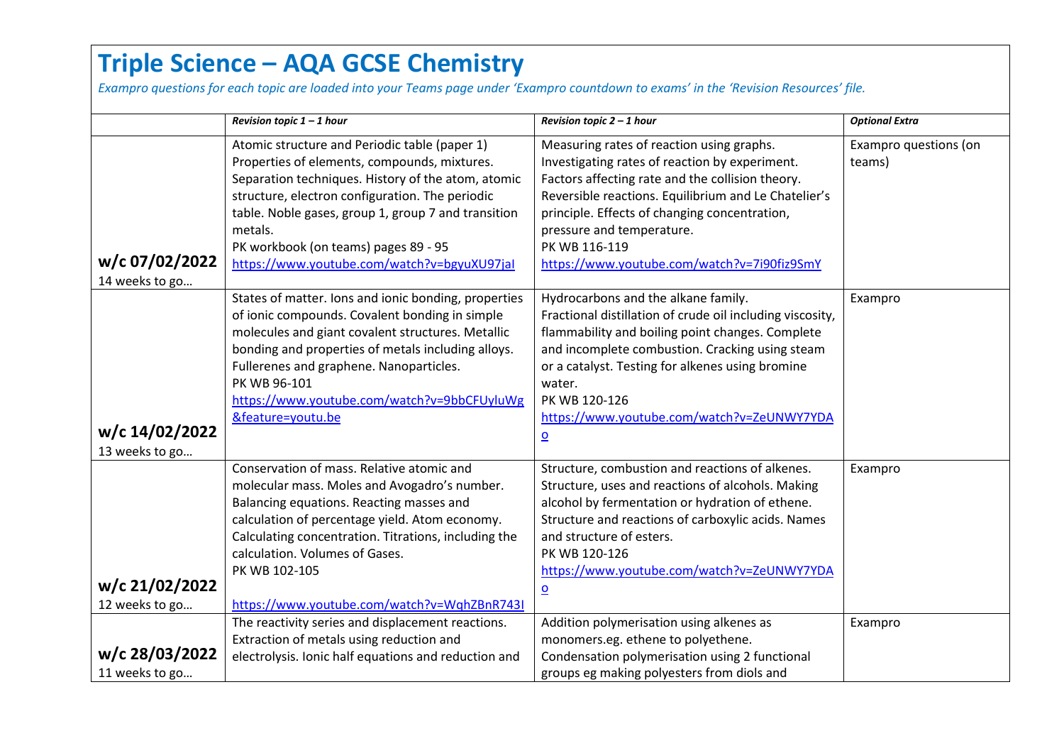# Triple Science – AQA GCSE Chemistry

*Exampro questions for each topic are loaded into your Teams page under 'Exampro countdown to exams' in the 'Revision Resources' file.*

| | *Revision topic 1 – 1 hour* | *Revision topic 2 – 1 hour* | *Optional Extra* |
|---|---|---|---|
| **w/c 07/02/2022** 14 weeks to go… | Atomic structure and Periodic table (paper 1) Properties of elements, compounds, mixtures. Separation techniques. History of the atom, atomic structure, electron configuration. The periodic table. Noble gases, group 1, group 7 and transition metals. PK workbook (on teams) pages 89 - 95 https://www.youtube.com/watch?v=bgyuXU97jaI | Measuring rates of reaction using graphs. Investigating rates of reaction by experiment. Factors affecting rate and the collision theory. Reversible reactions. Equilibrium and Le Chatelier's principle. Effects of changing concentration, pressure and temperature. PK WB 116-119 https://www.youtube.com/watch?v=7i90fiz9SmY | Exampro questions (on teams) |
| **w/c 14/02/2022** 13 weeks to go… | States of matter. Ions and ionic bonding, properties of ionic compounds. Covalent bonding in simple molecules and giant covalent structures. Metallic bonding and properties of metals including alloys. Fullerenes and graphene. Nanoparticles. PK WB 96-101 https://www.youtube.com/watch?v=9bbCFUyluWg&feature=youtu.be | Hydrocarbons and the alkane family. Fractional distillation of crude oil including viscosity, flammability and boiling point changes. Complete and incomplete combustion. Cracking using steam or a catalyst. Testing for alkenes using bromine water. PK WB 120-126 https://www.youtube.com/watch?v=ZeUNWY7YDAo | Exampro |
| **w/c 21/02/2022** 12 weeks to go… | Conservation of mass. Relative atomic and molecular mass. Moles and Avogadro's number. Balancing equations. Reacting masses and calculation of percentage yield. Atom economy. Calculating concentration. Titrations, including the calculation. Volumes of Gases. PK WB 102-105 https://www.youtube.com/watch?v=WqhZBnR743I | Structure, combustion and reactions of alkenes. Structure, uses and reactions of alcohols. Making alcohol by fermentation or hydration of ethene. Structure and reactions of carboxylic acids. Names and structure of esters. PK WB 120-126 https://www.youtube.com/watch?v=ZeUNWY7YDAo | Exampro |
| **w/c 28/03/2022** 11 weeks to go… | The reactivity series and displacement reactions. Extraction of metals using reduction and electrolysis. Ionic half equations and reduction and | Addition polymerisation using alkenes as monomers.eg. ethene to polyethene. Condensation polymerisation using 2 functional groups eg making polyesters from diols and | Exampro |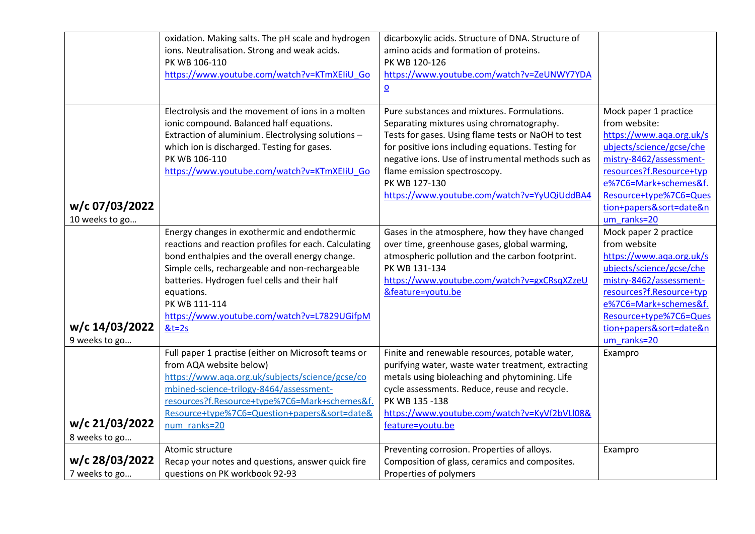| | | | |
|---|---|---|---|
| | oxidation. Making salts. The pH scale and hydrogen ions. Neutralisation. Strong and weak acids.<br>PK WB 106-110<br>https://www.youtube.com/watch?v=KTmXEIiU_Go | dicarboxylic acids. Structure of DNA. Structure of amino acids and formation of proteins.<br>PK WB 120-126<br>https://www.youtube.com/watch?v=ZeUNWY7YDAo | |
| **w/c 07/03/2022**<br>10 weeks to go… | Electrolysis and the movement of ions in a molten ionic compound. Balanced half equations. Extraction of aluminium. Electrolysing solutions – which ion is discharged. Testing for gases.<br>PK WB 106-110<br>https://www.youtube.com/watch?v=KTmXEIiU_Go | Pure substances and mixtures. Formulations. Separating mixtures using chromatography. Tests for gases. Using flame tests or NaOH to test for positive ions including equations. Testing for negative ions. Use of instrumental methods such as flame emission spectroscopy.<br>PK WB 127-130<br>https://www.youtube.com/watch?v=YyUQiUddBA4 | Mock paper 1 practice from website:<br>https://www.aqa.org.uk/subjects/science/gcse/chemistry-8462/assessment-resources?f.Resource+type%7C6=Mark+schemes&f.Resource+type%7C6=Question+papers&sort=date&num_ranks=20 |
| **w/c 14/03/2022**<br>9 weeks to go… | Energy changes in exothermic and endothermic reactions and reaction profiles for each. Calculating bond enthalpies and the overall energy change. Simple cells, rechargeable and non-rechargeable batteries. Hydrogen fuel cells and their half equations.<br>PK WB 111-114<br>https://www.youtube.com/watch?v=L7829UGifpM&t=2s | Gases in the atmosphere, how they have changed over time, greenhouse gases, global warming, atmospheric pollution and the carbon footprint.<br>PK WB 131-134<br>https://www.youtube.com/watch?v=gxCRsqXZzeU&feature=youtu.be | Mock paper 2 practice from website<br>https://www.aqa.org.uk/subjects/science/gcse/chemistry-8462/assessment-resources?f.Resource+type%7C6=Mark+schemes&f.Resource+type%7C6=Question+papers&sort=date&num_ranks=20 |
| **w/c 21/03/2022**<br>8 weeks to go… | Full paper 1 practise (either on Microsoft teams or from AQA website below)<br>https://www.aqa.org.uk/subjects/science/gcse/combined-science-trilogy-8464/assessment-resources?f.Resource+type%7C6=Mark+schemes&f.Resource+type%7C6=Question+papers&sort=date&num_ranks=20 | Finite and renewable resources, potable water, purifying water, waste water treatment, extracting metals using bioleaching and phytomining. Life cycle assessments. Reduce, reuse and recycle.<br>PK WB 135 -138<br>https://www.youtube.com/watch?v=KyVf2bVLl08&feature=youtu.be | Exampro |
| **w/c 28/03/2022**<br>7 weeks to go… | Atomic structure<br>Recap your notes and questions, answer quick fire questions on PK workbook 92-93 | Preventing corrosion. Properties of alloys. Composition of glass, ceramics and composites. Properties of polymers | Exampro |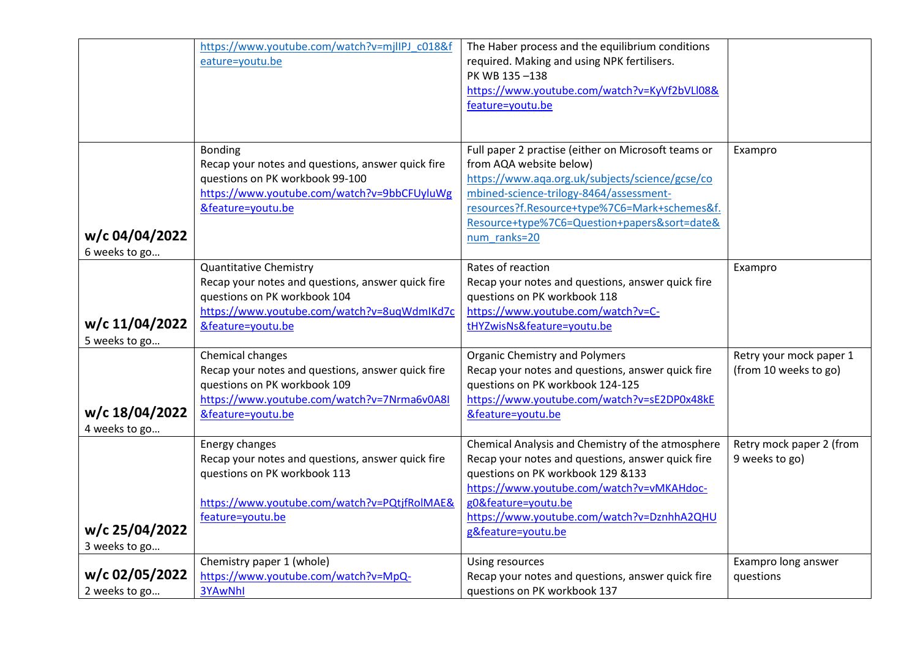| | | | |
|---|---|---|---|
| | https://www.youtube.com/watch?v=mjlIPJ_c018&feature=youtu.be | The Haber process and the equilibrium conditions required. Making and using NPK fertilisers.<br>PK WB 135 –138<br>https://www.youtube.com/watch?v=KyVf2bVLl08&feature=youtu.be | |
| **w/c 04/04/2022**<br>6 weeks to go… | Bonding<br>Recap your notes and questions, answer quick fire questions on PK workbook 99-100<br>https://www.youtube.com/watch?v=9bbCFUyluWg&feature=youtu.be | Full paper 2 practise (either on Microsoft teams or from AQA website below)<br>https://www.aqa.org.uk/subjects/science/gcse/combined-science-trilogy-8464/assessment-resources?f.Resource+type%7C6=Mark+schemes&f.Resource+type%7C6=Question+papers&sort=date&num_ranks=20 | Exampro |
| **w/c 11/04/2022**<br>5 weeks to go… | Quantitative Chemistry<br>Recap your notes and questions, answer quick fire questions on PK workbook 104<br>https://www.youtube.com/watch?v=8uqWdmIKd7c&feature=youtu.be | Rates of reaction<br>Recap your notes and questions, answer quick fire questions on PK workbook 118<br>https://www.youtube.com/watch?v=C-tHYZwisNs&feature=youtu.be | Exampro |
| **w/c 18/04/2022**<br>4 weeks to go… | Chemical changes<br>Recap your notes and questions, answer quick fire questions on PK workbook 109<br>https://www.youtube.com/watch?v=7Nrma6v0A8I&feature=youtu.be | Organic Chemistry and Polymers<br>Recap your notes and questions, answer quick fire questions on PK workbook 124-125<br>https://www.youtube.com/watch?v=sE2DP0x48kE&feature=youtu.be | Retry your mock paper 1 (from 10 weeks to go) |
| **w/c 25/04/2022**<br>3 weeks to go… | Energy changes<br>Recap your notes and questions, answer quick fire questions on PK workbook 113<br>https://www.youtube.com/watch?v=PQtjfRolMAE&feature=youtu.be | Chemical Analysis and Chemistry of the atmosphere<br>Recap your notes and questions, answer quick fire questions on PK workbook 129 &133<br>https://www.youtube.com/watch?v=vMKAHdoc-g0&feature=youtu.be<br>https://www.youtube.com/watch?v=DznhhA2QHUg&feature=youtu.be | Retry mock paper 2 (from 9 weeks to go) |
| **w/c 02/05/2022**<br>2 weeks to go… | Chemistry paper 1 (whole)<br>https://www.youtube.com/watch?v=MpQ-3YAwNhI | Using resources<br>Recap your notes and questions, answer quick fire questions on PK workbook 137 | Exampro long answer questions |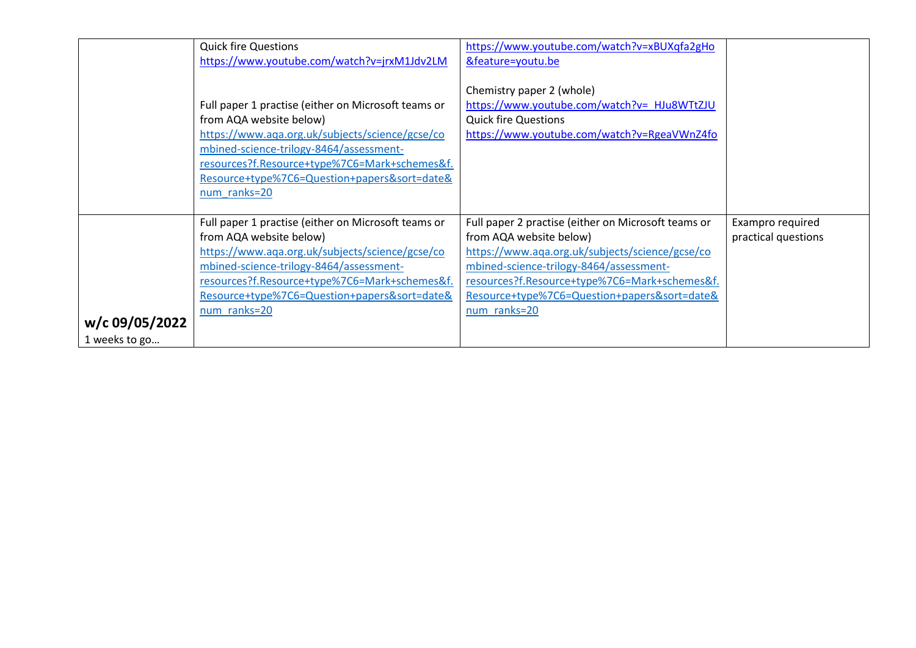| | | | |
|---|---|---|---|
| | Quick fire Questions<br>https://www.youtube.com/watch?v=jrxM1Jdv2LM<br><br>Full paper 1 practise (either on Microsoft teams or from AQA website below)<br>https://www.aqa.org.uk/subjects/science/gcse/combined-science-trilogy-8464/assessment-resources?f.Resource+type%7C6=Mark+schemes&f.Resource+type%7C6=Question+papers&sort=date&num_ranks=20 | https://www.youtube.com/watch?v=xBUXqfa2gHo&feature=youtu.be<br><br>Chemistry paper 2 (whole)<br>https://www.youtube.com/watch?v=_HJu8WTtZJU<br>Quick fire Questions<br>https://www.youtube.com/watch?v=RgeaVWnZ4fo | |
| **w/c 09/05/2022**<br>1 weeks to go… | Full paper 1 practise (either on Microsoft teams or from AQA website below)<br>https://www.aqa.org.uk/subjects/science/gcse/combined-science-trilogy-8464/assessment-resources?f.Resource+type%7C6=Mark+schemes&f.Resource+type%7C6=Question+papers&sort=date&num_ranks=20 | Full paper 2 practise (either on Microsoft teams or from AQA website below)<br>https://www.aqa.org.uk/subjects/science/gcse/combined-science-trilogy-8464/assessment-resources?f.Resource+type%7C6=Mark+schemes&f.Resource+type%7C6=Question+papers&sort=date&num_ranks=20 | Exampro required practical questions |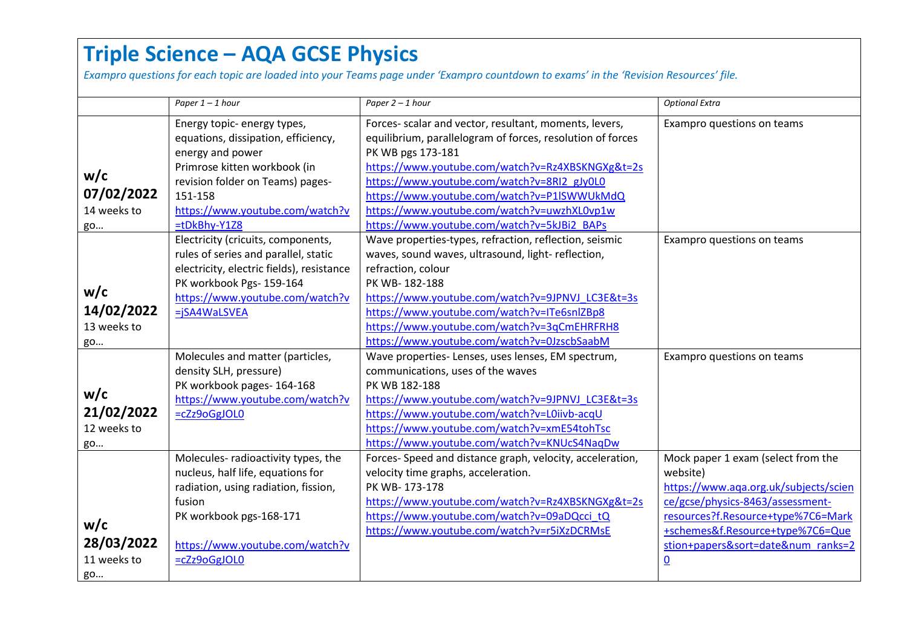# Triple Science – AQA GCSE Physics

*Exampro questions for each topic are loaded into your Teams page under 'Exampro countdown to exams' in the 'Revision Resources' file.*

| | *Paper 1 – 1 hour* | *Paper 2 – 1 hour* | *Optional Extra* |
|---|---|---|---|
| **w/c 07/02/2022** 14 weeks to go… | Energy topic- energy types, equations, dissipation, efficiency, energy and power<br>Primrose kitten workbook (in revision folder on Teams) pages- 151-158<br>https://www.youtube.com/watch?v=tDkBhy-Y1Z8 | Forces- scalar and vector, resultant, moments, levers, equilibrium, parallelogram of forces, resolution of forces<br>PK WB pgs 173-181<br>https://www.youtube.com/watch?v=Rz4XBSKNGXg&t=2s<br>https://www.youtube.com/watch?v=8RI2_gJy0L0<br>https://www.youtube.com/watch?v=P1lSWWUkMdQ<br>https://www.youtube.com/watch?v=uwzhXL0vp1w<br>https://www.youtube.com/watch?v=5kJBi2_BAPs | Exampro questions on teams |
| **w/c 14/02/2022** 13 weeks to go… | Electricity (cricuits, components, rules of series and parallel, static electricity, electric fields), resistance<br>PK workbook Pgs- 159-164<br>https://www.youtube.com/watch?v=jSA4WaLSVEA | Wave properties-types, refraction, reflection, seismic waves, sound waves, ultrasound, light- reflection, refraction, colour<br>PK WB- 182-188<br>https://www.youtube.com/watch?v=9JPNVJ_LC3E&t=3s<br>https://www.youtube.com/watch?v=ITe6snlZBp8<br>https://www.youtube.com/watch?v=3qCmEHRFRH8<br>https://www.youtube.com/watch?v=0JzscbSaabM | Exampro questions on teams |
| **w/c 21/02/2022** 12 weeks to go… | Molecules and matter (particles, density SLH, pressure)<br>PK workbook pages- 164-168<br>https://www.youtube.com/watch?v=cZz9oGgJOL0 | Wave properties- Lenses, uses lenses, EM spectrum, communications, uses of the waves<br>PK WB 182-188<br>https://www.youtube.com/watch?v=9JPNVJ_LC3E&t=3s<br>https://www.youtube.com/watch?v=L0iivb-acqU<br>https://www.youtube.com/watch?v=xmE54tohTsc<br>https://www.youtube.com/watch?v=KNUcS4NaqDw | Exampro questions on teams |
| **w/c 28/03/2022** 11 weeks to go… | Molecules- radioactivity types, the nucleus, half life, equations for radiation, using radiation, fission, fusion<br>PK workbook pgs-168-171<br><br>https://www.youtube.com/watch?v=cZz9oGgJOL0 | Forces- Speed and distance graph, velocity, acceleration, velocity time graphs, acceleration.<br>PK WB- 173-178<br>https://www.youtube.com/watch?v=Rz4XBSKNGXg&t=2s<br>https://www.youtube.com/watch?v=09aDQcci_tQ<br>https://www.youtube.com/watch?v=r5iXzDCRMsE | Mock paper 1 exam (select from the website)<br>https://www.aqa.org.uk/subjects/science/gcse/physics-8463/assessment-resources?f.Resource+type%7C6=Mark+schemes&f.Resource+type%7C6=Question+papers&sort=date&num_ranks=20 |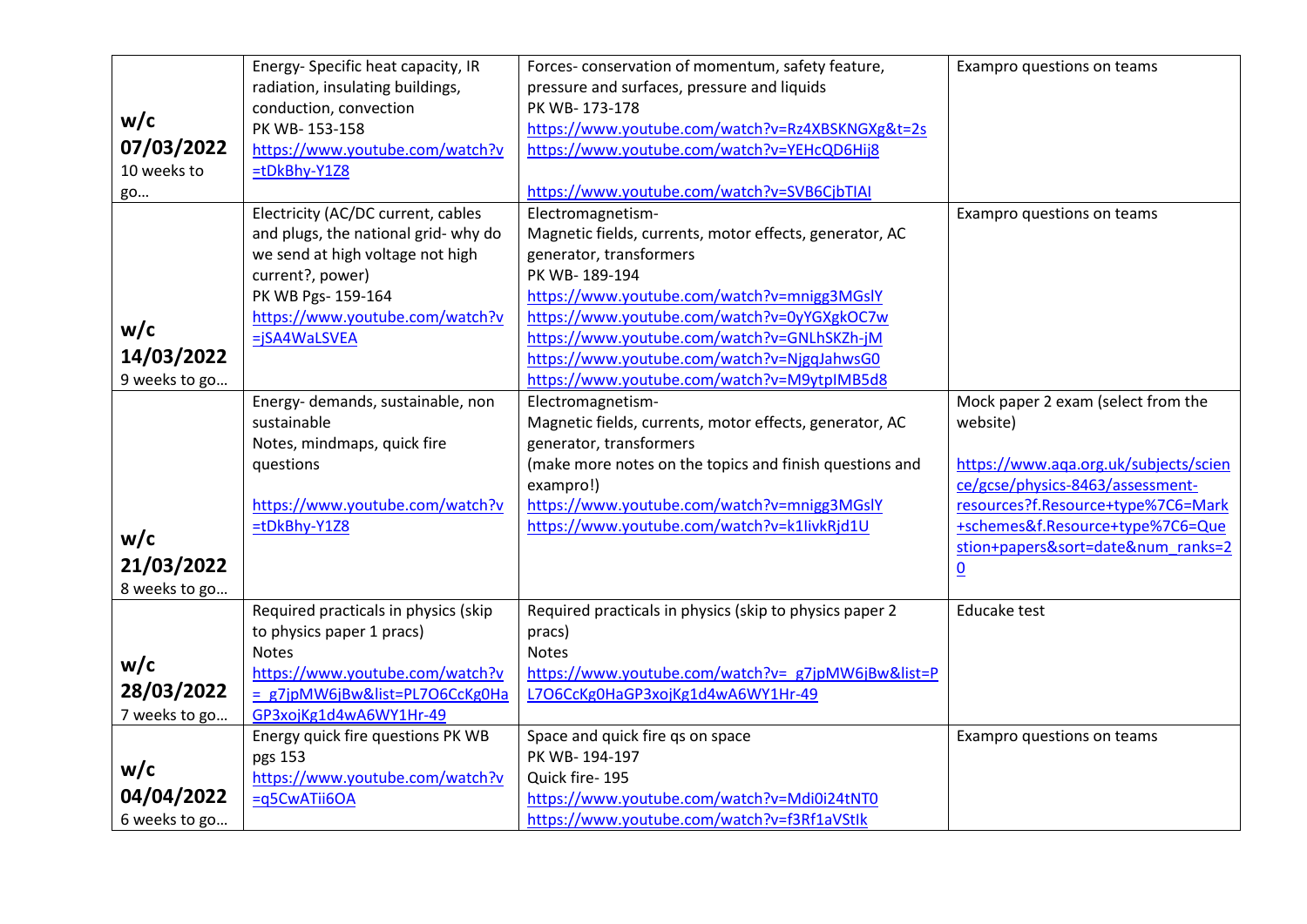| w/c 07/03/2022 10 weeks to go… | Energy- Specific heat capacity, IR radiation, insulating buildings, conduction, convection<br>PK WB- 153-158<br>https://www.youtube.com/watch?v=tDkBhy-Y1Z8 | Forces- conservation of momentum, safety feature, pressure and surfaces, pressure and liquids<br>PK WB- 173-178<br>https://www.youtube.com/watch?v=Rz4XBSKNGXg&t=2s<br>https://www.youtube.com/watch?v=YEHcQD6Hij8<br><br>https://www.youtube.com/watch?v=SVB6CjbTIAI | Exampro questions on teams |
|---|---|---|---|
| w/c 14/03/2022 9 weeks to go… | Electricity (AC/DC current, cables and plugs, the national grid- why do we send at high voltage not high current?, power)<br>PK WB Pgs- 159-164<br>https://www.youtube.com/watch?v=jSA4WaLSVEA | Electromagnetism-<br>Magnetic fields, currents, motor effects, generator, AC generator, transformers<br>PK WB- 189-194<br>https://www.youtube.com/watch?v=mnigg3MGslY<br>https://www.youtube.com/watch?v=0yYGXgkOC7w<br>https://www.youtube.com/watch?v=GNLhSKZh-jM<br>https://www.youtube.com/watch?v=NjgqJahwsG0<br>https://www.youtube.com/watch?v=M9ytpIMB5d8 | Exampro questions on teams |
| w/c 21/03/2022 8 weeks to go… | Energy- demands, sustainable, non sustainable<br>Notes, mindmaps, quick fire questions<br><br>https://www.youtube.com/watch?v=tDkBhy-Y1Z8 | Electromagnetism-<br>Magnetic fields, currents, motor effects, generator, AC generator, transformers<br>(make more notes on the topics and finish questions and exampro!)<br>https://www.youtube.com/watch?v=mnigg3MGslY<br>https://www.youtube.com/watch?v=k1IivkRjd1U | Mock paper 2 exam (select from the website)<br><br>https://www.aqa.org.uk/subjects/science/gcse/physics-8463/assessment-resources?f.Resource+type%7C6=Mark+schemes&f.Resource+type%7C6=Question+papers&sort=date&num_ranks=20 |
| w/c 28/03/2022 7 weeks to go… | Required practicals in physics (skip to physics paper 1 pracs)<br>Notes<br>https://www.youtube.com/watch?v=_g7jpMW6jBw&list=PL7O6CcKg0HaGP3xojKg1d4wA6WY1Hr-49 | Required practicals in physics (skip to physics paper 2 pracs)<br>Notes<br>https://www.youtube.com/watch?v=_g7jpMW6jBw&list=PL7O6CcKg0HaGP3xojKg1d4wA6WY1Hr-49 | Educake test |
| w/c 04/04/2022 6 weeks to go… | Energy quick fire questions PK WB pgs 153<br>https://www.youtube.com/watch?v=q5CwATii6OA | Space and quick fire qs on space<br>PK WB- 194-197<br>Quick fire- 195<br>https://www.youtube.com/watch?v=Mdi0i24tNT0<br>https://www.youtube.com/watch?v=f3Rf1aVStIk | Exampro questions on teams |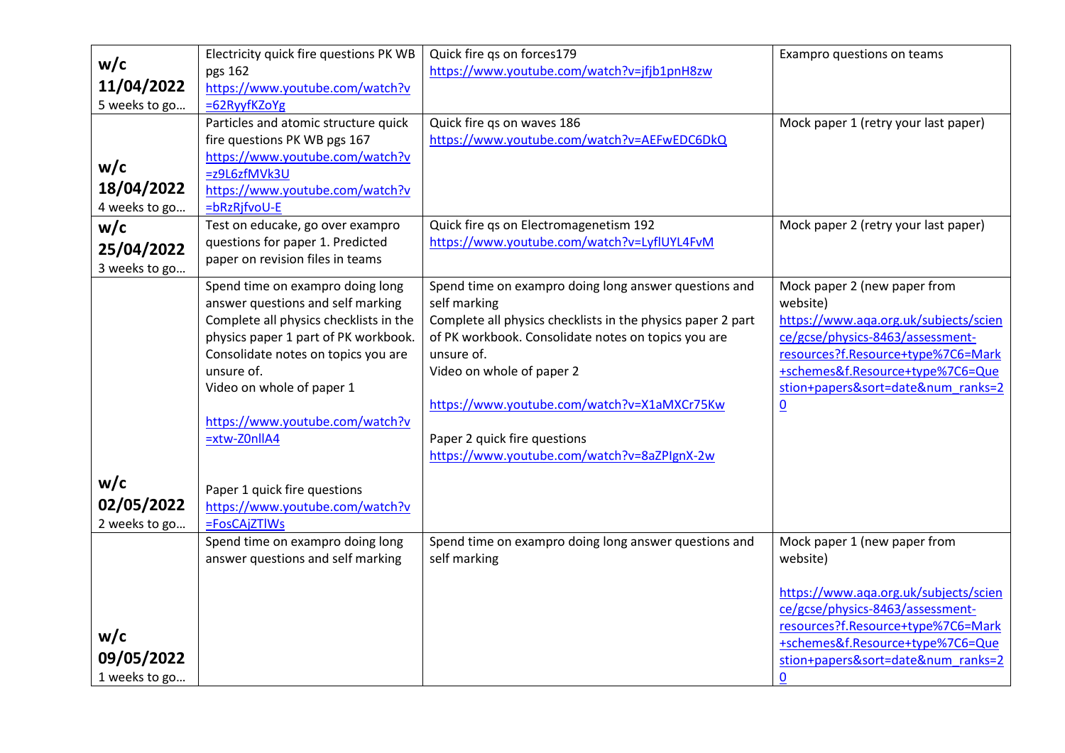| | | | |
|---|---|---|---|
| **w/c 11/04/2022** 5 weeks to go… | Electricity quick fire questions PK WB pgs 162 https://www.youtube.com/watch?v=62RyyfKZoYg | Quick fire qs on forces179 https://www.youtube.com/watch?v=jfjb1pnH8zw | Exampro questions on teams |
| **w/c 18/04/2022** 4 weeks to go… | Particles and atomic structure quick fire questions PK WB pgs 167 https://www.youtube.com/watch?v=z9L6zfMVk3U https://www.youtube.com/watch?v=bRzRjfvoU-E | Quick fire qs on waves 186 https://www.youtube.com/watch?v=AEFwEDC6DkQ | Mock paper 1 (retry your last paper) |
| **w/c 25/04/2022** 3 weeks to go… | Test on educake, go over exampro questions for paper 1. Predicted paper on revision files in teams | Quick fire qs on Electromagenetism 192 https://www.youtube.com/watch?v=LyflUYL4FvM | Mock paper 2 (retry your last paper) |
| **w/c 02/05/2022** 2 weeks to go… | Spend time on exampro doing long answer questions and self marking<br>Complete all physics checklists in the physics paper 1 part of PK workbook. Consolidate notes on topics you are unsure of.<br>Video on whole of paper 1<br><br>https://www.youtube.com/watch?v=xtw-Z0nllA4<br><br>Paper 1 quick fire questions https://www.youtube.com/watch?v=FosCAjZTlWs | Spend time on exampro doing long answer questions and self marking<br>Complete all physics checklists in the physics paper 2 part of PK workbook. Consolidate notes on topics you are unsure of.<br>Video on whole of paper 2<br><br>https://www.youtube.com/watch?v=X1aMXCr75Kw<br><br>Paper 2 quick fire questions https://www.youtube.com/watch?v=8aZPIgnX-2w | Mock paper 2 (new paper from website) https://www.aqa.org.uk/subjects/science/gcse/physics-8463/assessment-resources?f.Resource+type%7C6=Mark+schemes&f.Resource+type%7C6=Question+papers&sort=date&num_ranks=20 |
| **w/c 09/05/2022** 1 weeks to go… | Spend time on exampro doing long answer questions and self marking | Spend time on exampro doing long answer questions and self marking | Mock paper 1 (new paper from website)<br><br>https://www.aqa.org.uk/subjects/science/gcse/physics-8463/assessment-resources?f.Resource+type%7C6=Mark+schemes&f.Resource+type%7C6=Question+papers&sort=date&num_ranks=20 |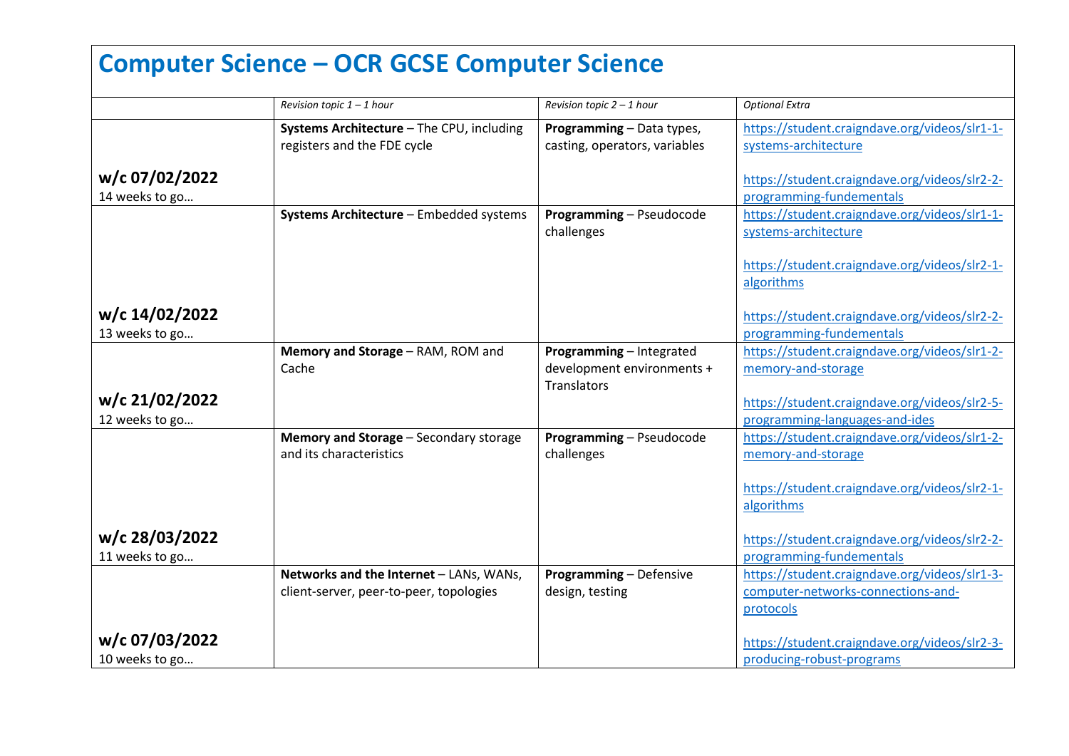# Computer Science – OCR GCSE Computer Science

| | *Revision topic 1 – 1 hour* | *Revision topic 2 – 1 hour* | *Optional Extra* |
|---|---|---|---|
| **w/c 07/02/2022**<br>14 weeks to go… | **Systems Architecture** – The CPU, including registers and the FDE cycle | **Programming** – Data types, casting, operators, variables | https://student.craigndave.org/videos/slr1-1-systems-architecture<br><br>https://student.craigndave.org/videos/slr2-2-programming-fundementals |
| **w/c 14/02/2022**<br>13 weeks to go… | **Systems Architecture** – Embedded systems | **Programming** – Pseudocode challenges | https://student.craigndave.org/videos/slr1-1-systems-architecture<br><br>https://student.craigndave.org/videos/slr2-1-algorithms<br><br>https://student.craigndave.org/videos/slr2-2-programming-fundementals |
| **w/c 21/02/2022**<br>12 weeks to go… | **Memory and Storage** – RAM, ROM and Cache | **Programming** – Integrated development environments + Translators | https://student.craigndave.org/videos/slr1-2-memory-and-storage<br><br>https://student.craigndave.org/videos/slr2-5-programming-languages-and-ides |
| **w/c 28/03/2022**<br>11 weeks to go… | **Memory and Storage** – Secondary storage and its characteristics | **Programming** – Pseudocode challenges | https://student.craigndave.org/videos/slr1-2-memory-and-storage<br><br>https://student.craigndave.org/videos/slr2-1-algorithms<br><br>https://student.craigndave.org/videos/slr2-2-programming-fundementals |
| **w/c 07/03/2022**<br>10 weeks to go… | **Networks and the Internet** – LANs, WANs, client-server, peer-to-peer, topologies | **Programming** – Defensive design, testing | https://student.craigndave.org/videos/slr1-3-computer-networks-connections-and-protocols<br><br>https://student.craigndave.org/videos/slr2-3-producing-robust-programs |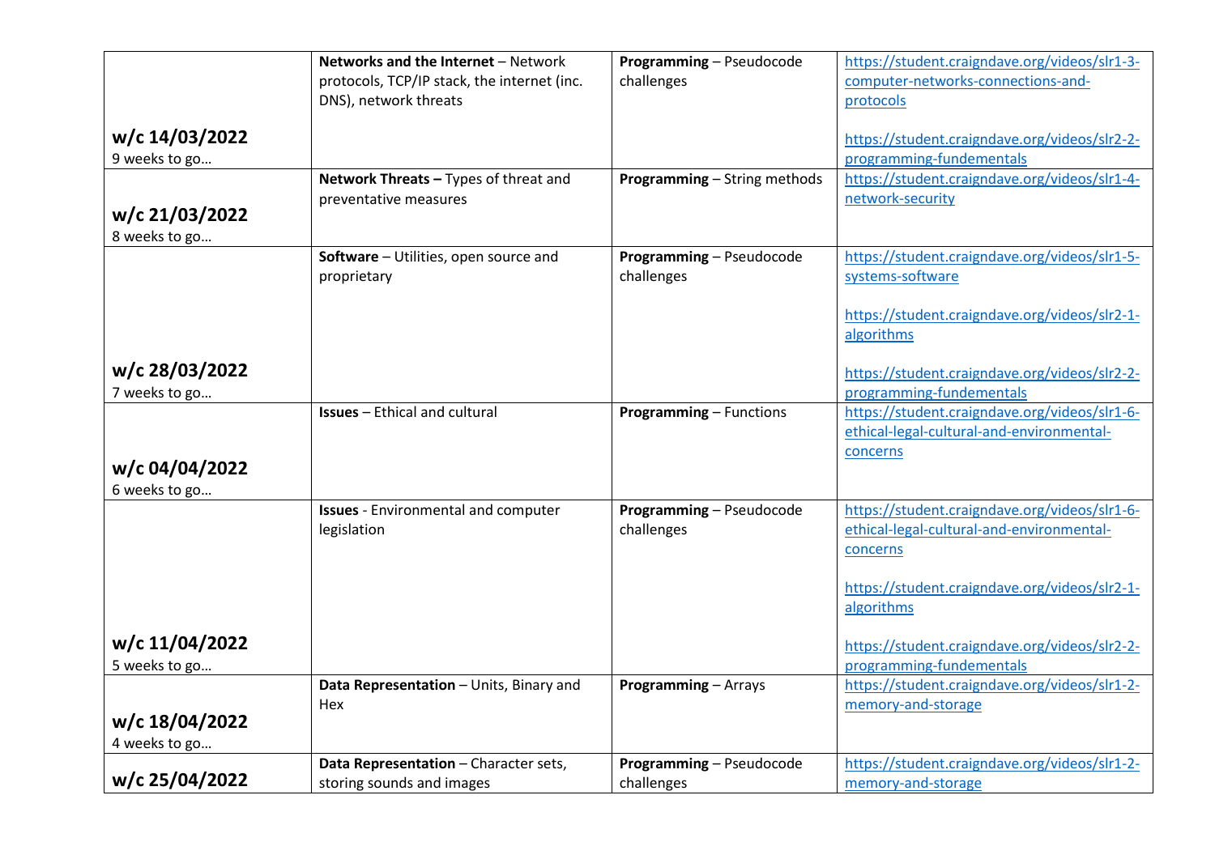| | | | |
|---|---|---|---|
| **w/c 14/03/2022**<br>9 weeks to go… | **Networks and the Internet** – Network protocols, TCP/IP stack, the internet (inc. DNS), network threats | **Programming** – Pseudocode challenges | https://student.craigndave.org/videos/slr1-3-computer-networks-connections-and-protocols<br><br>https://student.craigndave.org/videos/slr2-2-programming-fundementals |
| **w/c 21/03/2022**<br>8 weeks to go… | **Network Threats –** Types of threat and preventative measures | **Programming** – String methods | https://student.craigndave.org/videos/slr1-4-network-security |
| **w/c 28/03/2022**<br>7 weeks to go… | **Software** – Utilities, open source and proprietary | **Programming** – Pseudocode challenges | https://student.craigndave.org/videos/slr1-5-systems-software<br><br>https://student.craigndave.org/videos/slr2-1-algorithms<br><br>https://student.craigndave.org/videos/slr2-2-programming-fundementals |
| **w/c 04/04/2022**<br>6 weeks to go… | **Issues** – Ethical and cultural | **Programming** – Functions | https://student.craigndave.org/videos/slr1-6-ethical-legal-cultural-and-environmental-concerns |
| **w/c 11/04/2022**<br>5 weeks to go… | **Issues** - Environmental and computer legislation | **Programming** – Pseudocode challenges | https://student.craigndave.org/videos/slr1-6-ethical-legal-cultural-and-environmental-concerns<br><br>https://student.craigndave.org/videos/slr2-1-algorithms<br><br>https://student.craigndave.org/videos/slr2-2-programming-fundementals |
| **w/c 18/04/2022**<br>4 weeks to go… | **Data Representation** – Units, Binary and Hex | **Programming** – Arrays | https://student.craigndave.org/videos/slr1-2-memory-and-storage |
| **w/c 25/04/2022** | **Data Representation** – Character sets, storing sounds and images | **Programming** – Pseudocode challenges | https://student.craigndave.org/videos/slr1-2-memory-and-storage |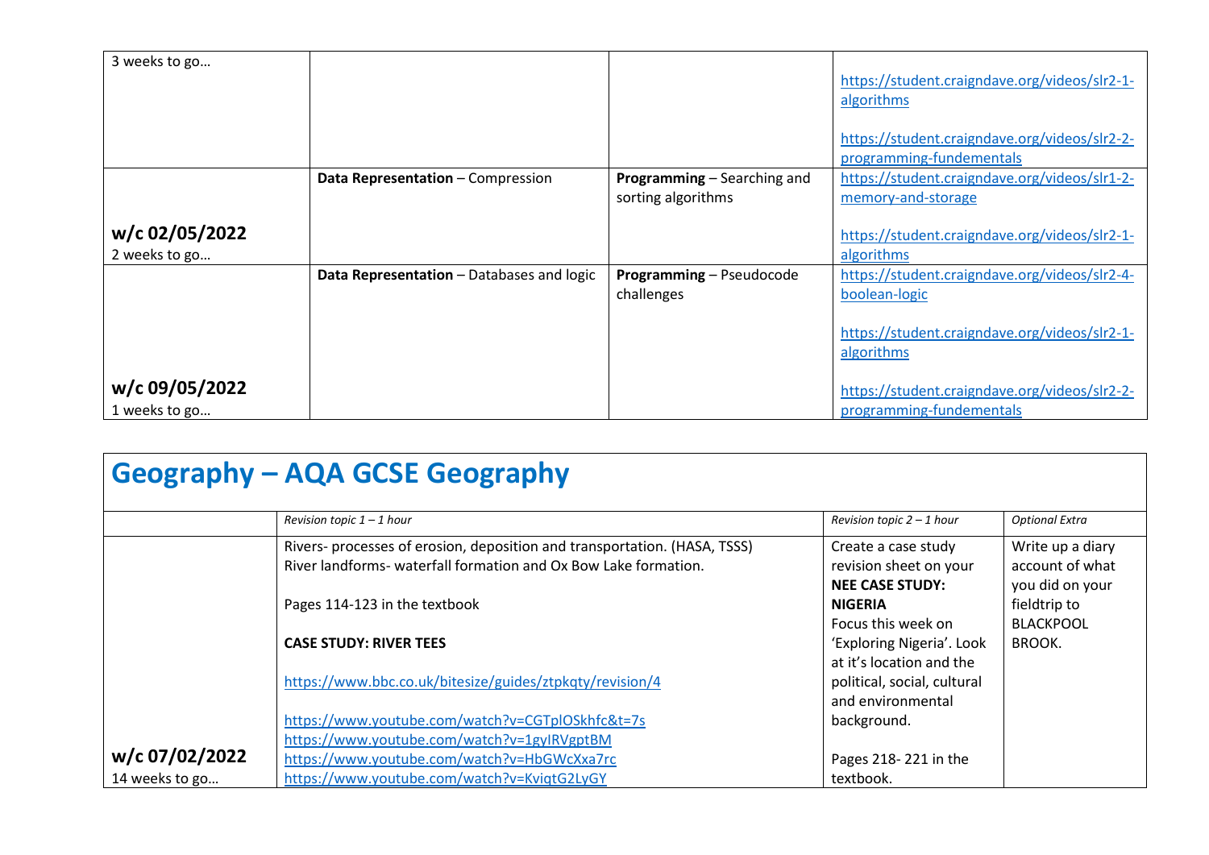| | | | |
|---|---|---|---|
| 3 weeks to go… | | | https://student.craigndave.org/videos/slr2-1-algorithms<br><br>https://student.craigndave.org/videos/slr2-2-programming-fundementals |
| **w/c 02/05/2022**<br>2 weeks to go… | **Data Representation** – Compression | **Programming** – Searching and sorting algorithms | https://student.craigndave.org/videos/slr1-2-memory-and-storage<br><br>https://student.craigndave.org/videos/slr2-1-algorithms |
| **w/c 09/05/2022**<br>1 weeks to go… | **Data Representation** – Databases and logic | **Programming** – Pseudocode challenges | https://student.craigndave.org/videos/slr2-4-boolean-logic<br><br>https://student.craigndave.org/videos/slr2-1-algorithms<br><br>https://student.craigndave.org/videos/slr2-2-programming-fundementals |

# Geography – AQA GCSE Geography

| | *Revision topic 1 – 1 hour* | *Revision topic 2 – 1 hour* | *Optional Extra* |
|---|---|---|---|
| **w/c 07/02/2022**<br>14 weeks to go… | Rivers- processes of erosion, deposition and transportation. (HASA, TSSS)<br>River landforms- waterfall formation and Ox Bow Lake formation.<br><br>Pages 114-123 in the textbook<br><br>**CASE STUDY: RIVER TEES**<br><br>https://www.bbc.co.uk/bitesize/guides/ztpkqty/revision/4<br><br>https://www.youtube.com/watch?v=CGTplOSkhfc&t=7s<br>https://www.youtube.com/watch?v=1gyIRVgptBM<br>https://www.youtube.com/watch?v=HbGWcXxa7rc<br>https://www.youtube.com/watch?v=KviqtG2LyGY | Create a case study revision sheet on your **NEE CASE STUDY: NIGERIA**<br>Focus this week on 'Exploring Nigeria'. Look at it's location and the political, social, cultural and environmental background.<br><br>Pages 218- 221 in the textbook. | Write up a diary account of what you did on your fieldtrip to **BLACKPOOL BROOK.** |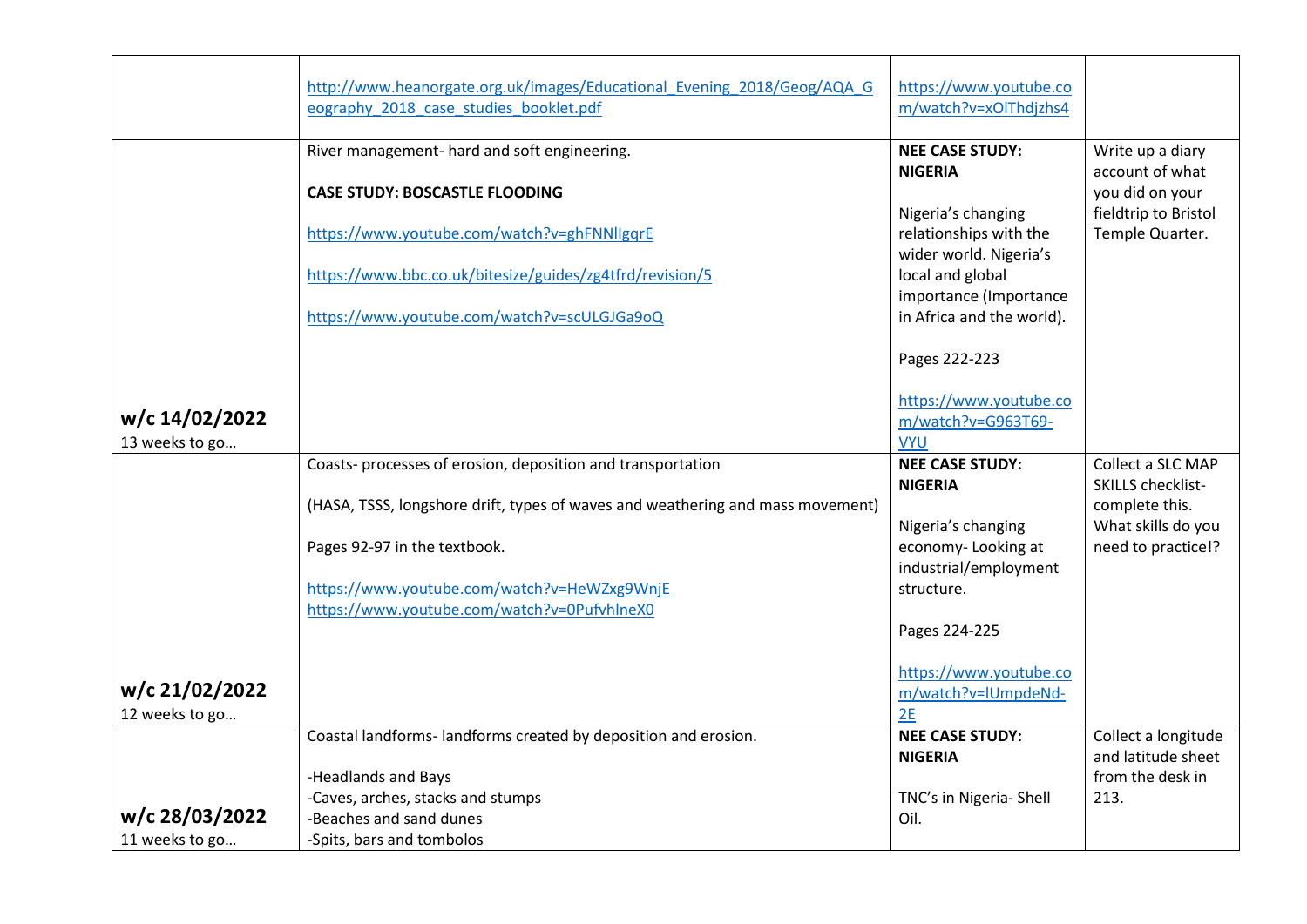| | | | |
|---|---|---|---|
| | http://www.heanorgate.org.uk/images/Educational_Evening_2018/Geog/AQA_Geography_2018_case_studies_booklet.pdf | https://www.youtube.com/watch?v=xOlThdjzhs4 | |
| **w/c 14/02/2022**<br>13 weeks to go… | River management- hard and soft engineering.<br><br>**CASE STUDY: BOSCASTLE FLOODING**<br><br>https://www.youtube.com/watch?v=ghFNNlIgqrE<br><br>https://www.bbc.co.uk/bitesize/guides/zg4tfrd/revision/5<br><br>https://www.youtube.com/watch?v=scULGJGa9oQ | **NEE CASE STUDY: NIGERIA**<br><br>Nigeria's changing relationships with the wider world. Nigeria's local and global importance (Importance in Africa and the world).<br><br>Pages 222-223<br><br>https://www.youtube.com/watch?v=G963T69-VYU | Write up a diary account of what you did on your fieldtrip to Bristol Temple Quarter. |
| **w/c 21/02/2022**<br>12 weeks to go… | Coasts- processes of erosion, deposition and transportation<br><br>(HASA, TSSS, longshore drift, types of waves and weathering and mass movement)<br><br>Pages 92-97 in the textbook.<br><br>https://www.youtube.com/watch?v=HeWZxg9WnjE<br>https://www.youtube.com/watch?v=0PufvhlneX0 | **NEE CASE STUDY: NIGERIA**<br><br>Nigeria's changing economy- Looking at industrial/employment structure.<br><br>Pages 224-225<br><br>https://www.youtube.com/watch?v=lUmpdeNd-2E | Collect a SLC MAP SKILLS checklist- complete this. What skills do you need to practice!? |
| **w/c 28/03/2022**<br>11 weeks to go… | Coastal landforms- landforms created by deposition and erosion.<br><br>-Headlands and Bays<br>-Caves, arches, stacks and stumps<br>-Beaches and sand dunes<br>-Spits, bars and tombolos | **NEE CASE STUDY: NIGERIA**<br><br>TNC's in Nigeria- Shell Oil. | Collect a longitude and latitude sheet from the desk in 213. |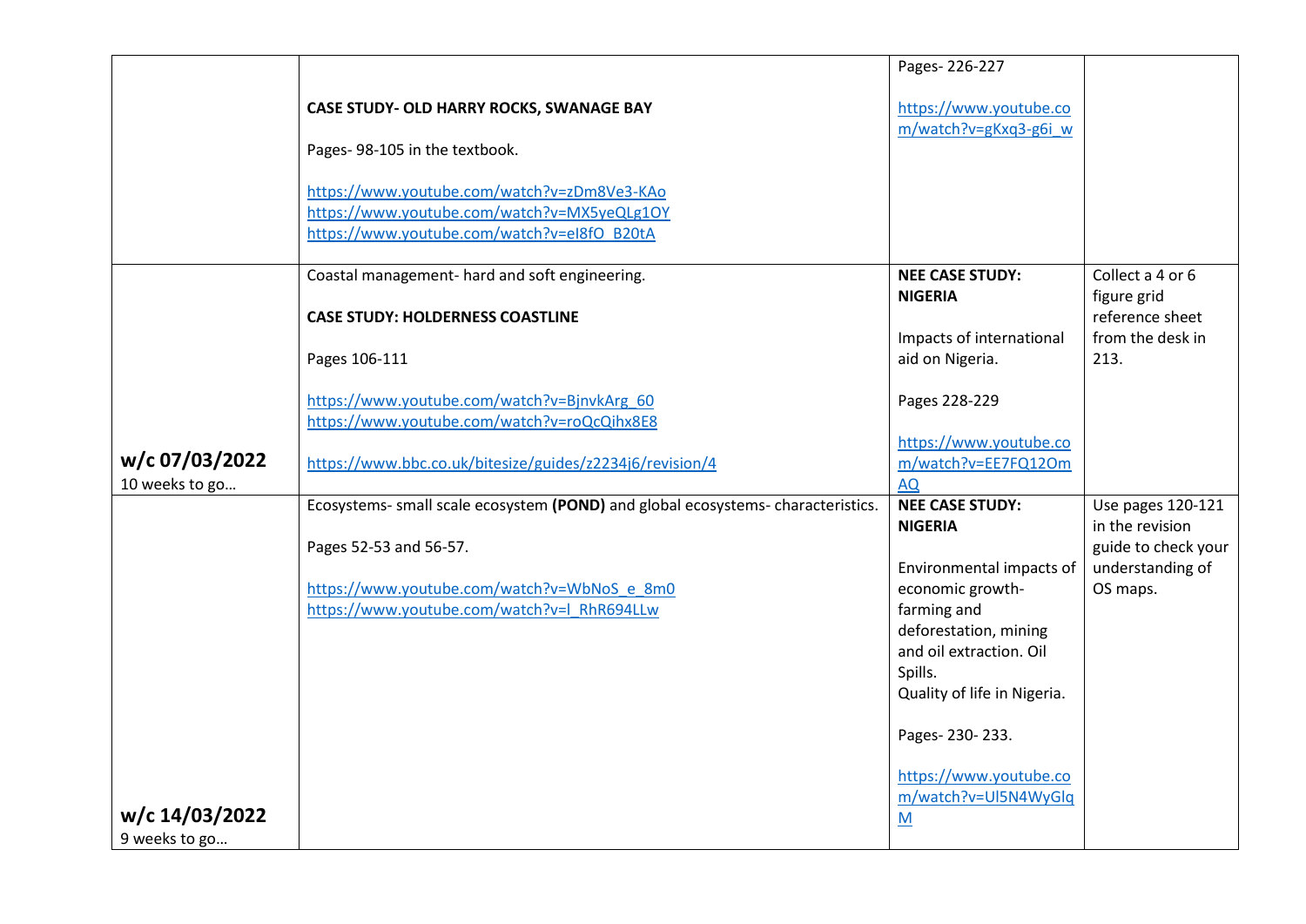| | | | |
|---|---|---|---|
| | **CASE STUDY- OLD HARRY ROCKS, SWANAGE BAY**<br><br>Pages- 98-105 in the textbook.<br><br>https://www.youtube.com/watch?v=zDm8Ve3-KAo<br>https://www.youtube.com/watch?v=MX5yeQLg1OY<br>https://www.youtube.com/watch?v=eI8fO_B20tA | Pages- 226-227<br><br>https://www.youtube.com/watch?v=gKxq3-g6i_w | |
| **w/c 07/03/2022**<br>10 weeks to go… | Coastal management- hard and soft engineering.<br><br>**CASE STUDY: HOLDERNESS COASTLINE**<br><br>Pages 106-111<br><br>https://www.youtube.com/watch?v=BjnvkArg_60<br>https://www.youtube.com/watch?v=roQcQihx8E8<br><br>https://www.bbc.co.uk/bitesize/guides/z2234j6/revision/4 | **NEE CASE STUDY: NIGERIA**<br><br>Impacts of international aid on Nigeria.<br><br>Pages 228-229<br><br>https://www.youtube.com/watch?v=EE7FQ12OmAQ | Collect a 4 or 6 figure grid reference sheet from the desk in 213. |
| **w/c 14/03/2022**<br>9 weeks to go… | Ecosystems- small scale ecosystem **(POND)** and global ecosystems- characteristics.<br><br>Pages 52-53 and 56-57.<br><br>https://www.youtube.com/watch?v=WbNoS_e_8m0<br>https://www.youtube.com/watch?v=l_RhR694LLw | **NEE CASE STUDY: NIGERIA**<br><br>Environmental impacts of economic growth- farming and deforestation, mining and oil extraction. Oil Spills.<br>Quality of life in Nigeria.<br><br>Pages- 230- 233.<br><br>https://www.youtube.com/watch?v=Ul5N4WyGlqM | Use pages 120-121 in the revision guide to check your understanding of OS maps. |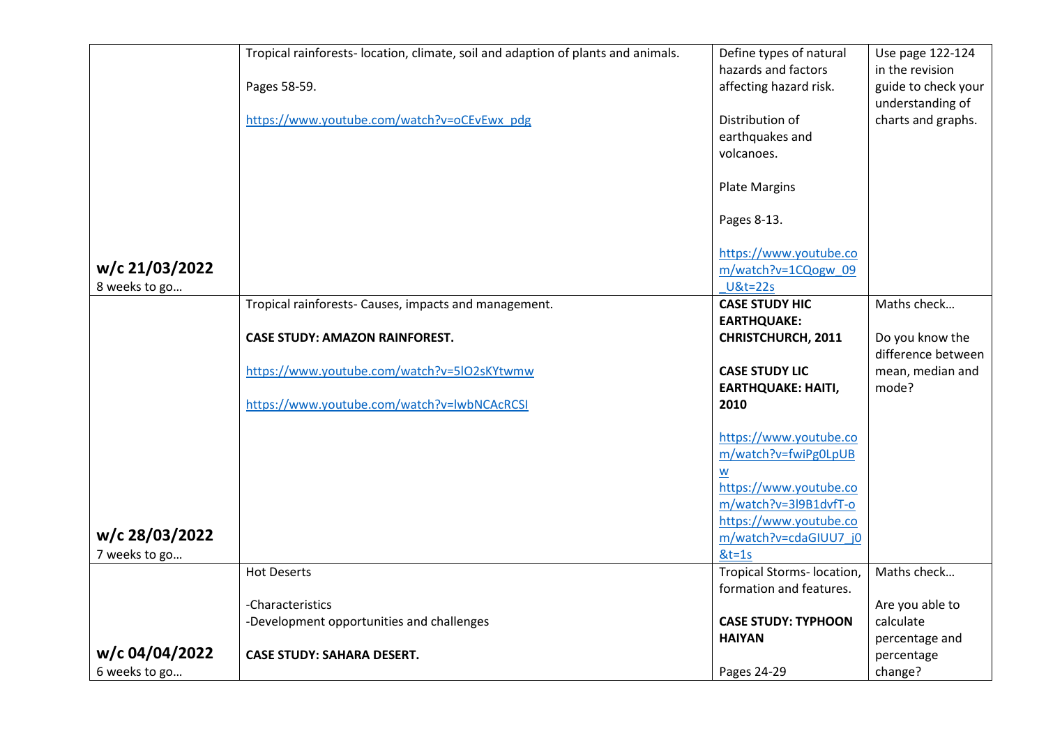| | | | |
|---|---|---|---|
| **w/c 21/03/2022**<br>8 weeks to go… | Tropical rainforests- location, climate, soil and adaption of plants and animals.<br><br>Pages 58-59.<br><br>https://www.youtube.com/watch?v=oCEvEwx_pdg | Define types of natural hazards and factors affecting hazard risk.<br><br>Distribution of earthquakes and volcanoes.<br><br>Plate Margins<br><br>Pages 8-13.<br><br>https://www.youtube.com/watch?v=1CQogw_09_U&t=22s | Use page 122-124 in the revision guide to check your understanding of charts and graphs. |
| **w/c 28/03/2022**<br>7 weeks to go… | Tropical rainforests- Causes, impacts and management.<br><br>**CASE STUDY: AMAZON RAINFOREST.**<br><br>https://www.youtube.com/watch?v=5lO2sKYtwmw<br><br>https://www.youtube.com/watch?v=lwbNCAcRCSI | **CASE STUDY HIC EARTHQUAKE: CHRISTCHURCH, 2011**<br><br>**CASE STUDY LIC EARTHQUAKE: HAITI, 2010**<br><br>https://www.youtube.com/watch?v=fwiPg0LpUBw<br>https://www.youtube.com/watch?v=3l9B1dvfT-o<br>https://www.youtube.com/watch?v=cdaGIUU7_j0&t=1s | Maths check…<br><br>Do you know the difference between mean, median and mode? |
| **w/c 04/04/2022**<br>6 weeks to go… | Hot Deserts<br><br>-Characteristics<br>-Development opportunities and challenges<br><br>**CASE STUDY: SAHARA DESERT.** | Tropical Storms- location, formation and features.<br><br>**CASE STUDY: TYPHOON HAIYAN**<br><br>Pages 24-29 | Maths check…<br><br>Are you able to calculate percentage and percentage change? |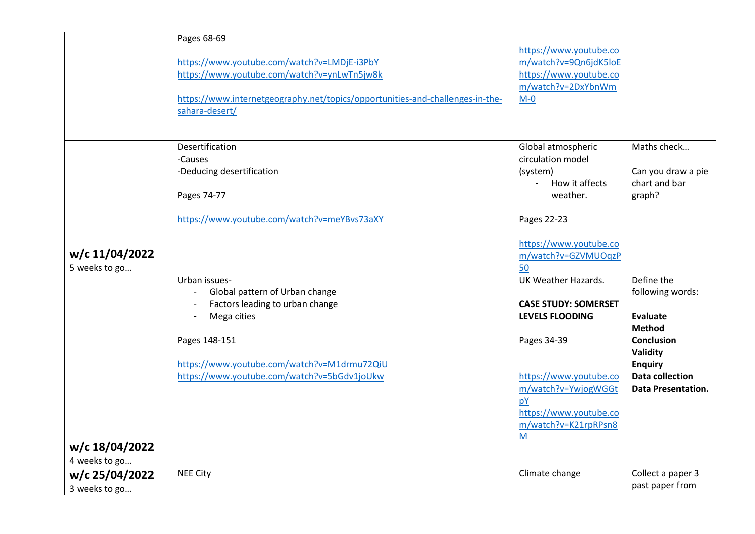| | | | |
|---|---|---|---|
| | Pages 68-69<br><br>https://www.youtube.com/watch?v=LMDjE-i3PbY<br>https://www.youtube.com/watch?v=ynLwTn5jw8k<br><br>https://www.internetgeography.net/topics/opportunities-and-challenges-in-the-sahara-desert/ | https://www.youtube.com/watch?v=9Qn6jdK5loE<br>https://www.youtube.com/watch?v=2DxYbnWmM-0 | |
| **w/c 11/04/2022**<br>5 weeks to go… | Desertification<br>-Causes<br>-Deducing desertification<br><br>Pages 74-77<br><br>https://www.youtube.com/watch?v=meYBvs73aXY | Global atmospheric circulation model (system)<br>- How it affects weather.<br><br>Pages 22-23<br><br>https://www.youtube.com/watch?v=GZVMUOqzP50 | Maths check…<br><br>Can you draw a pie chart and bar graph? |
| **w/c 18/04/2022**<br>4 weeks to go… | Urban issues-<br>- Global pattern of Urban change<br>- Factors leading to urban change<br>- Mega cities<br><br>Pages 148-151<br><br>https://www.youtube.com/watch?v=M1drmu72QiU<br>https://www.youtube.com/watch?v=5bGdv1joUkw | UK Weather Hazards.<br><br>**CASE STUDY: SOMERSET LEVELS FLOODING**<br><br>Pages 34-39<br><br>https://www.youtube.com/watch?v=YwjogWGGtpY<br>https://www.youtube.com/watch?v=K21rpRPsn8M | Define the following words:<br><br>**Evaluate**<br>**Method**<br>**Conclusion**<br>**Validity**<br>**Enquiry**<br>**Data collection**<br>**Data Presentation.** |
| **w/c 25/04/2022**<br>3 weeks to go… | NEE City | Climate change | Collect a paper 3 past paper from |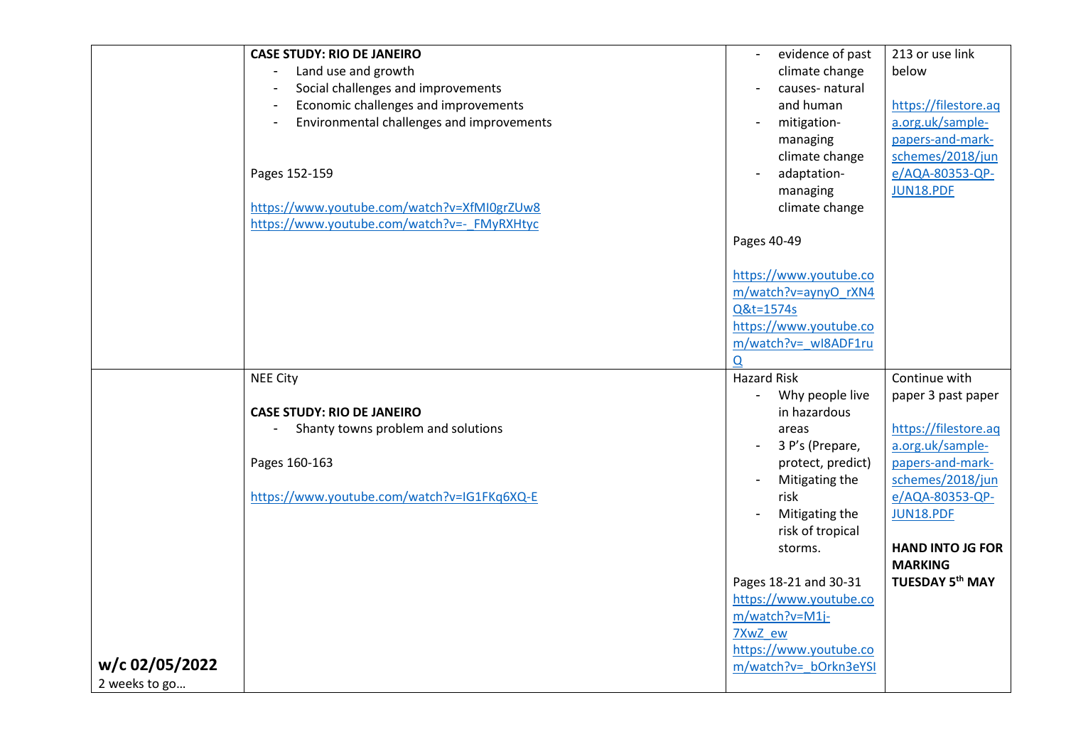| | | | |
|---|---|---|---|
| | **CASE STUDY: RIO DE JANEIRO**<br>- Land use and growth<br>- Social challenges and improvements<br>- Economic challenges and improvements<br>- Environmental challenges and improvements<br><br>Pages 152-159<br><br>https://www.youtube.com/watch?v=XfMI0grZUw8<br>https://www.youtube.com/watch?v=-_FMyRXHtyc | - evidence of past climate change<br>- causes- natural and human<br>- mitigation- managing climate change<br>- adaptation- managing climate change<br><br>Pages 40-49<br><br>https://www.youtube.com/watch?v=aynyO_rXN4Q&t=1574s<br>https://www.youtube.com/watch?v=_wI8ADF1ruQ | 213 or use link below<br><br>https://filestore.aqa.org.uk/sample-papers-and-mark-schemes/2018/june/AQA-80353-QP-JUN18.PDF |
| **w/c 02/05/2022**<br>2 weeks to go… | NEE City<br><br>**CASE STUDY: RIO DE JANEIRO**<br>- Shanty towns problem and solutions<br><br>Pages 160-163<br><br>https://www.youtube.com/watch?v=IG1FKq6XQ-E | Hazard Risk<br>- Why people live in hazardous areas<br>- 3 P's (Prepare, protect, predict)<br>- Mitigating the risk<br>- Mitigating the risk of tropical storms.<br><br>Pages 18-21 and 30-31<br>https://www.youtube.com/watch?v=M1j-7XwZ_ew<br>https://www.youtube.com/watch?v=_bOrkn3eYSI | Continue with paper 3 past paper<br><br>https://filestore.aqa.org.uk/sample-papers-and-mark-schemes/2018/june/AQA-80353-QP-JUN18.PDF<br><br>**HAND INTO JG FOR MARKING TUESDAY 5th MAY** |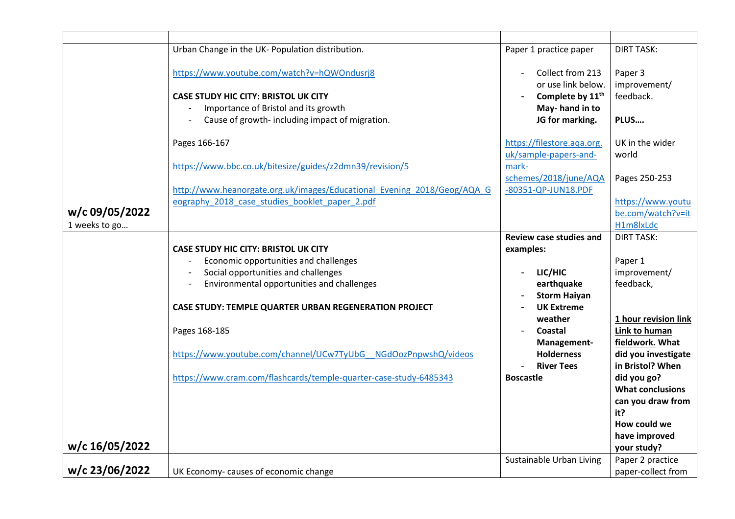| | | | |
|---|---|---|---|
| **w/c 09/05/2022**<br>1 weeks to go… | Urban Change in the UK- Population distribution.<br><br>https://www.youtube.com/watch?v=hQWOndusrj8<br><br>**CASE STUDY HIC CITY: BRISTOL UK CITY**<br>- Importance of Bristol and its growth<br>- Cause of growth- including impact of migration.<br><br>Pages 166-167<br><br>https://www.bbc.co.uk/bitesize/guides/z2dmn39/revision/5<br><br>http://www.heanorgate.org.uk/images/Educational_Evening_2018/Geog/AQA_Geography_2018_case_studies_booklet_paper_2.pdf | Paper 1 practice paper<br><br>- Collect from 213 or use link below.<br>- **Complete by 11th May- hand in to JG for marking.**<br><br>https://filestore.aqa.org.uk/sample-papers-and-mark-schemes/2018/june/AQA-80351-QP-JUN18.PDF | DIRT TASK:<br><br>Paper 3 improvement/ feedback.<br><br>**PLUS….**<br><br>UK in the wider world<br><br>Pages 250-253<br><br>https://www.youtube.com/watch?v=itH1m8lxLdc |
| **w/c 16/05/2022** | **CASE STUDY HIC CITY: BRISTOL UK CITY**<br>- Economic opportunities and challenges<br>- Social opportunities and challenges<br>- Environmental opportunities and challenges<br><br>**CASE STUDY: TEMPLE QUARTER URBAN REGENERATION PROJECT**<br><br>Pages 168-185<br><br>https://www.youtube.com/channel/UCw7TyUbG__NGdOozPnpwshQ/videos<br><br>https://www.cram.com/flashcards/temple-quarter-case-study-6485343 | **Review case studies and examples:**<br><br>- **LIC/HIC earthquake**<br>- **Storm Haiyan**<br>- **UK Extreme weather**<br>- **Coastal Management- Holderness**<br>- **River Tees**<br>**Boscastle** | DIRT TASK:<br><br>Paper 1 improvement/ feedback,<br><br>**1 hour revision link Link to human fieldwork.** **What did you investigate in Bristol? When did you go? What conclusions can you draw from it? How could we have improved your study?** |
| **w/c 23/06/2022** | UK Economy- causes of economic change | Sustainable Urban Living | Paper 2 practice paper-collect from |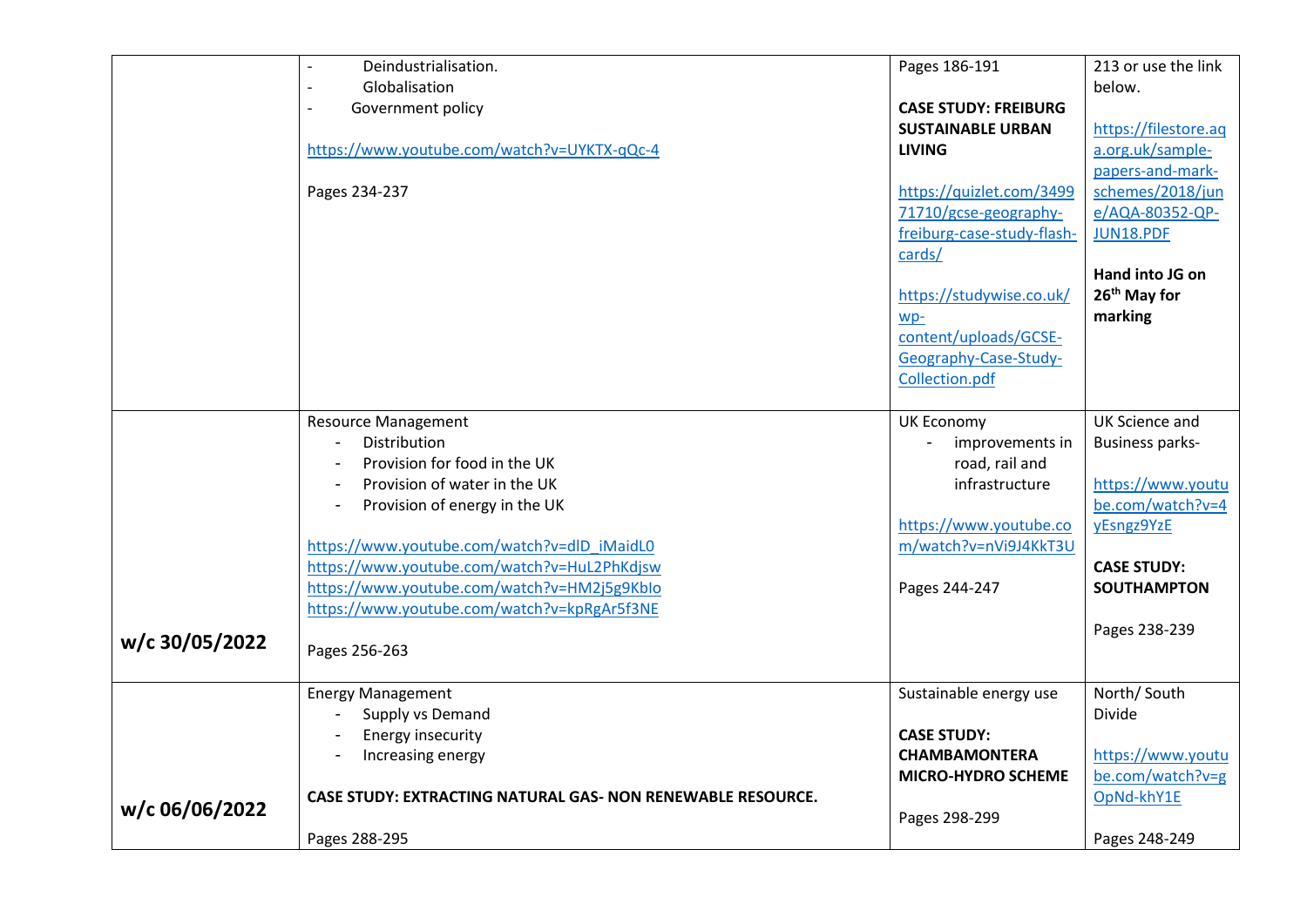| | | | |
|---|---|---|---|
| | - Deindustrialisation.<br>- Globalisation<br>- Government policy<br><br>https://www.youtube.com/watch?v=UYKTX-qQc-4<br><br>Pages 234-237 | Pages 186-191<br><br>**CASE STUDY: FREIBURG SUSTAINABLE URBAN LIVING**<br><br>https://quizlet.com/349971710/gcse-geography-freiburg-case-study-flash-cards/<br><br>https://studywise.co.uk/wp-content/uploads/GCSE-Geography-Case-Study-Collection.pdf | 213 or use the link below.<br><br>https://filestore.aqa.org.uk/sample-papers-and-mark-schemes/2018/june/AQA-80352-QP-JUN18.PDF<br><br>**Hand into JG on 26th May for marking** |
| w/c 30/05/2022 | Resource Management<br>- Distribution<br>- Provision for food in the UK<br>- Provision of water in the UK<br>- Provision of energy in the UK<br><br>https://www.youtube.com/watch?v=dlD_iMaidL0<br>https://www.youtube.com/watch?v=HuL2PhKdjsw<br>https://www.youtube.com/watch?v=HM2j5g9Kblo<br>https://www.youtube.com/watch?v=kpRgAr5f3NE<br><br>Pages 256-263 | UK Economy<br>- improvements in road, rail and infrastructure<br><br>https://www.youtube.com/watch?v=nVi9J4KkT3U<br><br>Pages 244-247 | UK Science and Business parks-<br><br>https://www.youtube.com/watch?v=4yEsngz9YzE<br><br>**CASE STUDY: SOUTHAMPTON**<br><br>Pages 238-239 |
| w/c 06/06/2022 | Energy Management<br>- Supply vs Demand<br>- Energy insecurity<br>- Increasing energy<br><br>**CASE STUDY: EXTRACTING NATURAL GAS- NON RENEWABLE RESOURCE.**<br><br>Pages 288-295 | Sustainable energy use<br><br>**CASE STUDY: CHAMBAMONTERA MICRO-HYDRO SCHEME**<br><br>Pages 298-299 | North/ South Divide<br><br>https://www.youtube.com/watch?v=gOpNd-khY1E<br><br>Pages 248-249 |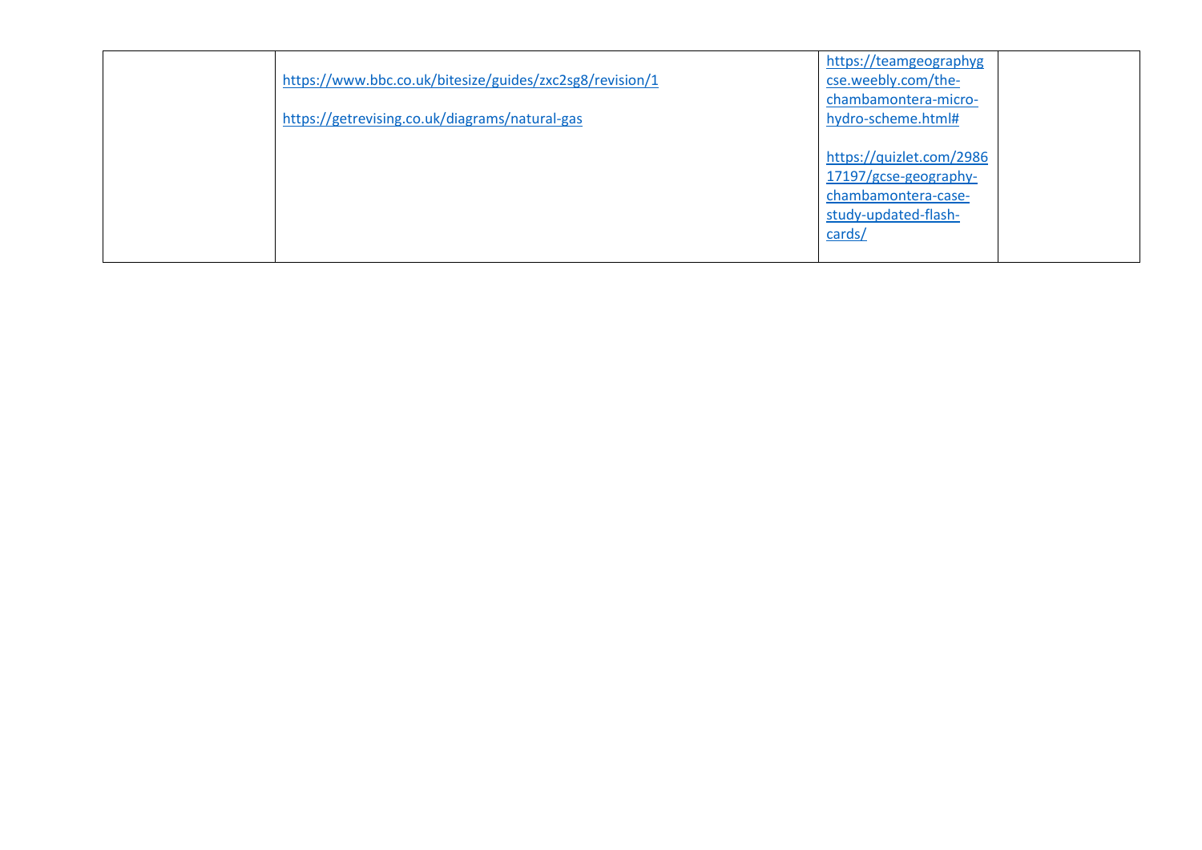|  |  |  |  |
|---|---|---|---|
|  | https://www.bbc.co.uk/bitesize/guides/zxc2sg8/revision/1<br><br>https://getrevising.co.uk/diagrams/natural-gas | https://teamgeographygcse.weebly.com/the-chambamontera-micro-hydro-scheme.html#<br><br>https://quizlet.com/298617197/gcse-geography-chambamontera-case-study-updated-flash-cards/ |  |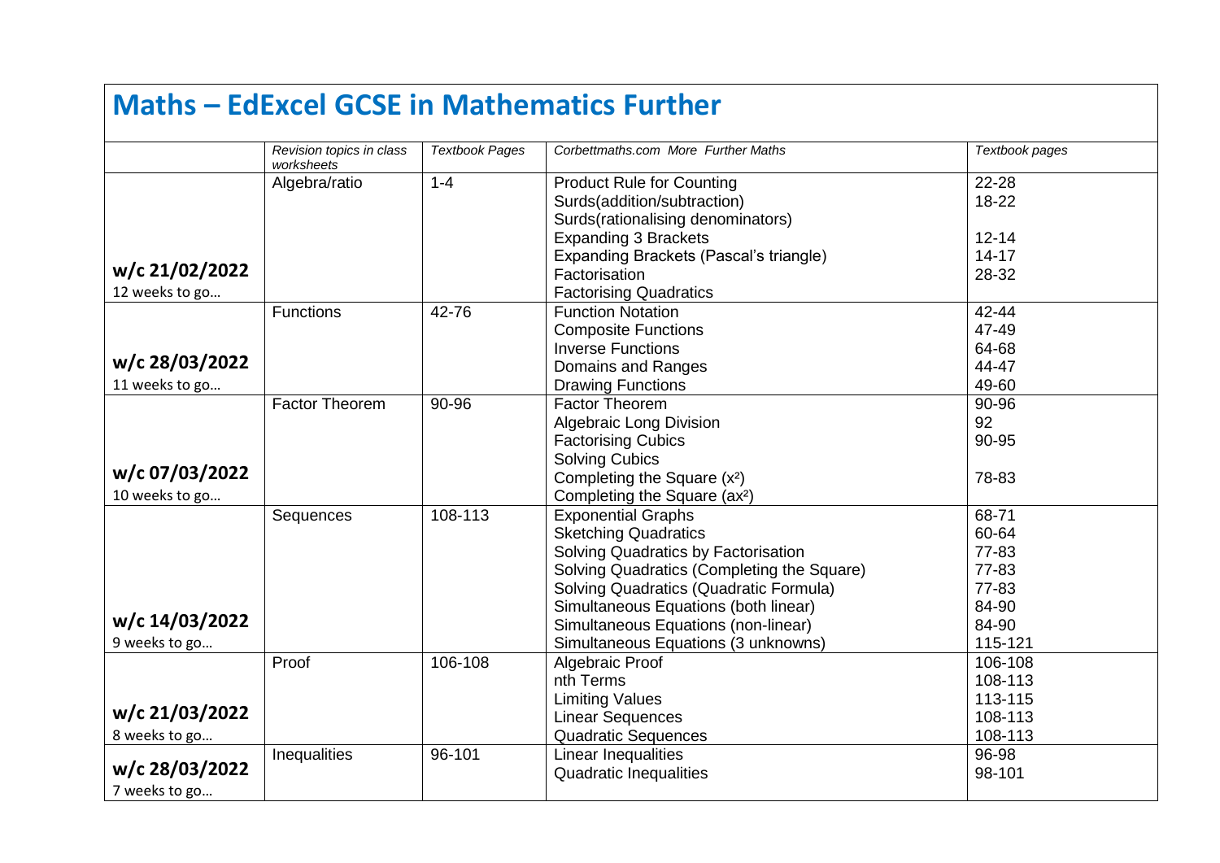# Maths – EdExcel GCSE in Mathematics Further

| | *Revision topics in class worksheets* | *Textbook Pages* | *Corbettmaths.com More Further Maths* | *Textbook pages* |
|---|---|---|---|---|
| **w/c 21/02/2022**<br>12 weeks to go… | Algebra/ratio | 1-4 | Product Rule for Counting<br>Surds(addition/subtraction)<br>Surds(rationalising denominators)<br>Expanding 3 Brackets<br>Expanding Brackets (Pascal's triangle)<br>Factorisation<br>Factorising Quadratics | 22-28<br>18-22<br><br>12-14<br>14-17<br>28-32 |
| **w/c 28/03/2022**<br>11 weeks to go… | Functions | 42-76 | Function Notation<br>Composite Functions<br>Inverse Functions<br>Domains and Ranges<br>Drawing Functions | 42-44<br>47-49<br>64-68<br>44-47<br>49-60 |
| **w/c 07/03/2022**<br>10 weeks to go… | Factor Theorem | 90-96 | Factor Theorem<br>Algebraic Long Division<br>Factorising Cubics<br>Solving Cubics<br>Completing the Square ($x^2$)<br>Completing the Square ($ax^2$) | 90-96<br>92<br>90-95<br><br>78-83 |
| **w/c 14/03/2022**<br>9 weeks to go… | Sequences | 108-113 | Exponential Graphs<br>Sketching Quadratics<br>Solving Quadratics by Factorisation<br>Solving Quadratics (Completing the Square)<br>Solving Quadratics (Quadratic Formula)<br>Simultaneous Equations (both linear)<br>Simultaneous Equations (non-linear)<br>Simultaneous Equations (3 unknowns) | 68-71<br>60-64<br>77-83<br>77-83<br>77-83<br>84-90<br>84-90<br>115-121 |
| **w/c 21/03/2022**<br>8 weeks to go… | Proof | 106-108 | Algebraic Proof<br>nth Terms<br>Limiting Values<br>Linear Sequences<br>Quadratic Sequences | 106-108<br>108-113<br>113-115<br>108-113<br>108-113 |
| **w/c 28/03/2022**<br>7 weeks to go… | Inequalities | 96-101 | Linear Inequalities<br>Quadratic Inequalities | 96-98<br>98-101 |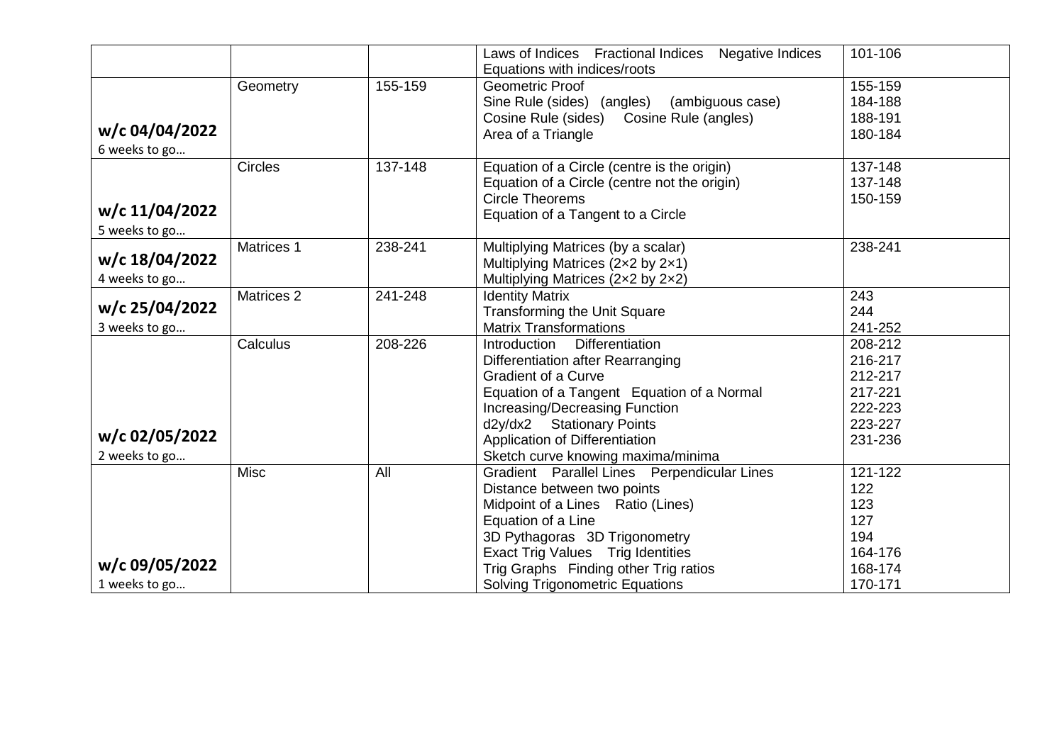| | | | | |
|---|---|---|---|---|
| | | | Laws of Indices   Fractional Indices   Negative Indices<br>Equations with indices/roots | 101-106 |
| **w/c 04/04/2022**<br>6 weeks to go… | Geometry | 155-159 | Geometric Proof<br>Sine Rule (sides)  (angles)    (ambiguous case)<br>Cosine Rule (sides)    Cosine Rule (angles)<br>Area of a Triangle | 155-159<br>184-188<br>188-191<br>180-184 |
| **w/c 11/04/2022**<br>5 weeks to go… | Circles | 137-148 | Equation of a Circle (centre is the origin)<br>Equation of a Circle (centre not the origin)<br>Circle Theorems<br>Equation of a Tangent to a Circle | 137-148<br>137-148<br>150-159 |
| **w/c 18/04/2022**<br>4 weeks to go… | Matrices 1 | 238-241 | Multiplying Matrices (by a scalar)<br>Multiplying Matrices (2×2 by 2×1)<br>Multiplying Matrices (2×2 by 2×2) | 238-241 |
| **w/c 25/04/2022**<br>3 weeks to go… | Matrices 2 | 241-248 | Identity Matrix<br>Transforming the Unit Square<br>Matrix Transformations | 243<br>244<br>241-252 |
| **w/c 02/05/2022**<br>2 weeks to go… | Calculus | 208-226 | Introduction    Differentiation<br>Differentiation after Rearranging<br>Gradient of a Curve<br>Equation of a Tangent   Equation of a Normal<br>Increasing/Decreasing Function<br>d2y/dx2    Stationary Points<br>Application of Differentiation<br>Sketch curve knowing maxima/minima | 208-212<br>216-217<br>212-217<br>217-221<br>222-223<br>223-227<br>231-236 |
| **w/c 09/05/2022**<br>1 weeks to go… | Misc | All | Gradient   Parallel Lines   Perpendicular Lines<br>Distance between two points<br>Midpoint of a Lines    Ratio (Lines)<br>Equation of a Line<br>3D Pythagoras   3D Trigonometry<br>Exact Trig Values    Trig Identities<br>Trig Graphs   Finding other Trig ratios<br>Solving Trigonometric Equations | 121-122<br>122<br>123<br>127<br>194<br>164-176<br>168-174<br>170-171 |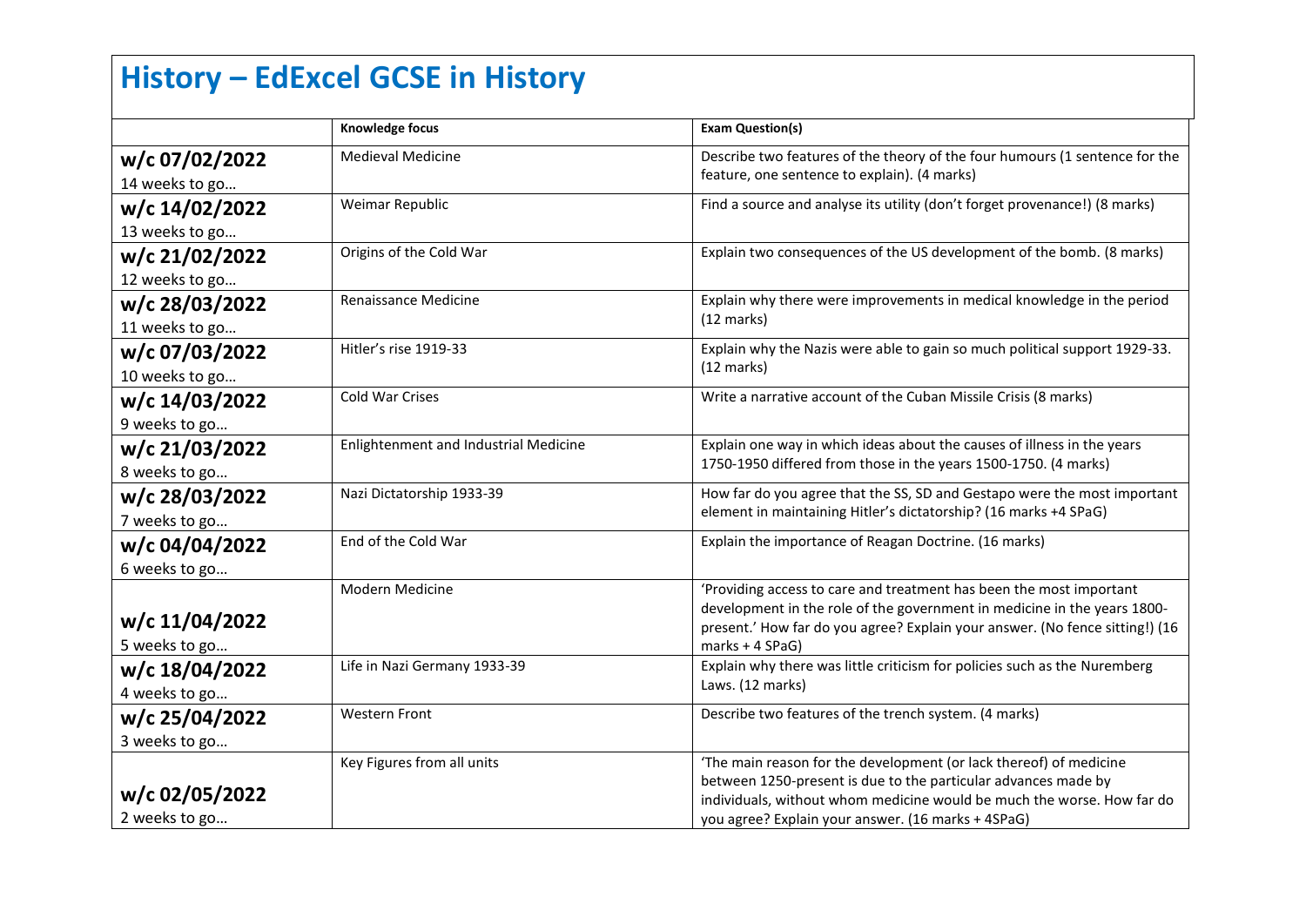# History – EdExcel GCSE in History

| | Knowledge focus | Exam Question(s) |
|---|---|---|
| **w/c 07/02/2022**<br>14 weeks to go… | Medieval Medicine | Describe two features of the theory of the four humours (1 sentence for the feature, one sentence to explain). (4 marks) |
| **w/c 14/02/2022**<br>13 weeks to go… | Weimar Republic | Find a source and analyse its utility (don't forget provenance!) (8 marks) |
| **w/c 21/02/2022**<br>12 weeks to go… | Origins of the Cold War | Explain two consequences of the US development of the bomb. (8 marks) |
| **w/c 28/03/2022**<br>11 weeks to go… | Renaissance Medicine | Explain why there were improvements in medical knowledge in the period (12 marks) |
| **w/c 07/03/2022**<br>10 weeks to go… | Hitler's rise 1919-33 | Explain why the Nazis were able to gain so much political support 1929-33. (12 marks) |
| **w/c 14/03/2022**<br>9 weeks to go… | Cold War Crises | Write a narrative account of the Cuban Missile Crisis (8 marks) |
| **w/c 21/03/2022**<br>8 weeks to go… | Enlightenment and Industrial Medicine | Explain one way in which ideas about the causes of illness in the years 1750-1950 differed from those in the years 1500-1750. (4 marks) |
| **w/c 28/03/2022**<br>7 weeks to go… | Nazi Dictatorship 1933-39 | How far do you agree that the SS, SD and Gestapo were the most important element in maintaining Hitler's dictatorship? (16 marks +4 SPaG) |
| **w/c 04/04/2022**<br>6 weeks to go… | End of the Cold War | Explain the importance of Reagan Doctrine. (16 marks) |
| **w/c 11/04/2022**<br>5 weeks to go… | Modern Medicine | 'Providing access to care and treatment has been the most important development in the role of the government in medicine in the years 1800-present.' How far do you agree? Explain your answer. (No fence sitting!) (16 marks + 4 SPaG) |
| **w/c 18/04/2022**<br>4 weeks to go… | Life in Nazi Germany 1933-39 | Explain why there was little criticism for policies such as the Nuremberg Laws. (12 marks) |
| **w/c 25/04/2022**<br>3 weeks to go… | Western Front | Describe two features of the trench system. (4 marks) |
| **w/c 02/05/2022**<br>2 weeks to go… | Key Figures from all units | 'The main reason for the development (or lack thereof) of medicine between 1250-present is due to the particular advances made by individuals, without whom medicine would be much the worse. How far do you agree? Explain your answer. (16 marks + 4SPaG) |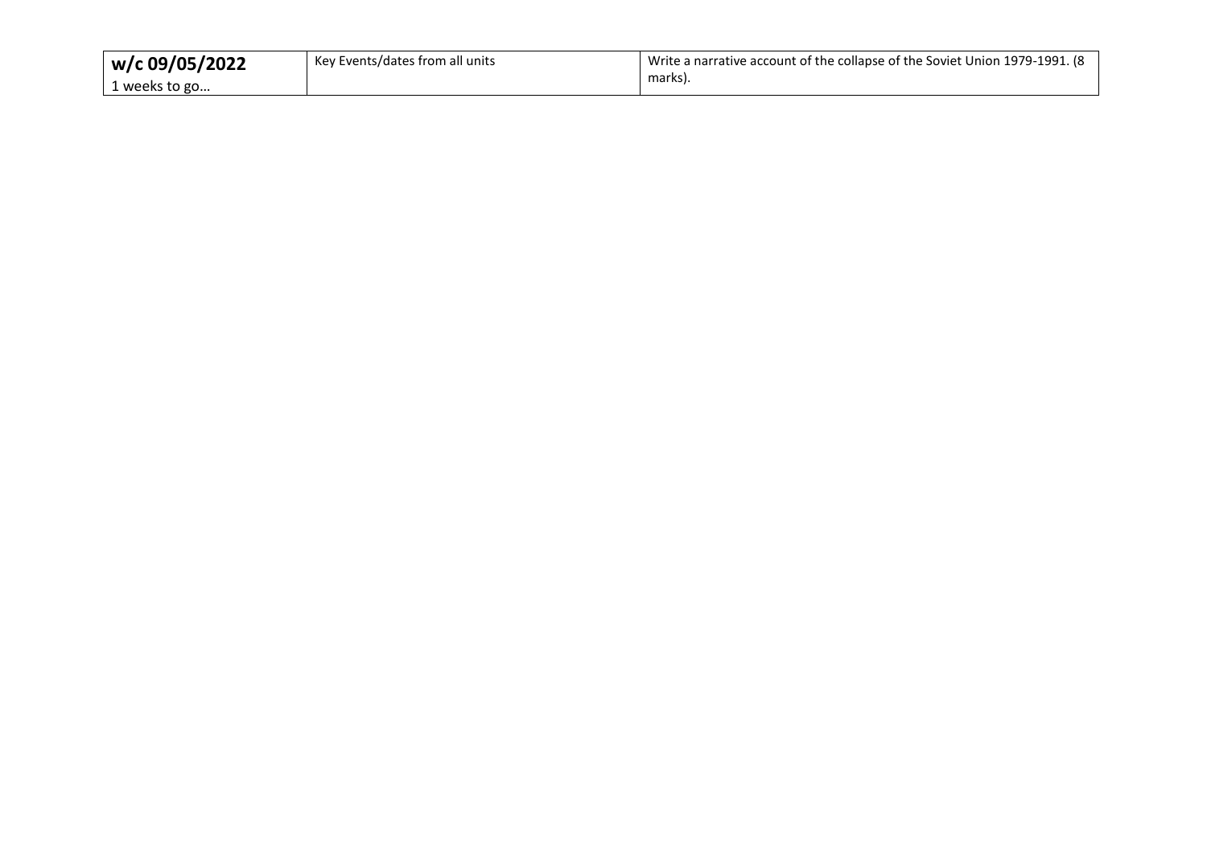| | | |
|---|---|---|
| **w/c 09/05/2022**<br>1 weeks to go… | Key Events/dates from all units | Write a narrative account of the collapse of the Soviet Union 1979-1991. (8 marks). |